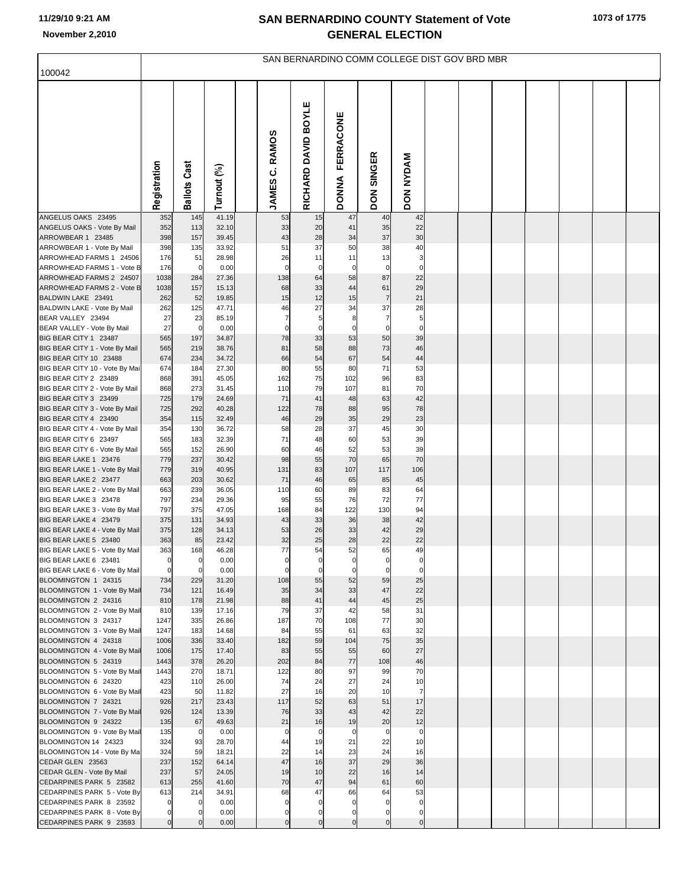# SAN BERNARDINO COUNTY Statement of Vote
## GENERAL ELECTION

11/29/10 9:21 AM
November 2,2010

100042

SAN BERNARDINO COMM COLLEGE DIST GOV BRD MBR

| | Registration | Ballots Cast | Turnout (%) | JAMES C. RAMOS | RICHARD DAVID BOYLE | DONNA FERRACONE | DON SINGER | DON NYDAM |
|---|---|---|---|---|---|---|---|---|
| ANGELUS OAKS 23495 | 352 | 145 | 41.19 | 53 | 15 | 47 | 40 | 42 |
| ANGELUS OAKS - Vote By Mail | 352 | 113 | 32.10 | 33 | 20 | 41 | 35 | 22 |
| ARROWBEAR 1 23485 | 398 | 157 | 39.45 | 43 | 28 | 34 | 37 | 30 |
| ARROWBEAR 1 - Vote By Mail | 398 | 135 | 33.92 | 51 | 37 | 50 | 38 | 40 |
| ARROWHEAD FARMS 1 24506 | 176 | 51 | 28.98 | 26 | 11 | 11 | 13 | 3 |
| ARROWHEAD FARMS 1 - Vote B | 176 | 0 | 0.00 | 0 | 0 | 0 | 0 | 0 |
| ARROWHEAD FARMS 2 24507 | 1038 | 284 | 27.36 | 138 | 64 | 58 | 87 | 22 |
| ARROWHEAD FARMS 2 - Vote B | 1038 | 157 | 15.13 | 68 | 33 | 44 | 61 | 29 |
| BALDWIN LAKE 23491 | 262 | 52 | 19.85 | 15 | 12 | 15 | 7 | 21 |
| BALDWIN LAKE - Vote By Mail | 262 | 125 | 47.71 | 46 | 27 | 34 | 37 | 28 |
| BEAR VALLEY 23494 | 27 | 23 | 85.19 | 7 | 5 | 8 | 7 | 5 |
| BEAR VALLEY - Vote By Mail | 27 | 0 | 0.00 | 0 | 0 | 0 | 0 | 0 |
| BIG BEAR CITY 1 23487 | 565 | 197 | 34.87 | 78 | 33 | 53 | 50 | 39 |
| BIG BEAR CITY 1 - Vote By Mail | 565 | 219 | 38.76 | 81 | 58 | 88 | 73 | 46 |
| BIG BEAR CITY 10 23488 | 674 | 234 | 34.72 | 66 | 54 | 67 | 54 | 44 |
| BIG BEAR CITY 10 - Vote By Mai | 674 | 184 | 27.30 | 80 | 55 | 80 | 71 | 53 |
| BIG BEAR CITY 2 23489 | 868 | 391 | 45.05 | 162 | 75 | 102 | 96 | 83 |
| BIG BEAR CITY 2 - Vote By Mail | 868 | 273 | 31.45 | 110 | 79 | 107 | 81 | 70 |
| BIG BEAR CITY 3 23499 | 725 | 179 | 24.69 | 71 | 41 | 48 | 63 | 42 |
| BIG BEAR CITY 3 - Vote By Mail | 725 | 292 | 40.28 | 122 | 78 | 88 | 95 | 78 |
| BIG BEAR CITY 4 23490 | 354 | 115 | 32.49 | 46 | 29 | 35 | 29 | 23 |
| BIG BEAR CITY 4 - Vote By Mail | 354 | 130 | 36.72 | 58 | 28 | 37 | 45 | 30 |
| BIG BEAR CITY 6 23497 | 565 | 183 | 32.39 | 71 | 48 | 60 | 53 | 39 |
| BIG BEAR CITY 6 - Vote By Mail | 565 | 152 | 26.90 | 60 | 46 | 52 | 53 | 39 |
| BIG BEAR LAKE 1 23476 | 779 | 237 | 30.42 | 98 | 55 | 70 | 65 | 70 |
| BIG BEAR LAKE 1 - Vote By Mail | 779 | 319 | 40.95 | 131 | 83 | 107 | 117 | 106 |
| BIG BEAR LAKE 2 23477 | 663 | 203 | 30.62 | 71 | 46 | 65 | 85 | 45 |
| BIG BEAR LAKE 2 - Vote By Mail | 663 | 239 | 36.05 | 110 | 60 | 89 | 83 | 64 |
| BIG BEAR LAKE 3 23478 | 797 | 234 | 29.36 | 95 | 55 | 76 | 72 | 77 |
| BIG BEAR LAKE 3 - Vote By Mail | 797 | 375 | 47.05 | 168 | 84 | 122 | 130 | 94 |
| BIG BEAR LAKE 4 23479 | 375 | 131 | 34.93 | 43 | 33 | 36 | 38 | 42 |
| BIG BEAR LAKE 4 - Vote By Mail | 375 | 128 | 34.13 | 53 | 26 | 33 | 42 | 29 |
| BIG BEAR LAKE 5 23480 | 363 | 85 | 23.42 | 32 | 25 | 28 | 22 | 22 |
| BIG BEAR LAKE 5 - Vote By Mail | 363 | 168 | 46.28 | 77 | 54 | 52 | 65 | 49 |
| BIG BEAR LAKE 6 23481 | 0 | 0 | 0.00 | 0 | 0 | 0 | 0 | 0 |
| BIG BEAR LAKE 6 - Vote By Mail | 0 | 0 | 0.00 | 0 | 0 | 0 | 0 | 0 |
| BLOOMINGTON 1 24315 | 734 | 229 | 31.20 | 108 | 55 | 52 | 59 | 25 |
| BLOOMINGTON 1 - Vote By Mail | 734 | 121 | 16.49 | 35 | 34 | 33 | 47 | 22 |
| BLOOMINGTON 2 24316 | 810 | 178 | 21.98 | 88 | 41 | 44 | 45 | 25 |
| BLOOMINGTON 2 - Vote By Mail | 810 | 139 | 17.16 | 79 | 37 | 42 | 58 | 31 |
| BLOOMINGTON 3 24317 | 1247 | 335 | 26.86 | 187 | 70 | 108 | 77 | 30 |
| BLOOMINGTON 3 - Vote By Mail | 1247 | 183 | 14.68 | 84 | 55 | 61 | 63 | 32 |
| BLOOMINGTON 4 24318 | 1006 | 336 | 33.40 | 182 | 59 | 104 | 75 | 35 |
| BLOOMINGTON 4 - Vote By Mail | 1006 | 175 | 17.40 | 83 | 55 | 55 | 60 | 27 |
| BLOOMINGTON 5 24319 | 1443 | 378 | 26.20 | 202 | 84 | 77 | 108 | 46 |
| BLOOMINGTON 5 - Vote By Mail | 1443 | 270 | 18.71 | 122 | 80 | 97 | 99 | 70 |
| BLOOMINGTON 6 24320 | 423 | 110 | 26.00 | 74 | 24 | 27 | 24 | 10 |
| BLOOMINGTON 6 - Vote By Mail | 423 | 50 | 11.82 | 27 | 16 | 20 | 10 | 7 |
| BLOOMINGTON 7 24321 | 926 | 217 | 23.43 | 117 | 52 | 63 | 51 | 17 |
| BLOOMINGTON 7 - Vote By Mail | 926 | 124 | 13.39 | 76 | 33 | 43 | 42 | 22 |
| BLOOMINGTON 9 24322 | 135 | 67 | 49.63 | 21 | 16 | 19 | 20 | 12 |
| BLOOMINGTON 9 - Vote By Mail | 135 | 0 | 0.00 | 0 | 0 | 0 | 0 | 0 |
| BLOOMINGTON 14 24323 | 324 | 93 | 28.70 | 44 | 19 | 21 | 22 | 10 |
| BLOOMINGTON 14 - Vote By Ma | 324 | 59 | 18.21 | 22 | 14 | 23 | 24 | 16 |
| CEDAR GLEN 23563 | 237 | 152 | 64.14 | 47 | 16 | 37 | 29 | 36 |
| CEDAR GLEN - Vote By Mail | 237 | 57 | 24.05 | 19 | 10 | 22 | 16 | 14 |
| CEDARPINES PARK 5 23582 | 613 | 255 | 41.60 | 70 | 47 | 94 | 61 | 60 |
| CEDARPINES PARK 5 - Vote By | 613 | 214 | 34.91 | 68 | 47 | 66 | 64 | 53 |
| CEDARPINES PARK 8 23592 | 0 | 0 | 0.00 | 0 | 0 | 0 | 0 | 0 |
| CEDARPINES PARK 8 - Vote By | 0 | 0 | 0.00 | 0 | 0 | 0 | 0 | 0 |
| CEDARPINES PARK 9 23593 | 0 | 0 | 0.00 | 0 | 0 | 0 | 0 | 0 |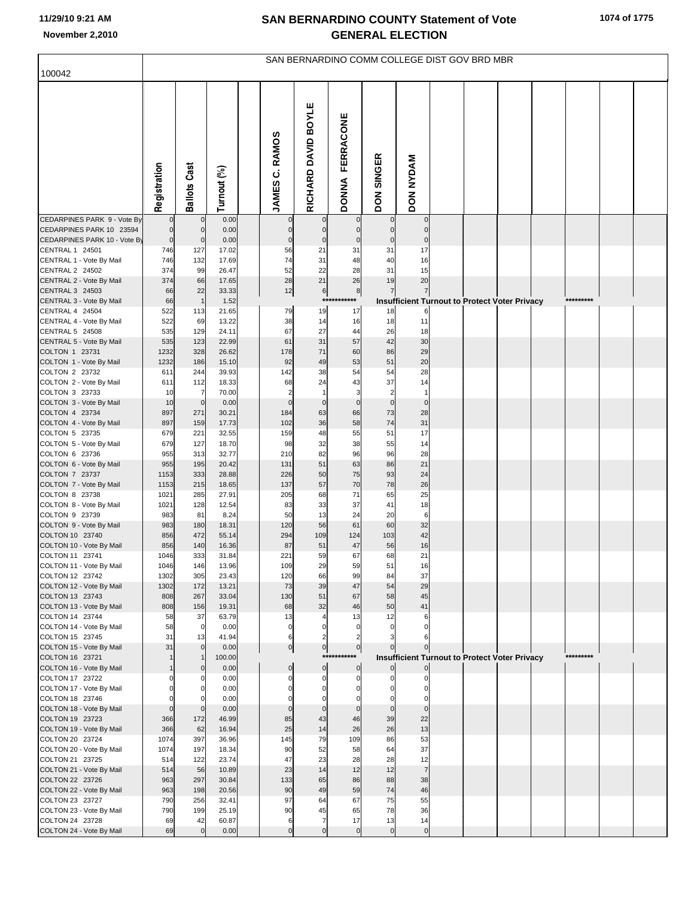# SAN BERNARDINO COUNTY Statement of Vote
## GENERAL ELECTION

November 2,2010

100042

SAN BERNARDINO COMM COLLEGE DIST GOV BRD MBR

| | Registration | Ballots Cast | Turnout (%) | JAMES C. RAMOS | RICHARD DAVID BOYLE | DONNA FERRACONE | DON SINGER | DON NYDAM |
|---|---|---|---|---|---|---|---|---|
| CEDARPINES PARK 9 - Vote By | 0 | 0 | 0.00 | 0 | 0 | 0 | 0 | 0 |
| CEDARPINES PARK 10 23594 | 0 | 0 | 0.00 | 0 | 0 | 0 | 0 | 0 |
| CEDARPINES PARK 10 - Vote By | 0 | 0 | 0.00 | 0 | 0 | 0 | 0 | 0 |
| CENTRAL 1 24501 | 746 | 127 | 17.02 | 56 | 21 | 31 | 31 | 17 |
| CENTRAL 1 - Vote By Mail | 746 | 132 | 17.69 | 74 | 31 | 48 | 40 | 16 |
| CENTRAL 2 24502 | 374 | 99 | 26.47 | 52 | 22 | 28 | 31 | 15 |
| CENTRAL 2 - Vote By Mail | 374 | 66 | 17.65 | 28 | 21 | 26 | 19 | 20 |
| CENTRAL 3 24503 | 66 | 22 | 33.33 | 12 | 6 | 8 | 7 | 7 |
| CENTRAL 3 - Vote By Mail | 66 | 1 | 1.52 | *********** Insufficient Turnout to Protect Voter Privacy ********* | | | | |
| CENTRAL 4 24504 | 522 | 113 | 21.65 | 79 | 19 | 17 | 18 | 6 |
| CENTRAL 4 - Vote By Mail | 522 | 69 | 13.22 | 38 | 14 | 16 | 18 | 11 |
| CENTRAL 5 24508 | 535 | 129 | 24.11 | 67 | 27 | 44 | 26 | 18 |
| CENTRAL 5 - Vote By Mail | 535 | 123 | 22.99 | 61 | 31 | 57 | 42 | 30 |
| COLTON 1 23731 | 1232 | 328 | 26.62 | 178 | 71 | 60 | 86 | 29 |
| COLTON 1 - Vote By Mail | 1232 | 186 | 15.10 | 92 | 49 | 53 | 51 | 20 |
| COLTON 2 23732 | 611 | 244 | 39.93 | 142 | 38 | 54 | 54 | 28 |
| COLTON 2 - Vote By Mail | 611 | 112 | 18.33 | 68 | 24 | 43 | 37 | 14 |
| COLTON 3 23733 | 10 | 7 | 70.00 | 2 | 1 | 3 | 2 | 1 |
| COLTON 3 - Vote By Mail | 10 | 0 | 0.00 | 0 | 0 | 0 | 0 | 0 |
| COLTON 4 23734 | 897 | 271 | 30.21 | 184 | 63 | 66 | 73 | 28 |
| COLTON 4 - Vote By Mail | 897 | 159 | 17.73 | 102 | 36 | 58 | 74 | 31 |
| COLTON 5 23735 | 679 | 221 | 32.55 | 159 | 48 | 55 | 51 | 17 |
| COLTON 5 - Vote By Mail | 679 | 127 | 18.70 | 98 | 32 | 38 | 55 | 14 |
| COLTON 6 23736 | 955 | 313 | 32.77 | 210 | 82 | 96 | 96 | 28 |
| COLTON 6 - Vote By Mail | 955 | 195 | 20.42 | 131 | 51 | 63 | 86 | 21 |
| COLTON 7 23737 | 1153 | 333 | 28.88 | 226 | 50 | 75 | 93 | 24 |
| COLTON 7 - Vote By Mail | 1153 | 215 | 18.65 | 137 | 57 | 70 | 78 | 26 |
| COLTON 8 23738 | 1021 | 285 | 27.91 | 205 | 68 | 71 | 65 | 25 |
| COLTON 8 - Vote By Mail | 1021 | 128 | 12.54 | 83 | 33 | 37 | 41 | 18 |
| COLTON 9 23739 | 983 | 81 | 8.24 | 50 | 13 | 24 | 20 | 6 |
| COLTON 9 - Vote By Mail | 983 | 180 | 18.31 | 120 | 56 | 61 | 60 | 32 |
| COLTON 10 23740 | 856 | 472 | 55.14 | 294 | 109 | 124 | 103 | 42 |
| COLTON 10 - Vote By Mail | 856 | 140 | 16.36 | 87 | 51 | 47 | 56 | 16 |
| COLTON 11 23741 | 1046 | 333 | 31.84 | 221 | 59 | 67 | 68 | 21 |
| COLTON 11 - Vote By Mail | 1046 | 146 | 13.96 | 109 | 29 | 59 | 51 | 16 |
| COLTON 12 23742 | 1302 | 305 | 23.43 | 120 | 66 | 99 | 84 | 37 |
| COLTON 12 - Vote By Mail | 1302 | 172 | 13.21 | 73 | 39 | 47 | 54 | 29 |
| COLTON 13 23743 | 808 | 267 | 33.04 | 130 | 51 | 67 | 58 | 45 |
| COLTON 13 - Vote By Mail | 808 | 156 | 19.31 | 68 | 32 | 46 | 50 | 41 |
| COLTON 14 23744 | 58 | 37 | 63.79 | 13 | 4 | 13 | 12 | 6 |
| COLTON 14 - Vote By Mail | 58 | 0 | 0.00 | 0 | 0 | 0 | 0 | 0 |
| COLTON 15 23745 | 31 | 13 | 41.94 | 6 | 2 | 2 | 3 | 6 |
| COLTON 15 - Vote By Mail | 31 | 0 | 0.00 | 0 | 0 | 0 | 0 | 0 |
| COLTON 16 23721 | 1 | 1 | 100.00 | *********** Insufficient Turnout to Protect Voter Privacy ********* | | | | |
| COLTON 16 - Vote By Mail | 1 | 0 | 0.00 | 0 | 0 | 0 | 0 | 0 |
| COLTON 17 23722 | 0 | 0 | 0.00 | 0 | 0 | 0 | 0 | 0 |
| COLTON 17 - Vote By Mail | 0 | 0 | 0.00 | 0 | 0 | 0 | 0 | 0 |
| COLTON 18 23746 | 0 | 0 | 0.00 | 0 | 0 | 0 | 0 | 0 |
| COLTON 18 - Vote By Mail | 0 | 0 | 0.00 | 0 | 0 | 0 | 0 | 0 |
| COLTON 19 23723 | 366 | 172 | 46.99 | 85 | 43 | 46 | 39 | 22 |
| COLTON 19 - Vote By Mail | 366 | 62 | 16.94 | 25 | 14 | 26 | 26 | 13 |
| COLTON 20 23724 | 1074 | 397 | 36.96 | 145 | 79 | 109 | 86 | 53 |
| COLTON 20 - Vote By Mail | 1074 | 197 | 18.34 | 90 | 52 | 58 | 64 | 37 |
| COLTON 21 23725 | 514 | 122 | 23.74 | 47 | 23 | 28 | 28 | 12 |
| COLTON 21 - Vote By Mail | 514 | 56 | 10.89 | 23 | 14 | 12 | 12 | 7 |
| COLTON 22 23726 | 963 | 297 | 30.84 | 133 | 65 | 86 | 88 | 38 |
| COLTON 22 - Vote By Mail | 963 | 198 | 20.56 | 90 | 49 | 59 | 74 | 46 |
| COLTON 23 23727 | 790 | 256 | 32.41 | 97 | 64 | 67 | 75 | 55 |
| COLTON 23 - Vote By Mail | 790 | 199 | 25.19 | 90 | 45 | 65 | 78 | 36 |
| COLTON 24 23728 | 69 | 42 | 60.87 | 6 | 7 | 17 | 13 | 14 |
| COLTON 24 - Vote By Mail | 69 | 0 | 0.00 | 0 | 0 | 0 | 0 | 0 |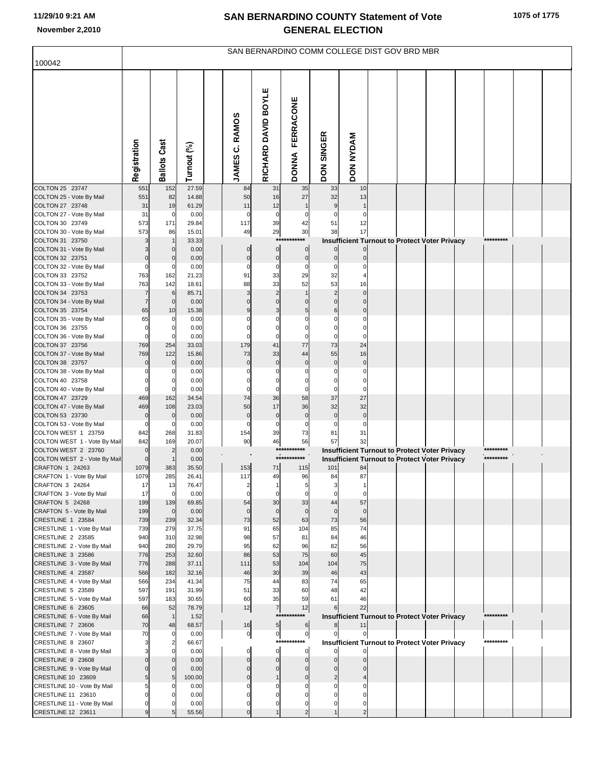# SAN BERNARDINO COUNTY Statement of Vote
# GENERAL ELECTION

November 2,2010

## SAN BERNARDINO COMM COLLEGE DIST GOV BRD MBR

100042

| | Registration | Ballots Cast | Turnout (%) | JAMES C. RAMOS | RICHARD DAVID BOYLE | DONNA FERRACONE | DON SINGER | DON NYDAM |
|---|---|---|---|---|---|---|---|---|
| COLTON 25 23747 | 551 | 152 | 27.59 | 84 | 31 | 35 | 33 | 10 |
| COLTON 25 - Vote By Mail | 551 | 82 | 14.88 | 50 | 16 | 27 | 32 | 13 |
| COLTON 27 23748 | 31 | 19 | 61.29 | 11 | 12 | 1 | 9 | 1 |
| COLTON 27 - Vote By Mail | 31 | 0 | 0.00 | 0 | 0 | 0 | 0 | 0 |
| COLTON 30 23749 | 573 | 171 | 29.84 | 117 | 39 | 42 | 51 | 12 |
| COLTON 30 - Vote By Mail | 573 | 86 | 15.01 | 49 | 29 | 30 | 38 | 17 |
| COLTON 31 23750 | 3 | 1 | 33.33 | Insufficient Turnout to Protect Voter Privacy | | | | |
| COLTON 31 - Vote By Mail | 3 | 0 | 0.00 | 0 | 0 | 0 | 0 | 0 |
| COLTON 32 23751 | 0 | 0 | 0.00 | 0 | 0 | 0 | 0 | 0 |
| COLTON 32 - Vote By Mail | 0 | 0 | 0.00 | 0 | 0 | 0 | 0 | 0 |
| COLTON 33 23752 | 763 | 162 | 21.23 | 91 | 33 | 29 | 32 | 4 |
| COLTON 33 - Vote By Mail | 763 | 142 | 18.61 | 88 | 33 | 52 | 53 | 16 |
| COLTON 34 23753 | 7 | 6 | 85.71 | 3 | 2 | 1 | 2 | 0 |
| COLTON 34 - Vote By Mail | 7 | 0 | 0.00 | 0 | 0 | 0 | 0 | 0 |
| COLTON 35 23754 | 65 | 10 | 15.38 | 9 | 3 | 5 | 6 | 0 |
| COLTON 35 - Vote By Mail | 65 | 0 | 0.00 | 0 | 0 | 0 | 0 | 0 |
| COLTON 36 23755 | 0 | 0 | 0.00 | 0 | 0 | 0 | 0 | 0 |
| COLTON 36 - Vote By Mail | 0 | 0 | 0.00 | 0 | 0 | 0 | 0 | 0 |
| COLTON 37 23756 | 769 | 254 | 33.03 | 179 | 41 | 77 | 73 | 24 |
| COLTON 37 - Vote By Mail | 769 | 122 | 15.86 | 73 | 33 | 44 | 55 | 16 |
| COLTON 38 23757 | 0 | 0 | 0.00 | 0 | 0 | 0 | 0 | 0 |
| COLTON 38 - Vote By Mail | 0 | 0 | 0.00 | 0 | 0 | 0 | 0 | 0 |
| COLTON 40 23758 | 0 | 0 | 0.00 | 0 | 0 | 0 | 0 | 0 |
| COLTON 40 - Vote By Mail | 0 | 0 | 0.00 | 0 | 0 | 0 | 0 | 0 |
| COLTON 47 23729 | 469 | 162 | 34.54 | 74 | 36 | 58 | 37 | 27 |
| COLTON 47 - Vote By Mail | 469 | 108 | 23.03 | 50 | 17 | 36 | 32 | 32 |
| COLTON 53 23730 | 0 | 0 | 0.00 | 0 | 0 | 0 | 0 | 0 |
| COLTON 53 - Vote By Mail | 0 | 0 | 0.00 | 0 | 0 | 0 | 0 | 0 |
| COLTON WEST 1 23759 | 842 | 268 | 31.83 | 154 | 39 | 73 | 81 | 31 |
| COLTON WEST 1 - Vote By Mail | 842 | 169 | 20.07 | 90 | 46 | 56 | 57 | 32 |
| COLTON WEST 2 23760 | 0 | 2 | 0.00 | Insufficient Turnout to Protect Voter Privacy | | | | |
| COLTON WEST 2 - Vote By Mail | 0 | 1 | 0.00 | Insufficient Turnout to Protect Voter Privacy | | | | |
| CRAFTON 1 24263 | 1079 | 383 | 35.50 | 153 | 71 | 115 | 101 | 84 |
| CRAFTON 1 - Vote By Mail | 1079 | 285 | 26.41 | 117 | 49 | 96 | 84 | 87 |
| CRAFTON 3 24264 | 17 | 13 | 76.47 | 2 | 1 | 5 | 3 | 1 |
| CRAFTON 3 - Vote By Mail | 17 | 0 | 0.00 | 0 | 0 | 0 | 0 | 0 |
| CRAFTON 5 24268 | 199 | 139 | 69.85 | 54 | 30 | 33 | 44 | 57 |
| CRAFTON 5 - Vote By Mail | 199 | 0 | 0.00 | 0 | 0 | 0 | 0 | 0 |
| CRESTLINE 1 23584 | 739 | 239 | 32.34 | 73 | 52 | 63 | 73 | 56 |
| CRESTLINE 1 - Vote By Mail | 739 | 279 | 37.75 | 91 | 65 | 104 | 85 | 74 |
| CRESTLINE 2 23585 | 940 | 310 | 32.98 | 98 | 57 | 81 | 84 | 46 |
| CRESTLINE 2 - Vote By Mail | 940 | 280 | 29.79 | 95 | 62 | 96 | 82 | 56 |
| CRESTLINE 3 23586 | 776 | 253 | 32.60 | 86 | 53 | 75 | 60 | 45 |
| CRESTLINE 3 - Vote By Mail | 776 | 288 | 37.11 | 111 | 53 | 104 | 104 | 75 |
| CRESTLINE 4 23587 | 566 | 182 | 32.16 | 46 | 30 | 39 | 46 | 43 |
| CRESTLINE 4 - Vote By Mail | 566 | 234 | 41.34 | 75 | 44 | 83 | 74 | 65 |
| CRESTLINE 5 23589 | 597 | 191 | 31.99 | 51 | 33 | 60 | 48 | 42 |
| CRESTLINE 5 - Vote By Mail | 597 | 183 | 30.65 | 60 | 35 | 59 | 61 | 46 |
| CRESTLINE 6 23605 | 66 | 52 | 78.79 | 12 | 7 | 12 | 6 | 22 |
| CRESTLINE 6 - Vote By Mail | 66 | 1 | 1.52 | Insufficient Turnout to Protect Voter Privacy | | | | |
| CRESTLINE 7 23606 | 70 | 48 | 68.57 | 16 | 5 | 6 | 8 | 11 |
| CRESTLINE 7 - Vote By Mail | 70 | 0 | 0.00 | 0 | 0 | 0 | 0 | 0 |
| CRESTLINE 8 23607 | 3 | 2 | 66.67 | Insufficient Turnout to Protect Voter Privacy | | | | |
| CRESTLINE 8 - Vote By Mail | 3 | 0 | 0.00 | 0 | 0 | 0 | 0 | 0 |
| CRESTLINE 9 23608 | 0 | 0 | 0.00 | 0 | 0 | 0 | 0 | 0 |
| CRESTLINE 9 - Vote By Mail | 0 | 0 | 0.00 | 0 | 0 | 0 | 0 | 0 |
| CRESTLINE 10 23609 | 5 | 5 | 100.00 | 0 | 1 | 0 | 2 | 4 |
| CRESTLINE 10 - Vote By Mail | 5 | 0 | 0.00 | 0 | 0 | 0 | 0 | 0 |
| CRESTLINE 11 23610 | 0 | 0 | 0.00 | 0 | 0 | 0 | 0 | 0 |
| CRESTLINE 11 - Vote By Mail | 0 | 0 | 0.00 | 0 | 0 | 0 | 0 | 0 |
| CRESTLINE 12 23611 | 9 | 5 | 55.56 | 0 | 1 | 2 | 1 | 2 |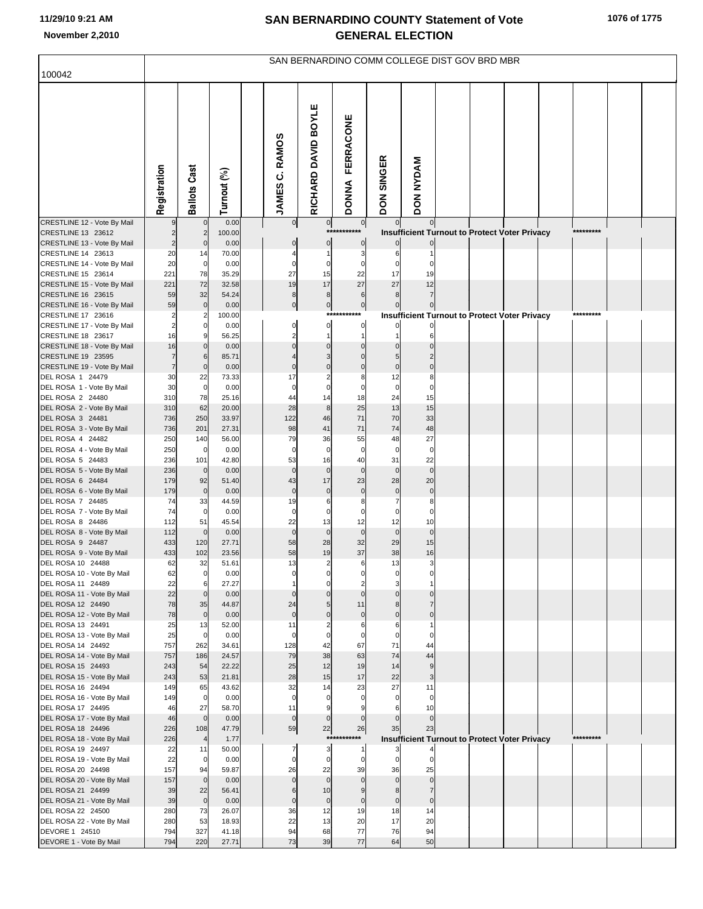# SAN BERNARDINO COUNTY Statement of Vote
## GENERAL ELECTION

100042

SAN BERNARDINO COMM COLLEGE DIST GOV BRD MBR

| | Registration | Ballots Cast | Turnout (%) | JAMES C. RAMOS | RICHARD DAVID BOYLE | DONNA FERRACONE | DON SINGER | DON NYDAM |
|---|---|---|---|---|---|---|---|---|
| CRESTLINE 12 - Vote By Mail | 9 | 0 | 0.00 | 0 | 0 | 0 | 0 | 0 |
| CRESTLINE 13 23612 | 2 | 2 | 100.00 | | *********** Insufficient Turnout to Protect Voter Privacy ********* | | | |
| CRESTLINE 13 - Vote By Mail | 2 | 0 | 0.00 | 0 | 0 | 0 | 0 | 0 |
| CRESTLINE 14 23613 | 20 | 14 | 70.00 | 4 | 1 | 3 | 6 | 1 |
| CRESTLINE 14 - Vote By Mail | 20 | 0 | 0.00 | 0 | 0 | 0 | 0 | 0 |
| CRESTLINE 15 23614 | 221 | 78 | 35.29 | 27 | 15 | 22 | 17 | 19 |
| CRESTLINE 15 - Vote By Mail | 221 | 72 | 32.58 | 19 | 17 | 27 | 27 | 12 |
| CRESTLINE 16 23615 | 59 | 32 | 54.24 | 8 | 8 | 6 | 8 | 7 |
| CRESTLINE 16 - Vote By Mail | 59 | 0 | 0.00 | 0 | 0 | 0 | 0 | 0 |
| CRESTLINE 17 23616 | 2 | 2 | 100.00 | | *********** Insufficient Turnout to Protect Voter Privacy ********* | | | |
| CRESTLINE 17 - Vote By Mail | 2 | 0 | 0.00 | 0 | 0 | 0 | 0 | 0 |
| CRESTLINE 18 23617 | 16 | 9 | 56.25 | 2 | 1 | 1 | 1 | 6 |
| CRESTLINE 18 - Vote By Mail | 16 | 0 | 0.00 | 0 | 0 | 0 | 0 | 0 |
| CRESTLINE 19 23595 | 7 | 6 | 85.71 | 4 | 3 | 0 | 5 | 2 |
| CRESTLINE 19 - Vote By Mail | 7 | 0 | 0.00 | 0 | 0 | 0 | 0 | 0 |
| DEL ROSA 1 24479 | 30 | 22 | 73.33 | 17 | 2 | 8 | 12 | 8 |
| DEL ROSA 1 - Vote By Mail | 30 | 0 | 0.00 | 0 | 0 | 0 | 0 | 0 |
| DEL ROSA 2 24480 | 310 | 78 | 25.16 | 44 | 14 | 18 | 24 | 15 |
| DEL ROSA 2 - Vote By Mail | 310 | 62 | 20.00 | 28 | 8 | 25 | 13 | 15 |
| DEL ROSA 3 24481 | 736 | 250 | 33.97 | 122 | 46 | 71 | 70 | 33 |
| DEL ROSA 3 - Vote By Mail | 736 | 201 | 27.31 | 98 | 41 | 71 | 74 | 48 |
| DEL ROSA 4 24482 | 250 | 140 | 56.00 | 79 | 36 | 55 | 48 | 27 |
| DEL ROSA 4 - Vote By Mail | 250 | 0 | 0.00 | 0 | 0 | 0 | 0 | 0 |
| DEL ROSA 5 24483 | 236 | 101 | 42.80 | 53 | 16 | 40 | 31 | 22 |
| DEL ROSA 5 - Vote By Mail | 236 | 0 | 0.00 | 0 | 0 | 0 | 0 | 0 |
| DEL ROSA 6 24484 | 179 | 92 | 51.40 | 43 | 17 | 23 | 28 | 20 |
| DEL ROSA 6 - Vote By Mail | 179 | 0 | 0.00 | 0 | 0 | 0 | 0 | 0 |
| DEL ROSA 7 24485 | 74 | 33 | 44.59 | 19 | 6 | 8 | 7 | 8 |
| DEL ROSA 7 - Vote By Mail | 74 | 0 | 0.00 | 0 | 0 | 0 | 0 | 0 |
| DEL ROSA 8 24486 | 112 | 51 | 45.54 | 22 | 13 | 12 | 12 | 10 |
| DEL ROSA 8 - Vote By Mail | 112 | 0 | 0.00 | 0 | 0 | 0 | 0 | 0 |
| DEL ROSA 9 24487 | 433 | 120 | 27.71 | 58 | 28 | 32 | 29 | 15 |
| DEL ROSA 9 - Vote By Mail | 433 | 102 | 23.56 | 58 | 19 | 37 | 38 | 16 |
| DEL ROSA 10 24488 | 62 | 32 | 51.61 | 13 | 2 | 6 | 13 | 3 |
| DEL ROSA 10 - Vote By Mail | 62 | 0 | 0.00 | 0 | 0 | 0 | 0 | 0 |
| DEL ROSA 11 24489 | 22 | 6 | 27.27 | 1 | 0 | 2 | 3 | 1 |
| DEL ROSA 11 - Vote By Mail | 22 | 0 | 0.00 | 0 | 0 | 0 | 0 | 0 |
| DEL ROSA 12 24490 | 78 | 35 | 44.87 | 24 | 5 | 11 | 8 | 7 |
| DEL ROSA 12 - Vote By Mail | 78 | 0 | 0.00 | 0 | 0 | 0 | 0 | 0 |
| DEL ROSA 13 24491 | 25 | 13 | 52.00 | 11 | 2 | 6 | 6 | 1 |
| DEL ROSA 13 - Vote By Mail | 25 | 0 | 0.00 | 0 | 0 | 0 | 0 | 0 |
| DEL ROSA 14 24492 | 757 | 262 | 34.61 | 128 | 42 | 67 | 71 | 44 |
| DEL ROSA 14 - Vote By Mail | 757 | 186 | 24.57 | 79 | 38 | 63 | 74 | 44 |
| DEL ROSA 15 24493 | 243 | 54 | 22.22 | 25 | 12 | 19 | 14 | 9 |
| DEL ROSA 15 - Vote By Mail | 243 | 53 | 21.81 | 28 | 15 | 17 | 22 | 3 |
| DEL ROSA 16 24494 | 149 | 65 | 43.62 | 32 | 14 | 23 | 27 | 11 |
| DEL ROSA 16 - Vote By Mail | 149 | 0 | 0.00 | 0 | 0 | 0 | 0 | 0 |
| DEL ROSA 17 24495 | 46 | 27 | 58.70 | 11 | 9 | 9 | 6 | 10 |
| DEL ROSA 17 - Vote By Mail | 46 | 0 | 0.00 | 0 | 0 | 0 | 0 | 0 |
| DEL ROSA 18 24496 | 226 | 108 | 47.79 | 59 | 22 | 26 | 35 | 23 |
| DEL ROSA 18 - Vote By Mail | 226 | 4 | 1.77 | | *********** Insufficient Turnout to Protect Voter Privacy ********* | | | |
| DEL ROSA 19 24497 | 22 | 11 | 50.00 | 7 | 3 | 1 | 3 | 4 |
| DEL ROSA 19 - Vote By Mail | 22 | 0 | 0.00 | 0 | 0 | 0 | 0 | 0 |
| DEL ROSA 20 24498 | 157 | 94 | 59.87 | 26 | 22 | 39 | 36 | 25 |
| DEL ROSA 20 - Vote By Mail | 157 | 0 | 0.00 | 0 | 0 | 0 | 0 | 0 |
| DEL ROSA 21 24499 | 39 | 22 | 56.41 | 6 | 10 | 9 | 8 | 7 |
| DEL ROSA 21 - Vote By Mail | 39 | 0 | 0.00 | 0 | 0 | 0 | 0 | 0 |
| DEL ROSA 22 24500 | 280 | 73 | 26.07 | 36 | 12 | 19 | 18 | 14 |
| DEL ROSA 22 - Vote By Mail | 280 | 53 | 18.93 | 22 | 13 | 20 | 17 | 20 |
| DEVORE 1 24510 | 794 | 327 | 41.18 | 94 | 68 | 77 | 76 | 94 |
| DEVORE 1 - Vote By Mail | 794 | 220 | 27.71 | 73 | 39 | 77 | 64 | 50 |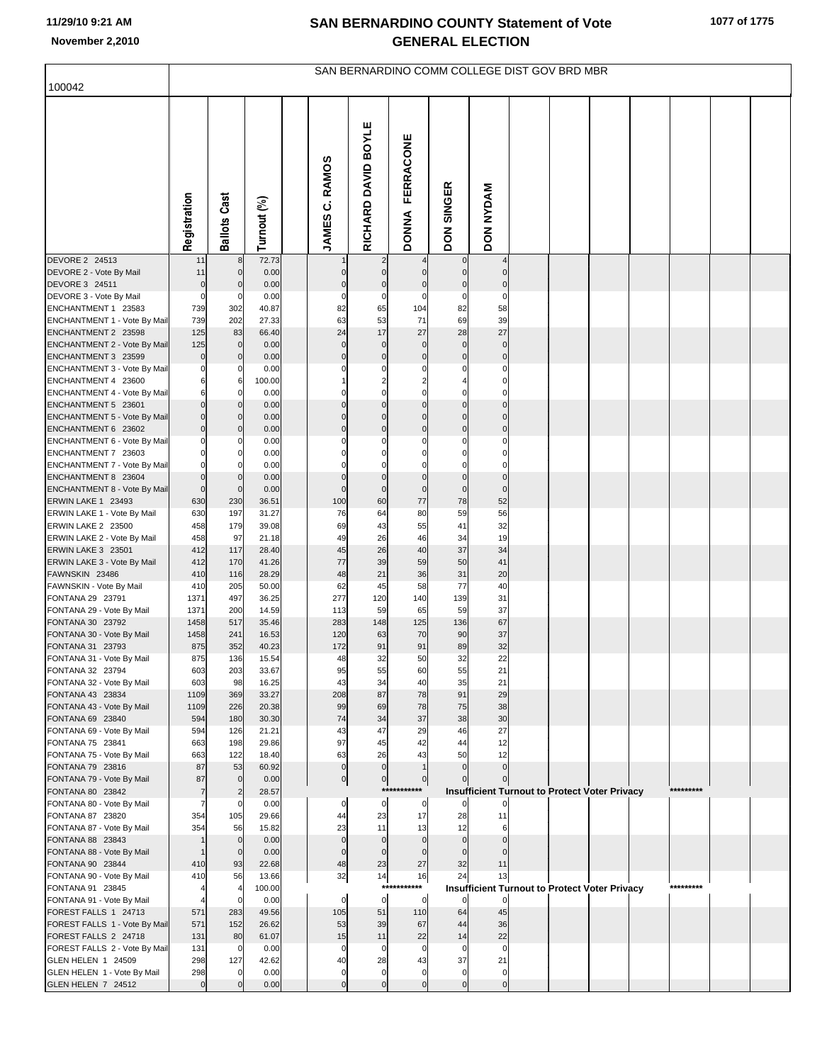# SAN BERNARDINO COUNTY Statement of Vote
## GENERAL ELECTION

November 2,2010

SAN BERNARDINO COMM COLLEGE DIST GOV BRD MBR

100042

| | Registration | Ballots Cast | Turnout (%) | JAMES C. RAMOS | RICHARD DAVID BOYLE | DONNA FERRACONE | DON SINGER | DON NYDAM |
|---|---|---|---|---|---|---|---|---|
| DEVORE 2 24513 | 11 | 8 | 72.73 | 1 | 2 | 4 | 0 | 4 |
| DEVORE 2 - Vote By Mail | 11 | 0 | 0.00 | 0 | 0 | 0 | 0 | 0 |
| DEVORE 3 24511 | 0 | 0 | 0.00 | 0 | 0 | 0 | 0 | 0 |
| DEVORE 3 - Vote By Mail | 0 | 0 | 0.00 | 0 | 0 | 0 | 0 | 0 |
| ENCHANTMENT 1 23583 | 739 | 302 | 40.87 | 82 | 65 | 104 | 82 | 58 |
| ENCHANTMENT 1 - Vote By Mail | 739 | 202 | 27.33 | 63 | 53 | 71 | 69 | 39 |
| ENCHANTMENT 2 23598 | 125 | 83 | 66.40 | 24 | 17 | 27 | 28 | 27 |
| ENCHANTMENT 2 - Vote By Mail | 125 | 0 | 0.00 | 0 | 0 | 0 | 0 | 0 |
| ENCHANTMENT 3 23599 | 0 | 0 | 0.00 | 0 | 0 | 0 | 0 | 0 |
| ENCHANTMENT 3 - Vote By Mail | 0 | 0 | 0.00 | 0 | 0 | 0 | 0 | 0 |
| ENCHANTMENT 4 23600 | 6 | 6 | 100.00 | 1 | 2 | 2 | 4 | 0 |
| ENCHANTMENT 4 - Vote By Mail | 6 | 0 | 0.00 | 0 | 0 | 0 | 0 | 0 |
| ENCHANTMENT 5 23601 | 0 | 0 | 0.00 | 0 | 0 | 0 | 0 | 0 |
| ENCHANTMENT 5 - Vote By Mail | 0 | 0 | 0.00 | 0 | 0 | 0 | 0 | 0 |
| ENCHANTMENT 6 23602 | 0 | 0 | 0.00 | 0 | 0 | 0 | 0 | 0 |
| ENCHANTMENT 6 - Vote By Mail | 0 | 0 | 0.00 | 0 | 0 | 0 | 0 | 0 |
| ENCHANTMENT 7 23603 | 0 | 0 | 0.00 | 0 | 0 | 0 | 0 | 0 |
| ENCHANTMENT 7 - Vote By Mail | 0 | 0 | 0.00 | 0 | 0 | 0 | 0 | 0 |
| ENCHANTMENT 8 23604 | 0 | 0 | 0.00 | 0 | 0 | 0 | 0 | 0 |
| ENCHANTMENT 8 - Vote By Mail | 0 | 0 | 0.00 | 0 | 0 | 0 | 0 | 0 |
| ERWIN LAKE 1 23493 | 630 | 230 | 36.51 | 100 | 60 | 77 | 78 | 52 |
| ERWIN LAKE 1 - Vote By Mail | 630 | 197 | 31.27 | 76 | 64 | 80 | 59 | 56 |
| ERWIN LAKE 2 23500 | 458 | 179 | 39.08 | 69 | 43 | 55 | 41 | 32 |
| ERWIN LAKE 2 - Vote By Mail | 458 | 97 | 21.18 | 49 | 26 | 46 | 34 | 19 |
| ERWIN LAKE 3 23501 | 412 | 117 | 28.40 | 45 | 26 | 40 | 37 | 34 |
| ERWIN LAKE 3 - Vote By Mail | 412 | 170 | 41.26 | 77 | 39 | 59 | 50 | 41 |
| FAWNSKIN 23486 | 410 | 116 | 28.29 | 48 | 21 | 36 | 31 | 20 |
| FAWNSKIN - Vote By Mail | 410 | 205 | 50.00 | 62 | 45 | 58 | 77 | 40 |
| FONTANA 29 23791 | 1371 | 497 | 36.25 | 277 | 120 | 140 | 139 | 31 |
| FONTANA 29 - Vote By Mail | 1371 | 200 | 14.59 | 113 | 59 | 65 | 59 | 37 |
| FONTANA 30 23792 | 1458 | 517 | 35.46 | 283 | 148 | 125 | 136 | 67 |
| FONTANA 30 - Vote By Mail | 1458 | 241 | 16.53 | 120 | 63 | 70 | 90 | 37 |
| FONTANA 31 23793 | 875 | 352 | 40.23 | 172 | 91 | 91 | 89 | 32 |
| FONTANA 31 - Vote By Mail | 875 | 136 | 15.54 | 48 | 32 | 50 | 32 | 22 |
| FONTANA 32 23794 | 603 | 203 | 33.67 | 95 | 55 | 60 | 55 | 21 |
| FONTANA 32 - Vote By Mail | 603 | 98 | 16.25 | 43 | 34 | 40 | 35 | 21 |
| FONTANA 43 23834 | 1109 | 369 | 33.27 | 208 | 87 | 78 | 91 | 29 |
| FONTANA 43 - Vote By Mail | 1109 | 226 | 20.38 | 99 | 69 | 78 | 75 | 38 |
| FONTANA 69 23840 | 594 | 180 | 30.30 | 74 | 34 | 37 | 38 | 30 |
| FONTANA 69 - Vote By Mail | 594 | 126 | 21.21 | 43 | 47 | 29 | 46 | 27 |
| FONTANA 75 23841 | 663 | 198 | 29.86 | 97 | 45 | 42 | 44 | 12 |
| FONTANA 75 - Vote By Mail | 663 | 122 | 18.40 | 63 | 26 | 43 | 50 | 12 |
| FONTANA 79 23816 | 87 | 53 | 60.92 | 0 | 0 | 1 | 0 | 0 |
| FONTANA 79 - Vote By Mail | 87 | 0 | 0.00 | 0 | 0 | 0 | 0 | 0 |
| FONTANA 80 23842 | 7 | 2 | 28.57 | | | *********** | Insufficient Turnout to Protect Voter Privacy | ********* |
| FONTANA 80 - Vote By Mail | 7 | 0 | 0.00 | 0 | 0 | 0 | 0 | 0 |
| FONTANA 87 23820 | 354 | 105 | 29.66 | 44 | 23 | 17 | 28 | 11 |
| FONTANA 87 - Vote By Mail | 354 | 56 | 15.82 | 23 | 11 | 13 | 12 | 6 |
| FONTANA 88 23843 | 1 | 0 | 0.00 | 0 | 0 | 0 | 0 | 0 |
| FONTANA 88 - Vote By Mail | 1 | 0 | 0.00 | 0 | 0 | 0 | 0 | 0 |
| FONTANA 90 23844 | 410 | 93 | 22.68 | 48 | 23 | 27 | 32 | 11 |
| FONTANA 90 - Vote By Mail | 410 | 56 | 13.66 | 32 | 14 | 16 | 24 | 13 |
| FONTANA 91 23845 | 4 | 4 | 100.00 | | | *********** | Insufficient Turnout to Protect Voter Privacy | ********* |
| FONTANA 91 - Vote By Mail | 4 | 0 | 0.00 | 0 | 0 | 0 | 0 | 0 |
| FOREST FALLS 1 24713 | 571 | 283 | 49.56 | 105 | 51 | 110 | 64 | 45 |
| FOREST FALLS 1 - Vote By Mail | 571 | 152 | 26.62 | 53 | 39 | 67 | 44 | 36 |
| FOREST FALLS 2 24718 | 131 | 80 | 61.07 | 15 | 11 | 22 | 14 | 22 |
| FOREST FALLS 2 - Vote By Mail | 131 | 0 | 0.00 | 0 | 0 | 0 | 0 | 0 |
| GLEN HELEN 1 24509 | 298 | 127 | 42.62 | 40 | 28 | 43 | 37 | 21 |
| GLEN HELEN 1 - Vote By Mail | 298 | 0 | 0.00 | 0 | 0 | 0 | 0 | 0 |
| GLEN HELEN 7 24512 | 0 | 0 | 0.00 | 0 | 0 | 0 | 0 | 0 |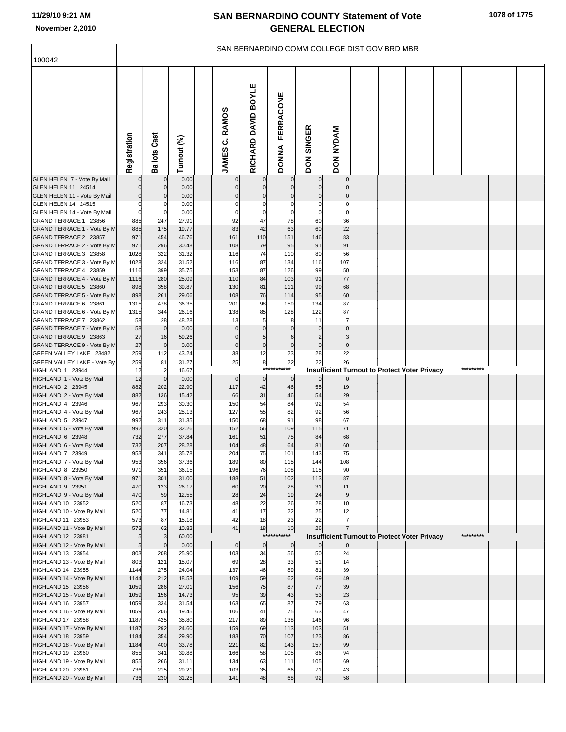# SAN BERNARDINO COUNTY Statement of Vote
## GENERAL ELECTION

November 2,2010

100042

SAN BERNARDINO COMM COLLEGE DIST GOV BRD MBR

| | Registration | Ballots Cast | Turnout (%) | JAMES C. RAMOS | RICHARD DAVID BOYLE | DONNA FERRACONE | DON SINGER | DON NYDAM |
|---|---|---|---|---|---|---|---|---|
| GLEN HELEN 7 - Vote By Mail | 0 | 0 | 0.00 | 0 | 0 | 0 | 0 | 0 |
| GLEN HELEN 11 24514 | 0 | 0 | 0.00 | 0 | 0 | 0 | 0 | 0 |
| GLEN HELEN 11 - Vote By Mail | 0 | 0 | 0.00 | 0 | 0 | 0 | 0 | 0 |
| GLEN HELEN 14 24515 | 0 | 0 | 0.00 | 0 | 0 | 0 | 0 | 0 |
| GLEN HELEN 14 - Vote By Mail | 0 | 0 | 0.00 | 0 | 0 | 0 | 0 | 0 |
| GRAND TERRACE 1 23856 | 885 | 247 | 27.91 | 92 | 47 | 78 | 60 | 36 |
| GRAND TERRACE 1 - Vote By M | 885 | 175 | 19.77 | 83 | 42 | 63 | 60 | 22 |
| GRAND TERRACE 2 23857 | 971 | 454 | 46.76 | 161 | 110 | 151 | 146 | 83 |
| GRAND TERRACE 2 - Vote By M | 971 | 296 | 30.48 | 108 | 79 | 95 | 91 | 91 |
| GRAND TERRACE 3 23858 | 1028 | 322 | 31.32 | 116 | 74 | 110 | 80 | 56 |
| GRAND TERRACE 3 - Vote By M | 1028 | 324 | 31.52 | 116 | 87 | 134 | 116 | 107 |
| GRAND TERRACE 4 23859 | 1116 | 399 | 35.75 | 153 | 87 | 126 | 99 | 50 |
| GRAND TERRACE 4 - Vote By M | 1116 | 280 | 25.09 | 110 | 84 | 103 | 91 | 77 |
| GRAND TERRACE 5 23860 | 898 | 358 | 39.87 | 130 | 81 | 111 | 99 | 68 |
| GRAND TERRACE 5 - Vote By M | 898 | 261 | 29.06 | 108 | 76 | 114 | 95 | 60 |
| GRAND TERRACE 6 23861 | 1315 | 478 | 36.35 | 201 | 98 | 159 | 134 | 87 |
| GRAND TERRACE 6 - Vote By M | 1315 | 344 | 26.16 | 138 | 85 | 128 | 122 | 87 |
| GRAND TERRACE 7 23862 | 58 | 28 | 48.28 | 13 | 5 | 8 | 11 | 7 |
| GRAND TERRACE 7 - Vote By M | 58 | 0 | 0.00 | 0 | 0 | 0 | 0 | 0 |
| GRAND TERRACE 9 23863 | 27 | 16 | 59.26 | 0 | 5 | 6 | 2 | 3 |
| GRAND TERRACE 9 - Vote By M | 27 | 0 | 0.00 | 0 | 0 | 0 | 0 | 0 |
| GREEN VALLEY LAKE 23482 | 259 | 112 | 43.24 | 38 | 12 | 23 | 28 | 22 |
| GREEN VALLEY LAKE - Vote By | 259 | 81 | 31.27 | 25 | 8 | 22 | 22 | 26 |
| HIGHLAND 1 23944 | 12 | 2 | 16.67 | *********** Insufficient Turnout to Protect Voter Privacy ********* | | | | |
| HIGHLAND 1 - Vote By Mail | 12 | 0 | 0.00 | 0 | 0 | 0 | 0 | 0 |
| HIGHLAND 2 23945 | 882 | 202 | 22.90 | 117 | 42 | 46 | 55 | 19 |
| HIGHLAND 2 - Vote By Mail | 882 | 136 | 15.42 | 66 | 31 | 46 | 54 | 29 |
| HIGHLAND 4 23946 | 967 | 293 | 30.30 | 150 | 54 | 84 | 92 | 54 |
| HIGHLAND 4 - Vote By Mail | 967 | 243 | 25.13 | 127 | 55 | 82 | 92 | 56 |
| HIGHLAND 5 23947 | 992 | 311 | 31.35 | 150 | 68 | 91 | 98 | 67 |
| HIGHLAND 5 - Vote By Mail | 992 | 320 | 32.26 | 152 | 56 | 109 | 115 | 71 |
| HIGHLAND 6 23948 | 732 | 277 | 37.84 | 161 | 51 | 75 | 84 | 68 |
| HIGHLAND 6 - Vote By Mail | 732 | 207 | 28.28 | 104 | 48 | 64 | 81 | 60 |
| HIGHLAND 7 23949 | 953 | 341 | 35.78 | 204 | 75 | 101 | 143 | 75 |
| HIGHLAND 7 - Vote By Mail | 953 | 356 | 37.36 | 189 | 80 | 115 | 144 | 108 |
| HIGHLAND 8 23950 | 971 | 351 | 36.15 | 196 | 76 | 108 | 115 | 90 |
| HIGHLAND 8 - Vote By Mail | 971 | 301 | 31.00 | 188 | 51 | 102 | 113 | 87 |
| HIGHLAND 9 23951 | 470 | 123 | 26.17 | 60 | 20 | 28 | 31 | 11 |
| HIGHLAND 9 - Vote By Mail | 470 | 59 | 12.55 | 28 | 24 | 19 | 24 | 9 |
| HIGHLAND 10 23952 | 520 | 87 | 16.73 | 48 | 22 | 26 | 28 | 10 |
| HIGHLAND 10 - Vote By Mail | 520 | 77 | 14.81 | 41 | 17 | 22 | 25 | 12 |
| HIGHLAND 11 23953 | 573 | 87 | 15.18 | 42 | 18 | 23 | 22 | 7 |
| HIGHLAND 11 - Vote By Mail | 573 | 62 | 10.82 | 41 | 18 | 10 | 26 | 7 |
| HIGHLAND 12 23981 | 5 | 3 | 60.00 | *********** Insufficient Turnout to Protect Voter Privacy ********* | | | | |
| HIGHLAND 12 - Vote By Mail | 5 | 0 | 0.00 | 0 | 0 | 0 | 0 | 0 |
| HIGHLAND 13 23954 | 803 | 208 | 25.90 | 103 | 34 | 56 | 50 | 24 |
| HIGHLAND 13 - Vote By Mail | 803 | 121 | 15.07 | 69 | 28 | 33 | 51 | 14 |
| HIGHLAND 14 23955 | 1144 | 275 | 24.04 | 137 | 46 | 89 | 81 | 39 |
| HIGHLAND 14 - Vote By Mail | 1144 | 212 | 18.53 | 109 | 59 | 62 | 69 | 49 |
| HIGHLAND 15 23956 | 1059 | 286 | 27.01 | 156 | 75 | 87 | 77 | 39 |
| HIGHLAND 15 - Vote By Mail | 1059 | 156 | 14.73 | 95 | 39 | 43 | 53 | 23 |
| HIGHLAND 16 23957 | 1059 | 334 | 31.54 | 163 | 65 | 87 | 79 | 63 |
| HIGHLAND 16 - Vote By Mail | 1059 | 206 | 19.45 | 106 | 41 | 75 | 63 | 47 |
| HIGHLAND 17 23958 | 1187 | 425 | 35.80 | 217 | 89 | 138 | 146 | 96 |
| HIGHLAND 17 - Vote By Mail | 1187 | 292 | 24.60 | 159 | 69 | 113 | 103 | 51 |
| HIGHLAND 18 23959 | 1184 | 354 | 29.90 | 183 | 70 | 107 | 123 | 86 |
| HIGHLAND 18 - Vote By Mail | 1184 | 400 | 33.78 | 221 | 82 | 143 | 157 | 99 |
| HIGHLAND 19 23960 | 855 | 341 | 39.88 | 166 | 58 | 105 | 86 | 94 |
| HIGHLAND 19 - Vote By Mail | 855 | 266 | 31.11 | 134 | 63 | 111 | 105 | 69 |
| HIGHLAND 20 23961 | 736 | 215 | 29.21 | 103 | 35 | 66 | 71 | 43 |
| HIGHLAND 20 - Vote By Mail | 736 | 230 | 31.25 | 141 | 48 | 68 | 92 | 58 |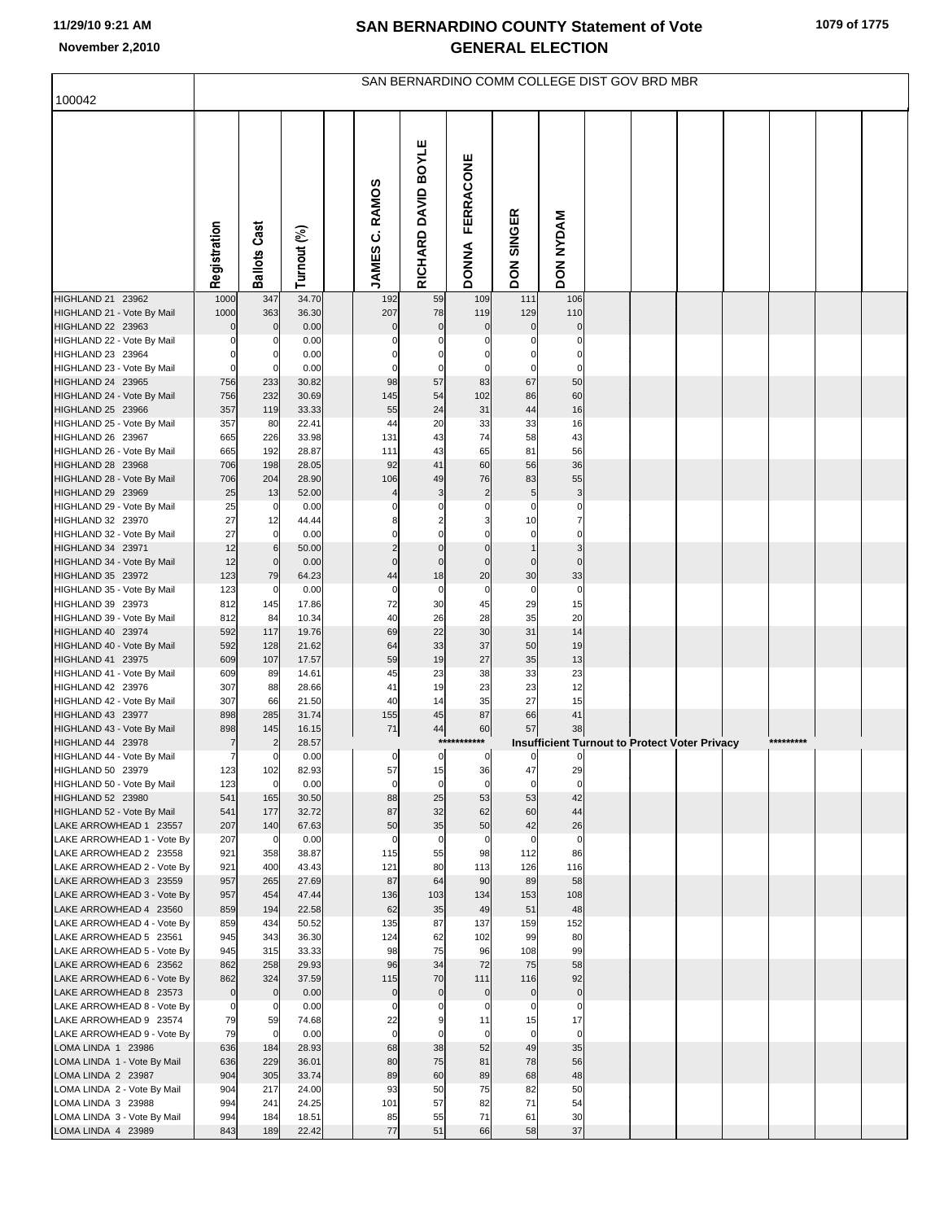# SAN BERNARDINO COUNTY Statement of Vote
## GENERAL ELECTION

November 2,2010

SAN BERNARDINO COMM COLLEGE DIST GOV BRD MBR

100042

| | Registration | Ballots Cast | Turnout (%) | JAMES C. RAMOS | RICHARD DAVID BOYLE | DONNA FERRACONE | DON SINGER | DON NYDAM |
|---|---|---|---|---|---|---|---|---|
| HIGHLAND 21 23962 | 1000 | 347 | 34.70 | 192 | 59 | 109 | 111 | 106 |
| HIGHLAND 21 - Vote By Mail | 1000 | 363 | 36.30 | 207 | 78 | 119 | 129 | 110 |
| HIGHLAND 22 23963 | 0 | 0 | 0.00 | 0 | 0 | 0 | 0 | 0 |
| HIGHLAND 22 - Vote By Mail | 0 | 0 | 0.00 | 0 | 0 | 0 | 0 | 0 |
| HIGHLAND 23 23964 | 0 | 0 | 0.00 | 0 | 0 | 0 | 0 | 0 |
| HIGHLAND 23 - Vote By Mail | 0 | 0 | 0.00 | 0 | 0 | 0 | 0 | 0 |
| HIGHLAND 24 23965 | 756 | 233 | 30.82 | 98 | 57 | 83 | 67 | 50 |
| HIGHLAND 24 - Vote By Mail | 756 | 232 | 30.69 | 145 | 54 | 102 | 86 | 60 |
| HIGHLAND 25 23966 | 357 | 119 | 33.33 | 55 | 24 | 31 | 44 | 16 |
| HIGHLAND 25 - Vote By Mail | 357 | 80 | 22.41 | 44 | 20 | 33 | 33 | 16 |
| HIGHLAND 26 23967 | 665 | 226 | 33.98 | 131 | 43 | 74 | 58 | 43 |
| HIGHLAND 26 - Vote By Mail | 665 | 192 | 28.87 | 111 | 43 | 65 | 81 | 56 |
| HIGHLAND 28 23968 | 706 | 198 | 28.05 | 92 | 41 | 60 | 56 | 36 |
| HIGHLAND 28 - Vote By Mail | 706 | 204 | 28.90 | 106 | 49 | 76 | 83 | 55 |
| HIGHLAND 29 23969 | 25 | 13 | 52.00 | 4 | 3 | 2 | 5 | 3 |
| HIGHLAND 29 - Vote By Mail | 25 | 0 | 0.00 | 0 | 0 | 0 | 0 | 0 |
| HIGHLAND 32 23970 | 27 | 12 | 44.44 | 8 | 2 | 3 | 10 | 7 |
| HIGHLAND 32 - Vote By Mail | 27 | 0 | 0.00 | 0 | 0 | 0 | 0 | 0 |
| HIGHLAND 34 23971 | 12 | 6 | 50.00 | 2 | 0 | 0 | 1 | 3 |
| HIGHLAND 34 - Vote By Mail | 12 | 0 | 0.00 | 0 | 0 | 0 | 0 | 0 |
| HIGHLAND 35 23972 | 123 | 79 | 64.23 | 44 | 18 | 20 | 30 | 33 |
| HIGHLAND 35 - Vote By Mail | 123 | 0 | 0.00 | 0 | 0 | 0 | 0 | 0 |
| HIGHLAND 39 23973 | 812 | 145 | 17.86 | 72 | 30 | 45 | 29 | 15 |
| HIGHLAND 39 - Vote By Mail | 812 | 84 | 10.34 | 40 | 26 | 28 | 35 | 20 |
| HIGHLAND 40 23974 | 592 | 117 | 19.76 | 69 | 22 | 30 | 31 | 14 |
| HIGHLAND 40 - Vote By Mail | 592 | 128 | 21.62 | 64 | 33 | 37 | 50 | 19 |
| HIGHLAND 41 23975 | 609 | 107 | 17.57 | 59 | 19 | 27 | 35 | 13 |
| HIGHLAND 41 - Vote By Mail | 609 | 89 | 14.61 | 45 | 23 | 38 | 33 | 23 |
| HIGHLAND 42 23976 | 307 | 88 | 28.66 | 41 | 19 | 23 | 23 | 12 |
| HIGHLAND 42 - Vote By Mail | 307 | 66 | 21.50 | 40 | 14 | 35 | 27 | 15 |
| HIGHLAND 43 23977 | 898 | 285 | 31.74 | 155 | 45 | 87 | 66 | 41 |
| HIGHLAND 43 - Vote By Mail | 898 | 145 | 16.15 | 71 | 44 | 60 | 57 | 38 |
| HIGHLAND 44 23978 | 7 | 2 | 28.57 | | *********** | Insufficient Turnout to Protect Voter Privacy | | ********* |
| HIGHLAND 44 - Vote By Mail | 7 | 0 | 0.00 | 0 | 0 | 0 | 0 | 0 |
| HIGHLAND 50 23979 | 123 | 102 | 82.93 | 57 | 15 | 36 | 47 | 29 |
| HIGHLAND 50 - Vote By Mail | 123 | 0 | 0.00 | 0 | 0 | 0 | 0 | 0 |
| HIGHLAND 52 23980 | 541 | 165 | 30.50 | 88 | 25 | 53 | 53 | 42 |
| HIGHLAND 52 - Vote By Mail | 541 | 177 | 32.72 | 87 | 32 | 62 | 60 | 44 |
| LAKE ARROWHEAD 1 23557 | 207 | 140 | 67.63 | 50 | 35 | 50 | 42 | 26 |
| LAKE ARROWHEAD 1 - Vote By | 207 | 0 | 0.00 | 0 | 0 | 0 | 0 | 0 |
| LAKE ARROWHEAD 2 23558 | 921 | 358 | 38.87 | 115 | 55 | 98 | 112 | 86 |
| LAKE ARROWHEAD 2 - Vote By | 921 | 400 | 43.43 | 121 | 80 | 113 | 126 | 116 |
| LAKE ARROWHEAD 3 23559 | 957 | 265 | 27.69 | 87 | 64 | 90 | 89 | 58 |
| LAKE ARROWHEAD 3 - Vote By | 957 | 454 | 47.44 | 136 | 103 | 134 | 153 | 108 |
| LAKE ARROWHEAD 4 23560 | 859 | 194 | 22.58 | 62 | 35 | 49 | 51 | 48 |
| LAKE ARROWHEAD 4 - Vote By | 859 | 434 | 50.52 | 135 | 87 | 137 | 159 | 152 |
| LAKE ARROWHEAD 5 23561 | 945 | 343 | 36.30 | 124 | 62 | 102 | 99 | 80 |
| LAKE ARROWHEAD 5 - Vote By | 945 | 315 | 33.33 | 98 | 75 | 96 | 108 | 99 |
| LAKE ARROWHEAD 6 23562 | 862 | 258 | 29.93 | 96 | 34 | 72 | 75 | 58 |
| LAKE ARROWHEAD 6 - Vote By | 862 | 324 | 37.59 | 115 | 70 | 111 | 116 | 92 |
| LAKE ARROWHEAD 8 23573 | 0 | 0 | 0.00 | 0 | 0 | 0 | 0 | 0 |
| LAKE ARROWHEAD 8 - Vote By | 0 | 0 | 0.00 | 0 | 0 | 0 | 0 | 0 |
| LAKE ARROWHEAD 9 23574 | 79 | 59 | 74.68 | 22 | 9 | 11 | 15 | 17 |
| LAKE ARROWHEAD 9 - Vote By | 79 | 0 | 0.00 | 0 | 0 | 0 | 0 | 0 |
| LOMA LINDA 1 23986 | 636 | 184 | 28.93 | 68 | 38 | 52 | 49 | 35 |
| LOMA LINDA 1 - Vote By Mail | 636 | 229 | 36.01 | 80 | 75 | 81 | 78 | 56 |
| LOMA LINDA 2 23987 | 904 | 305 | 33.74 | 89 | 60 | 89 | 68 | 48 |
| LOMA LINDA 2 - Vote By Mail | 904 | 217 | 24.00 | 93 | 50 | 75 | 82 | 50 |
| LOMA LINDA 3 23988 | 994 | 241 | 24.25 | 101 | 57 | 82 | 71 | 54 |
| LOMA LINDA 3 - Vote By Mail | 994 | 184 | 18.51 | 85 | 55 | 71 | 61 | 30 |
| LOMA LINDA 4 23989 | 843 | 189 | 22.42 | 77 | 51 | 66 | 58 | 37 |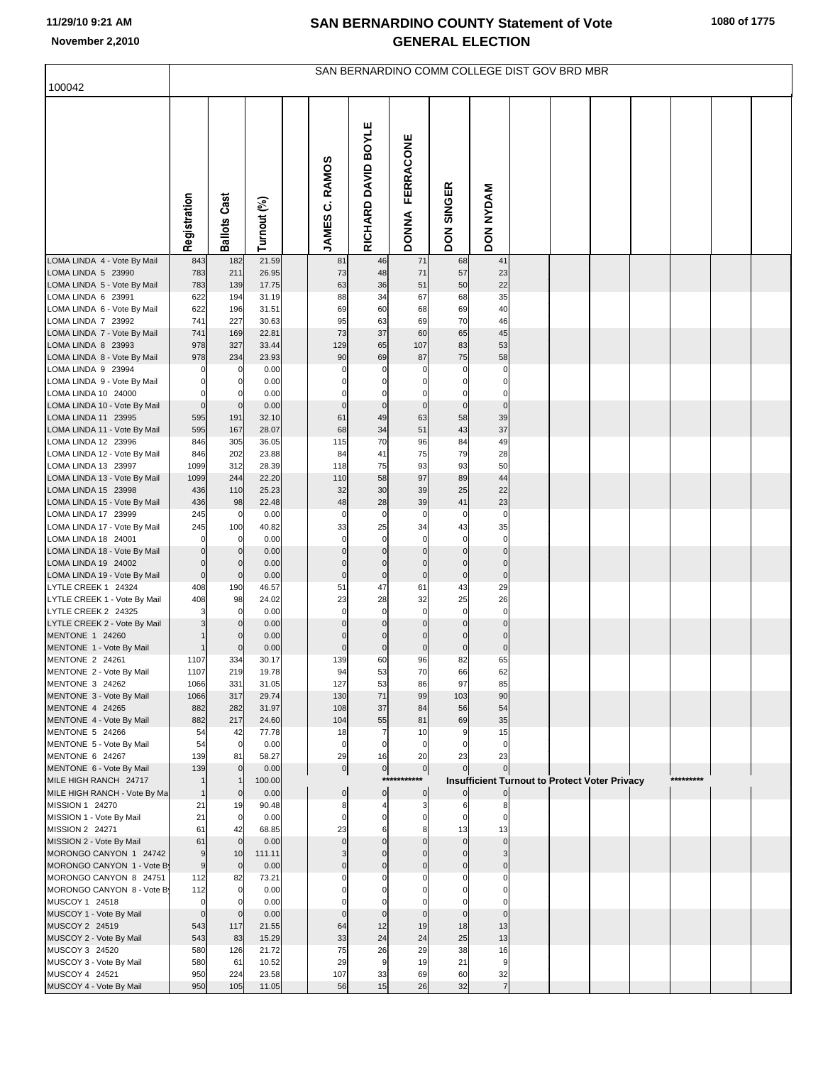# SAN BERNARDINO COUNTY Statement of Vote
## GENERAL ELECTION

November 2,2010

100042

SAN BERNARDINO COMM COLLEGE DIST GOV BRD MBR

| | Registration | Ballots Cast | Turnout (%) | JAMES C. RAMOS | RICHARD DAVID BOYLE | DONNA FERRACONE | DON SINGER | DON NYDAM |
|---|---|---|---|---|---|---|---|---|
| LOMA LINDA 4 - Vote By Mail | 843 | 182 | 21.59 | 81 | 46 | 71 | 68 | 41 |
| LOMA LINDA 5 23990 | 783 | 211 | 26.95 | 73 | 48 | 71 | 57 | 23 |
| LOMA LINDA 5 - Vote By Mail | 783 | 139 | 17.75 | 63 | 36 | 51 | 50 | 22 |
| LOMA LINDA 6 23991 | 622 | 194 | 31.19 | 88 | 34 | 67 | 68 | 35 |
| LOMA LINDA 6 - Vote By Mail | 622 | 196 | 31.51 | 69 | 60 | 68 | 69 | 40 |
| LOMA LINDA 7 23992 | 741 | 227 | 30.63 | 95 | 63 | 69 | 70 | 46 |
| LOMA LINDA 7 - Vote By Mail | 741 | 169 | 22.81 | 73 | 37 | 60 | 65 | 45 |
| LOMA LINDA 8 23993 | 978 | 327 | 33.44 | 129 | 65 | 107 | 83 | 53 |
| LOMA LINDA 8 - Vote By Mail | 978 | 234 | 23.93 | 90 | 69 | 87 | 75 | 58 |
| LOMA LINDA 9 23994 | 0 | 0 | 0.00 | 0 | 0 | 0 | 0 | 0 |
| LOMA LINDA 9 - Vote By Mail | 0 | 0 | 0.00 | 0 | 0 | 0 | 0 | 0 |
| LOMA LINDA 10 24000 | 0 | 0 | 0.00 | 0 | 0 | 0 | 0 | 0 |
| LOMA LINDA 10 - Vote By Mail | 0 | 0 | 0.00 | 0 | 0 | 0 | 0 | 0 |
| LOMA LINDA 11 23995 | 595 | 191 | 32.10 | 61 | 49 | 63 | 58 | 39 |
| LOMA LINDA 11 - Vote By Mail | 595 | 167 | 28.07 | 68 | 34 | 51 | 43 | 37 |
| LOMA LINDA 12 23996 | 846 | 305 | 36.05 | 115 | 70 | 96 | 84 | 49 |
| LOMA LINDA 12 - Vote By Mail | 846 | 202 | 23.88 | 84 | 41 | 75 | 79 | 28 |
| LOMA LINDA 13 23997 | 1099 | 312 | 28.39 | 118 | 75 | 93 | 93 | 50 |
| LOMA LINDA 13 - Vote By Mail | 1099 | 244 | 22.20 | 110 | 58 | 97 | 89 | 44 |
| LOMA LINDA 15 23998 | 436 | 110 | 25.23 | 32 | 30 | 39 | 25 | 22 |
| LOMA LINDA 15 - Vote By Mail | 436 | 98 | 22.48 | 48 | 28 | 39 | 41 | 23 |
| LOMA LINDA 17 23999 | 245 | 0 | 0.00 | 0 | 0 | 0 | 0 | 0 |
| LOMA LINDA 17 - Vote By Mail | 245 | 100 | 40.82 | 33 | 25 | 34 | 43 | 35 |
| LOMA LINDA 18 24001 | 0 | 0 | 0.00 | 0 | 0 | 0 | 0 | 0 |
| LOMA LINDA 18 - Vote By Mail | 0 | 0 | 0.00 | 0 | 0 | 0 | 0 | 0 |
| LOMA LINDA 19 24002 | 0 | 0 | 0.00 | 0 | 0 | 0 | 0 | 0 |
| LOMA LINDA 19 - Vote By Mail | 0 | 0 | 0.00 | 0 | 0 | 0 | 0 | 0 |
| LYTLE CREEK 1 24324 | 408 | 190 | 46.57 | 51 | 47 | 61 | 43 | 29 |
| LYTLE CREEK 1 - Vote By Mail | 408 | 98 | 24.02 | 23 | 28 | 32 | 25 | 26 |
| LYTLE CREEK 2 24325 | 3 | 0 | 0.00 | 0 | 0 | 0 | 0 | 0 |
| LYTLE CREEK 2 - Vote By Mail | 3 | 0 | 0.00 | 0 | 0 | 0 | 0 | 0 |
| MENTONE 1 24260 | 1 | 0 | 0.00 | 0 | 0 | 0 | 0 | 0 |
| MENTONE 1 - Vote By Mail | 1 | 0 | 0.00 | 0 | 0 | 0 | 0 | 0 |
| MENTONE 2 24261 | 1107 | 334 | 30.17 | 139 | 60 | 96 | 82 | 65 |
| MENTONE 2 - Vote By Mail | 1107 | 219 | 19.78 | 94 | 53 | 70 | 66 | 62 |
| MENTONE 3 24262 | 1066 | 331 | 31.05 | 127 | 53 | 86 | 97 | 85 |
| MENTONE 3 - Vote By Mail | 1066 | 317 | 29.74 | 130 | 71 | 99 | 103 | 90 |
| MENTONE 4 24265 | 882 | 282 | 31.97 | 108 | 37 | 84 | 56 | 54 |
| MENTONE 4 - Vote By Mail | 882 | 217 | 24.60 | 104 | 55 | 81 | 69 | 35 |
| MENTONE 5 24266 | 54 | 42 | 77.78 | 18 | 7 | 10 | 9 | 15 |
| MENTONE 5 - Vote By Mail | 54 | 0 | 0.00 | 0 | 0 | 0 | 0 | 0 |
| MENTONE 6 24267 | 139 | 81 | 58.27 | 29 | 16 | 20 | 23 | 23 |
| MENTONE 6 - Vote By Mail | 139 | 0 | 0.00 | 0 | 0 | 0 | 0 | 0 |
| MILE HIGH RANCH 24717 | 1 | 1 | 100.00 | | | *********** | Insufficient Turnout to Protect Voter Privacy | ********* |
| MILE HIGH RANCH - Vote By Ma | 1 | 0 | 0.00 | 0 | 0 | 0 | 0 | 0 |
| MISSION 1 24270 | 21 | 19 | 90.48 | 8 | 4 | 3 | 6 | 8 |
| MISSION 1 - Vote By Mail | 21 | 0 | 0.00 | 0 | 0 | 0 | 0 | 0 |
| MISSION 2 24271 | 61 | 42 | 68.85 | 23 | 6 | 8 | 13 | 13 |
| MISSION 2 - Vote By Mail | 61 | 0 | 0.00 | 0 | 0 | 0 | 0 | 0 |
| MORONGO CANYON 1 24742 | 9 | 10 | 111.11 | 3 | 0 | 0 | 0 | 3 |
| MORONGO CANYON 1 - Vote By | 9 | 0 | 0.00 | 0 | 0 | 0 | 0 | 0 |
| MORONGO CANYON 8 24751 | 112 | 82 | 73.21 | 0 | 0 | 0 | 0 | 0 |
| MORONGO CANYON 8 - Vote By | 112 | 0 | 0.00 | 0 | 0 | 0 | 0 | 0 |
| MUSCOY 1 24518 | 0 | 0 | 0.00 | 0 | 0 | 0 | 0 | 0 |
| MUSCOY 1 - Vote By Mail | 0 | 0 | 0.00 | 0 | 0 | 0 | 0 | 0 |
| MUSCOY 2 24519 | 543 | 117 | 21.55 | 64 | 12 | 19 | 18 | 13 |
| MUSCOY 2 - Vote By Mail | 543 | 83 | 15.29 | 33 | 24 | 24 | 25 | 13 |
| MUSCOY 3 24520 | 580 | 126 | 21.72 | 75 | 26 | 29 | 38 | 16 |
| MUSCOY 3 - Vote By Mail | 580 | 61 | 10.52 | 29 | 9 | 19 | 21 | 9 |
| MUSCOY 4 24521 | 950 | 224 | 23.58 | 107 | 33 | 69 | 60 | 32 |
| MUSCOY 4 - Vote By Mail | 950 | 105 | 11.05 | 56 | 15 | 26 | 32 | 7 |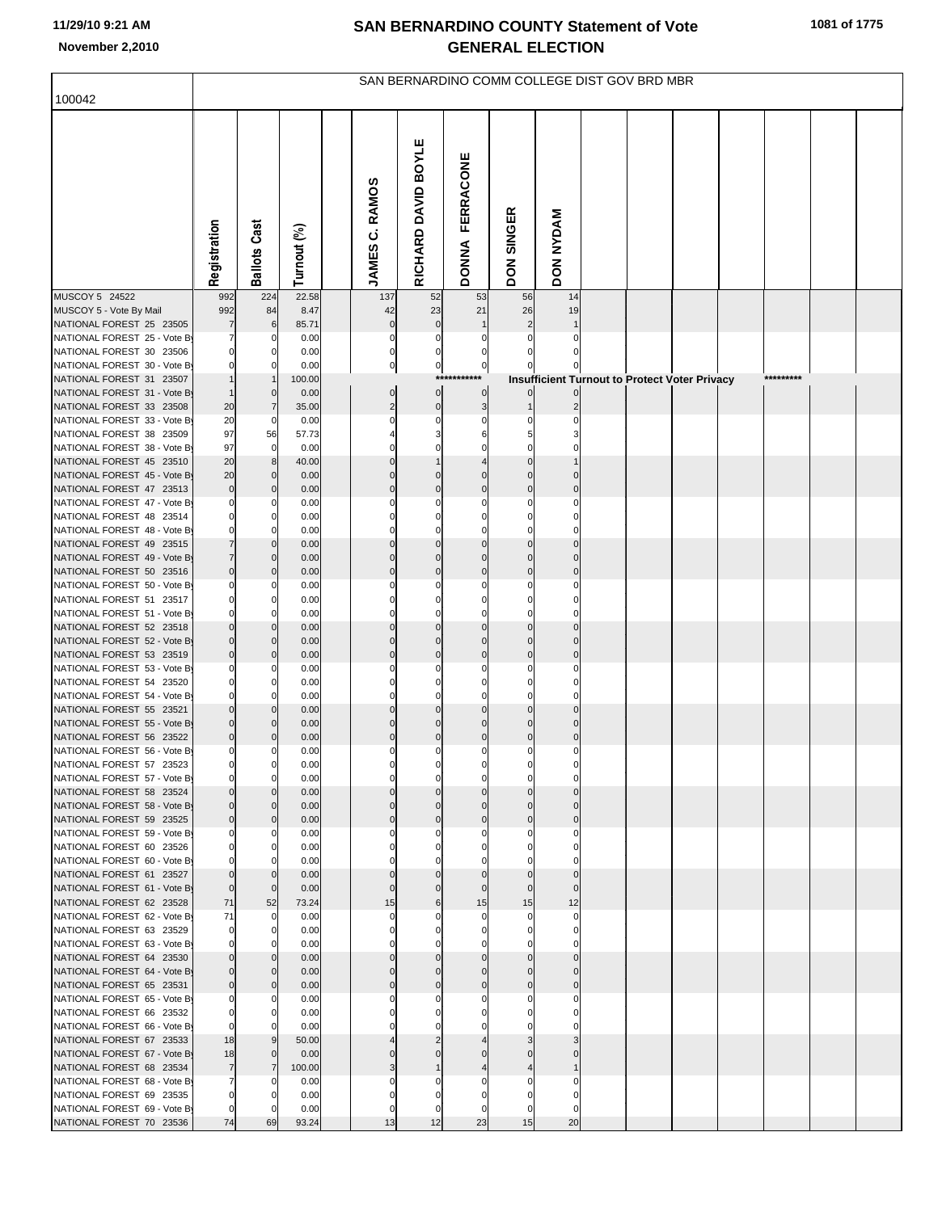# SAN BERNARDINO COUNTY Statement of Vote
## GENERAL ELECTION

November 2,2010

SAN BERNARDINO COMM COLLEGE DIST GOV BRD MBR

100042

| | Registration | Ballots Cast | Turnout (%) | | JAMES C. RAMOS | RICHARD DAVID BOYLE | DONNA FERRACONE | DON SINGER | DON NYDAM |
|---|---|---|---|---|---|---|---|---|---|
| MUSCOY 5 24522 | 992 | 224 | 22.58 | | 137 | 52 | 53 | 56 | 14 |
| MUSCOY 5 - Vote By Mail | 992 | 84 | 8.47 | | 42 | 23 | 21 | 26 | 19 |
| NATIONAL FOREST 25 23505 | 7 | 6 | 85.71 | | 0 | 0 | 1 | 2 | 1 |
| NATIONAL FOREST 25 - Vote By | 7 | 0 | 0.00 | | 0 | 0 | 0 | 0 | 0 |
| NATIONAL FOREST 30 23506 | 0 | 0 | 0.00 | | 0 | 0 | 0 | 0 | 0 |
| NATIONAL FOREST 30 - Vote By | 0 | 0 | 0.00 | | 0 | 0 | 0 | 0 | 0 |
| NATIONAL FOREST 31 23507 | 1 | 1 | 100.00 | | | | *********** Insufficient Turnout to Protect Voter Privacy ********* | | |
| NATIONAL FOREST 31 - Vote By | 1 | 0 | 0.00 | | 0 | 0 | 0 | 0 | 0 |
| NATIONAL FOREST 33 23508 | 20 | 7 | 35.00 | | 2 | 0 | 3 | 1 | 2 |
| NATIONAL FOREST 33 - Vote By | 20 | 0 | 0.00 | | 0 | 0 | 0 | 0 | 0 |
| NATIONAL FOREST 38 23509 | 97 | 56 | 57.73 | | 4 | 3 | 6 | 5 | 3 |
| NATIONAL FOREST 38 - Vote By | 97 | 0 | 0.00 | | 0 | 0 | 0 | 0 | 0 |
| NATIONAL FOREST 45 23510 | 20 | 8 | 40.00 | | 0 | 1 | 4 | 0 | 1 |
| NATIONAL FOREST 45 - Vote By | 20 | 0 | 0.00 | | 0 | 0 | 0 | 0 | 0 |
| NATIONAL FOREST 47 23513 | 0 | 0 | 0.00 | | 0 | 0 | 0 | 0 | 0 |
| NATIONAL FOREST 47 - Vote By | 0 | 0 | 0.00 | | 0 | 0 | 0 | 0 | 0 |
| NATIONAL FOREST 48 23514 | 0 | 0 | 0.00 | | 0 | 0 | 0 | 0 | 0 |
| NATIONAL FOREST 48 - Vote By | 0 | 0 | 0.00 | | 0 | 0 | 0 | 0 | 0 |
| NATIONAL FOREST 49 23515 | 7 | 0 | 0.00 | | 0 | 0 | 0 | 0 | 0 |
| NATIONAL FOREST 49 - Vote By | 7 | 0 | 0.00 | | 0 | 0 | 0 | 0 | 0 |
| NATIONAL FOREST 50 23516 | 0 | 0 | 0.00 | | 0 | 0 | 0 | 0 | 0 |
| NATIONAL FOREST 50 - Vote By | 0 | 0 | 0.00 | | 0 | 0 | 0 | 0 | 0 |
| NATIONAL FOREST 51 23517 | 0 | 0 | 0.00 | | 0 | 0 | 0 | 0 | 0 |
| NATIONAL FOREST 51 - Vote By | 0 | 0 | 0.00 | | 0 | 0 | 0 | 0 | 0 |
| NATIONAL FOREST 52 23518 | 0 | 0 | 0.00 | | 0 | 0 | 0 | 0 | 0 |
| NATIONAL FOREST 52 - Vote By | 0 | 0 | 0.00 | | 0 | 0 | 0 | 0 | 0 |
| NATIONAL FOREST 53 23519 | 0 | 0 | 0.00 | | 0 | 0 | 0 | 0 | 0 |
| NATIONAL FOREST 53 - Vote By | 0 | 0 | 0.00 | | 0 | 0 | 0 | 0 | 0 |
| NATIONAL FOREST 54 23520 | 0 | 0 | 0.00 | | 0 | 0 | 0 | 0 | 0 |
| NATIONAL FOREST 54 - Vote By | 0 | 0 | 0.00 | | 0 | 0 | 0 | 0 | 0 |
| NATIONAL FOREST 55 23521 | 0 | 0 | 0.00 | | 0 | 0 | 0 | 0 | 0 |
| NATIONAL FOREST 55 - Vote By | 0 | 0 | 0.00 | | 0 | 0 | 0 | 0 | 0 |
| NATIONAL FOREST 56 23522 | 0 | 0 | 0.00 | | 0 | 0 | 0 | 0 | 0 |
| NATIONAL FOREST 56 - Vote By | 0 | 0 | 0.00 | | 0 | 0 | 0 | 0 | 0 |
| NATIONAL FOREST 57 23523 | 0 | 0 | 0.00 | | 0 | 0 | 0 | 0 | 0 |
| NATIONAL FOREST 57 - Vote By | 0 | 0 | 0.00 | | 0 | 0 | 0 | 0 | 0 |
| NATIONAL FOREST 58 23524 | 0 | 0 | 0.00 | | 0 | 0 | 0 | 0 | 0 |
| NATIONAL FOREST 58 - Vote By | 0 | 0 | 0.00 | | 0 | 0 | 0 | 0 | 0 |
| NATIONAL FOREST 59 23525 | 0 | 0 | 0.00 | | 0 | 0 | 0 | 0 | 0 |
| NATIONAL FOREST 59 - Vote By | 0 | 0 | 0.00 | | 0 | 0 | 0 | 0 | 0 |
| NATIONAL FOREST 60 23526 | 0 | 0 | 0.00 | | 0 | 0 | 0 | 0 | 0 |
| NATIONAL FOREST 60 - Vote By | 0 | 0 | 0.00 | | 0 | 0 | 0 | 0 | 0 |
| NATIONAL FOREST 61 23527 | 0 | 0 | 0.00 | | 0 | 0 | 0 | 0 | 0 |
| NATIONAL FOREST 61 - Vote By | 0 | 0 | 0.00 | | 0 | 0 | 0 | 0 | 0 |
| NATIONAL FOREST 62 23528 | 71 | 52 | 73.24 | | 15 | 6 | 15 | 15 | 12 |
| NATIONAL FOREST 62 - Vote By | 71 | 0 | 0.00 | | 0 | 0 | 0 | 0 | 0 |
| NATIONAL FOREST 63 23529 | 0 | 0 | 0.00 | | 0 | 0 | 0 | 0 | 0 |
| NATIONAL FOREST 63 - Vote By | 0 | 0 | 0.00 | | 0 | 0 | 0 | 0 | 0 |
| NATIONAL FOREST 64 23530 | 0 | 0 | 0.00 | | 0 | 0 | 0 | 0 | 0 |
| NATIONAL FOREST 64 - Vote By | 0 | 0 | 0.00 | | 0 | 0 | 0 | 0 | 0 |
| NATIONAL FOREST 65 23531 | 0 | 0 | 0.00 | | 0 | 0 | 0 | 0 | 0 |
| NATIONAL FOREST 65 - Vote By | 0 | 0 | 0.00 | | 0 | 0 | 0 | 0 | 0 |
| NATIONAL FOREST 66 23532 | 0 | 0 | 0.00 | | 0 | 0 | 0 | 0 | 0 |
| NATIONAL FOREST 66 - Vote By | 0 | 0 | 0.00 | | 0 | 0 | 0 | 0 | 0 |
| NATIONAL FOREST 67 23533 | 18 | 9 | 50.00 | | 4 | 2 | 4 | 3 | 3 |
| NATIONAL FOREST 67 - Vote By | 18 | 0 | 0.00 | | 0 | 0 | 0 | 0 | 0 |
| NATIONAL FOREST 68 23534 | 7 | 7 | 100.00 | | 3 | 1 | 4 | 4 | 1 |
| NATIONAL FOREST 68 - Vote By | 7 | 0 | 0.00 | | 0 | 0 | 0 | 0 | 0 |
| NATIONAL FOREST 69 23535 | 0 | 0 | 0.00 | | 0 | 0 | 0 | 0 | 0 |
| NATIONAL FOREST 69 - Vote By | 0 | 0 | 0.00 | | 0 | 0 | 0 | 0 | 0 |
| NATIONAL FOREST 70 23536 | 74 | 69 | 93.24 | | 13 | 12 | 23 | 15 | 20 |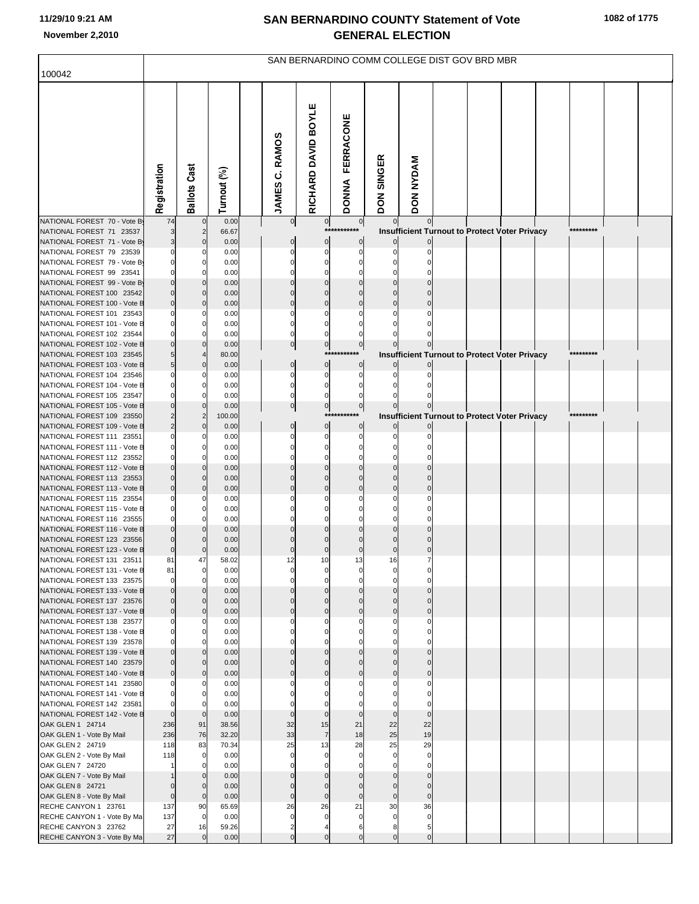# SAN BERNARDINO COUNTY Statement of Vote
# GENERAL ELECTION

11/29/10 9:21 AM
November 2,2010

100042

SAN BERNARDINO COMM COLLEGE DIST GOV BRD MBR

| | Registration | Ballots Cast | Turnout (%) | JAMES C. RAMOS | RICHARD DAVID BOYLE | DONNA FERRACONE | DON SINGER | DON NYDAM |
|---|---|---|---|---|---|---|---|---|
| NATIONAL FOREST 70 - Vote By | 74 | 0 | 0.00 | 0 | 0 | 0 | 0 | 0 |
| NATIONAL FOREST 71 23537 | 3 | 2 | 66.67 | *********** Insufficient Turnout to Protect Voter Privacy ********* | | | | |
| NATIONAL FOREST 71 - Vote By | 3 | 0 | 0.00 | 0 | 0 | 0 | 0 | 0 |
| NATIONAL FOREST 79 23539 | 0 | 0 | 0.00 | 0 | 0 | 0 | 0 | 0 |
| NATIONAL FOREST 79 - Vote By | 0 | 0 | 0.00 | 0 | 0 | 0 | 0 | 0 |
| NATIONAL FOREST 99 23541 | 0 | 0 | 0.00 | 0 | 0 | 0 | 0 | 0 |
| NATIONAL FOREST 99 - Vote By | 0 | 0 | 0.00 | 0 | 0 | 0 | 0 | 0 |
| NATIONAL FOREST 100 23542 | 0 | 0 | 0.00 | 0 | 0 | 0 | 0 | 0 |
| NATIONAL FOREST 100 - Vote B | 0 | 0 | 0.00 | 0 | 0 | 0 | 0 | 0 |
| NATIONAL FOREST 101 23543 | 0 | 0 | 0.00 | 0 | 0 | 0 | 0 | 0 |
| NATIONAL FOREST 101 - Vote B | 0 | 0 | 0.00 | 0 | 0 | 0 | 0 | 0 |
| NATIONAL FOREST 102 23544 | 0 | 0 | 0.00 | 0 | 0 | 0 | 0 | 0 |
| NATIONAL FOREST 102 - Vote B | 0 | 0 | 0.00 | 0 | 0 | 0 | 0 | 0 |
| NATIONAL FOREST 103 23545 | 5 | 4 | 80.00 | *********** Insufficient Turnout to Protect Voter Privacy ********* | | | | |
| NATIONAL FOREST 103 - Vote B | 5 | 0 | 0.00 | 0 | 0 | 0 | 0 | 0 |
| NATIONAL FOREST 104 23546 | 0 | 0 | 0.00 | 0 | 0 | 0 | 0 | 0 |
| NATIONAL FOREST 104 - Vote B | 0 | 0 | 0.00 | 0 | 0 | 0 | 0 | 0 |
| NATIONAL FOREST 105 23547 | 0 | 0 | 0.00 | 0 | 0 | 0 | 0 | 0 |
| NATIONAL FOREST 105 - Vote B | 0 | 0 | 0.00 | 0 | 0 | 0 | 0 | 0 |
| NATIONAL FOREST 109 23550 | 2 | 2 | 100.00 | *********** Insufficient Turnout to Protect Voter Privacy ********* | | | | |
| NATIONAL FOREST 109 - Vote B | 2 | 0 | 0.00 | 0 | 0 | 0 | 0 | 0 |
| NATIONAL FOREST 111 23551 | 0 | 0 | 0.00 | 0 | 0 | 0 | 0 | 0 |
| NATIONAL FOREST 111 - Vote B | 0 | 0 | 0.00 | 0 | 0 | 0 | 0 | 0 |
| NATIONAL FOREST 112 23552 | 0 | 0 | 0.00 | 0 | 0 | 0 | 0 | 0 |
| NATIONAL FOREST 112 - Vote B | 0 | 0 | 0.00 | 0 | 0 | 0 | 0 | 0 |
| NATIONAL FOREST 113 23553 | 0 | 0 | 0.00 | 0 | 0 | 0 | 0 | 0 |
| NATIONAL FOREST 113 - Vote B | 0 | 0 | 0.00 | 0 | 0 | 0 | 0 | 0 |
| NATIONAL FOREST 115 23554 | 0 | 0 | 0.00 | 0 | 0 | 0 | 0 | 0 |
| NATIONAL FOREST 115 - Vote B | 0 | 0 | 0.00 | 0 | 0 | 0 | 0 | 0 |
| NATIONAL FOREST 116 23555 | 0 | 0 | 0.00 | 0 | 0 | 0 | 0 | 0 |
| NATIONAL FOREST 116 - Vote B | 0 | 0 | 0.00 | 0 | 0 | 0 | 0 | 0 |
| NATIONAL FOREST 123 23556 | 0 | 0 | 0.00 | 0 | 0 | 0 | 0 | 0 |
| NATIONAL FOREST 123 - Vote B | 0 | 0 | 0.00 | 0 | 0 | 0 | 0 | 0 |
| NATIONAL FOREST 131 23511 | 81 | 47 | 58.02 | 12 | 10 | 13 | 16 | 7 |
| NATIONAL FOREST 131 - Vote B | 81 | 0 | 0.00 | 0 | 0 | 0 | 0 | 0 |
| NATIONAL FOREST 133 23575 | 0 | 0 | 0.00 | 0 | 0 | 0 | 0 | 0 |
| NATIONAL FOREST 133 - Vote B | 0 | 0 | 0.00 | 0 | 0 | 0 | 0 | 0 |
| NATIONAL FOREST 137 23576 | 0 | 0 | 0.00 | 0 | 0 | 0 | 0 | 0 |
| NATIONAL FOREST 137 - Vote B | 0 | 0 | 0.00 | 0 | 0 | 0 | 0 | 0 |
| NATIONAL FOREST 138 23577 | 0 | 0 | 0.00 | 0 | 0 | 0 | 0 | 0 |
| NATIONAL FOREST 138 - Vote B | 0 | 0 | 0.00 | 0 | 0 | 0 | 0 | 0 |
| NATIONAL FOREST 139 23578 | 0 | 0 | 0.00 | 0 | 0 | 0 | 0 | 0 |
| NATIONAL FOREST 139 - Vote B | 0 | 0 | 0.00 | 0 | 0 | 0 | 0 | 0 |
| NATIONAL FOREST 140 23579 | 0 | 0 | 0.00 | 0 | 0 | 0 | 0 | 0 |
| NATIONAL FOREST 140 - Vote B | 0 | 0 | 0.00 | 0 | 0 | 0 | 0 | 0 |
| NATIONAL FOREST 141 23580 | 0 | 0 | 0.00 | 0 | 0 | 0 | 0 | 0 |
| NATIONAL FOREST 141 - Vote B | 0 | 0 | 0.00 | 0 | 0 | 0 | 0 | 0 |
| NATIONAL FOREST 142 23581 | 0 | 0 | 0.00 | 0 | 0 | 0 | 0 | 0 |
| NATIONAL FOREST 142 - Vote B | 0 | 0 | 0.00 | 0 | 0 | 0 | 0 | 0 |
| OAK GLEN 1 24714 | 236 | 91 | 38.56 | 32 | 15 | 21 | 22 | 22 |
| OAK GLEN 1 - Vote By Mail | 236 | 76 | 32.20 | 33 | 7 | 18 | 25 | 19 |
| OAK GLEN 2 24719 | 118 | 83 | 70.34 | 25 | 13 | 28 | 25 | 29 |
| OAK GLEN 2 - Vote By Mail | 118 | 0 | 0.00 | 0 | 0 | 0 | 0 | 0 |
| OAK GLEN 7 24720 | 1 | 0 | 0.00 | 0 | 0 | 0 | 0 | 0 |
| OAK GLEN 7 - Vote By Mail | 1 | 0 | 0.00 | 0 | 0 | 0 | 0 | 0 |
| OAK GLEN 8 24721 | 0 | 0 | 0.00 | 0 | 0 | 0 | 0 | 0 |
| OAK GLEN 8 - Vote By Mail | 0 | 0 | 0.00 | 0 | 0 | 0 | 0 | 0 |
| RECHE CANYON 1 23761 | 137 | 90 | 65.69 | 26 | 26 | 21 | 30 | 36 |
| RECHE CANYON 1 - Vote By Ma | 137 | 0 | 0.00 | 0 | 0 | 0 | 0 | 0 |
| RECHE CANYON 3 23762 | 27 | 16 | 59.26 | 2 | 4 | 6 | 8 | 5 |
| RECHE CANYON 3 - Vote By Ma | 27 | 0 | 0.00 | 0 | 0 | 0 | 0 | 0 |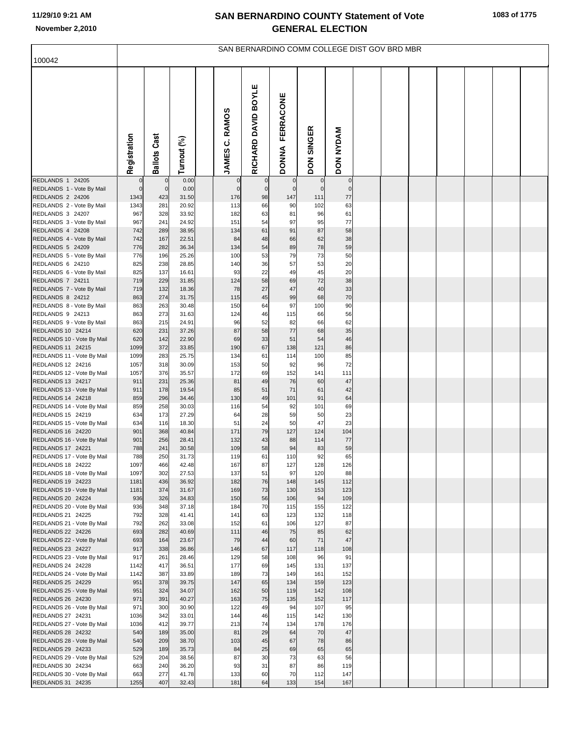# SAN BERNARDINO COUNTY Statement of Vote
## GENERAL ELECTION

11/29/10 9:21 AM
November 2,2010

100042

SAN BERNARDINO COMM COLLEGE DIST GOV BRD MBR

| | Registration | Ballots Cast | Turnout (%) | | JAMES C. RAMOS | RICHARD DAVID BOYLE | DONNA FERRACONE | DON SINGER | DON NYDAM |
|---|---|---|---|---|---|---|---|---|---|
| REDLANDS 1 24205 | 0 | 0 | 0.00 | | 0 | 0 | 0 | 0 | 0 |
| REDLANDS 1 - Vote By Mail | 0 | 0 | 0.00 | | 0 | 0 | 0 | 0 | 0 |
| REDLANDS 2 24206 | 1343 | 423 | 31.50 | | 176 | 98 | 147 | 111 | 77 |
| REDLANDS 2 - Vote By Mail | 1343 | 281 | 20.92 | | 113 | 66 | 90 | 102 | 63 |
| REDLANDS 3 24207 | 967 | 328 | 33.92 | | 182 | 63 | 81 | 96 | 61 |
| REDLANDS 3 - Vote By Mail | 967 | 241 | 24.92 | | 151 | 54 | 97 | 95 | 77 |
| REDLANDS 4 24208 | 742 | 289 | 38.95 | | 134 | 61 | 91 | 87 | 58 |
| REDLANDS 4 - Vote By Mail | 742 | 167 | 22.51 | | 84 | 48 | 66 | 62 | 38 |
| REDLANDS 5 24209 | 776 | 282 | 36.34 | | 134 | 54 | 89 | 78 | 59 |
| REDLANDS 5 - Vote By Mail | 776 | 196 | 25.26 | | 100 | 53 | 79 | 73 | 50 |
| REDLANDS 6 24210 | 825 | 238 | 28.85 | | 140 | 36 | 57 | 53 | 20 |
| REDLANDS 6 - Vote By Mail | 825 | 137 | 16.61 | | 93 | 22 | 49 | 45 | 20 |
| REDLANDS 7 24211 | 719 | 229 | 31.85 | | 124 | 58 | 69 | 72 | 38 |
| REDLANDS 7 - Vote By Mail | 719 | 132 | 18.36 | | 78 | 27 | 47 | 40 | 33 |
| REDLANDS 8 24212 | 863 | 274 | 31.75 | | 115 | 45 | 99 | 68 | 70 |
| REDLANDS 8 - Vote By Mail | 863 | 263 | 30.48 | | 150 | 64 | 97 | 100 | 90 |
| REDLANDS 9 24213 | 863 | 273 | 31.63 | | 124 | 46 | 115 | 66 | 56 |
| REDLANDS 9 - Vote By Mail | 863 | 215 | 24.91 | | 96 | 52 | 82 | 66 | 62 |
| REDLANDS 10 24214 | 620 | 231 | 37.26 | | 87 | 58 | 77 | 68 | 35 |
| REDLANDS 10 - Vote By Mail | 620 | 142 | 22.90 | | 69 | 33 | 51 | 54 | 46 |
| REDLANDS 11 24215 | 1099 | 372 | 33.85 | | 190 | 67 | 138 | 121 | 86 |
| REDLANDS 11 - Vote By Mail | 1099 | 283 | 25.75 | | 134 | 61 | 114 | 100 | 85 |
| REDLANDS 12 24216 | 1057 | 318 | 30.09 | | 153 | 50 | 92 | 96 | 72 |
| REDLANDS 12 - Vote By Mail | 1057 | 376 | 35.57 | | 172 | 69 | 152 | 141 | 111 |
| REDLANDS 13 24217 | 911 | 231 | 25.36 | | 81 | 49 | 76 | 60 | 47 |
| REDLANDS 13 - Vote By Mail | 911 | 178 | 19.54 | | 85 | 51 | 71 | 61 | 42 |
| REDLANDS 14 24218 | 859 | 296 | 34.46 | | 130 | 49 | 101 | 91 | 64 |
| REDLANDS 14 - Vote By Mail | 859 | 258 | 30.03 | | 116 | 54 | 92 | 101 | 69 |
| REDLANDS 15 24219 | 634 | 173 | 27.29 | | 64 | 28 | 59 | 50 | 23 |
| REDLANDS 15 - Vote By Mail | 634 | 116 | 18.30 | | 51 | 24 | 50 | 47 | 23 |
| REDLANDS 16 24220 | 901 | 368 | 40.84 | | 171 | 79 | 127 | 124 | 104 |
| REDLANDS 16 - Vote By Mail | 901 | 256 | 28.41 | | 132 | 43 | 88 | 114 | 77 |
| REDLANDS 17 24221 | 788 | 241 | 30.58 | | 109 | 58 | 94 | 83 | 59 |
| REDLANDS 17 - Vote By Mail | 788 | 250 | 31.73 | | 119 | 61 | 110 | 92 | 65 |
| REDLANDS 18 24222 | 1097 | 466 | 42.48 | | 167 | 87 | 127 | 128 | 126 |
| REDLANDS 18 - Vote By Mail | 1097 | 302 | 27.53 | | 137 | 51 | 97 | 120 | 88 |
| REDLANDS 19 24223 | 1181 | 436 | 36.92 | | 182 | 76 | 148 | 145 | 112 |
| REDLANDS 19 - Vote By Mail | 1181 | 374 | 31.67 | | 169 | 73 | 130 | 153 | 123 |
| REDLANDS 20 24224 | 936 | 326 | 34.83 | | 150 | 56 | 106 | 94 | 109 |
| REDLANDS 20 - Vote By Mail | 936 | 348 | 37.18 | | 184 | 70 | 115 | 155 | 122 |
| REDLANDS 21 24225 | 792 | 328 | 41.41 | | 141 | 63 | 123 | 132 | 118 |
| REDLANDS 21 - Vote By Mail | 792 | 262 | 33.08 | | 152 | 61 | 106 | 127 | 87 |
| REDLANDS 22 24226 | 693 | 282 | 40.69 | | 111 | 46 | 75 | 85 | 62 |
| REDLANDS 22 - Vote By Mail | 693 | 164 | 23.67 | | 79 | 44 | 60 | 71 | 47 |
| REDLANDS 23 24227 | 917 | 338 | 36.86 | | 146 | 67 | 117 | 118 | 108 |
| REDLANDS 23 - Vote By Mail | 917 | 261 | 28.46 | | 129 | 58 | 108 | 96 | 91 |
| REDLANDS 24 24228 | 1142 | 417 | 36.51 | | 177 | 69 | 145 | 131 | 137 |
| REDLANDS 24 - Vote By Mail | 1142 | 387 | 33.89 | | 189 | 73 | 149 | 161 | 152 |
| REDLANDS 25 24229 | 951 | 378 | 39.75 | | 147 | 65 | 134 | 159 | 123 |
| REDLANDS 25 - Vote By Mail | 951 | 324 | 34.07 | | 162 | 50 | 119 | 142 | 108 |
| REDLANDS 26 24230 | 971 | 391 | 40.27 | | 163 | 75 | 135 | 152 | 117 |
| REDLANDS 26 - Vote By Mail | 971 | 300 | 30.90 | | 122 | 49 | 94 | 107 | 95 |
| REDLANDS 27 24231 | 1036 | 342 | 33.01 | | 144 | 46 | 115 | 142 | 130 |
| REDLANDS 27 - Vote By Mail | 1036 | 412 | 39.77 | | 213 | 74 | 134 | 178 | 176 |
| REDLANDS 28 24232 | 540 | 189 | 35.00 | | 81 | 29 | 64 | 70 | 47 |
| REDLANDS 28 - Vote By Mail | 540 | 209 | 38.70 | | 103 | 45 | 67 | 78 | 86 |
| REDLANDS 29 24233 | 529 | 189 | 35.73 | | 84 | 25 | 69 | 65 | 65 |
| REDLANDS 29 - Vote By Mail | 529 | 204 | 38.56 | | 87 | 30 | 73 | 63 | 56 |
| REDLANDS 30 24234 | 663 | 240 | 36.20 | | 93 | 31 | 87 | 86 | 119 |
| REDLANDS 30 - Vote By Mail | 663 | 277 | 41.78 | | 133 | 60 | 70 | 112 | 147 |
| REDLANDS 31 24235 | 1255 | 407 | 32.43 | | 181 | 64 | 133 | 154 | 167 |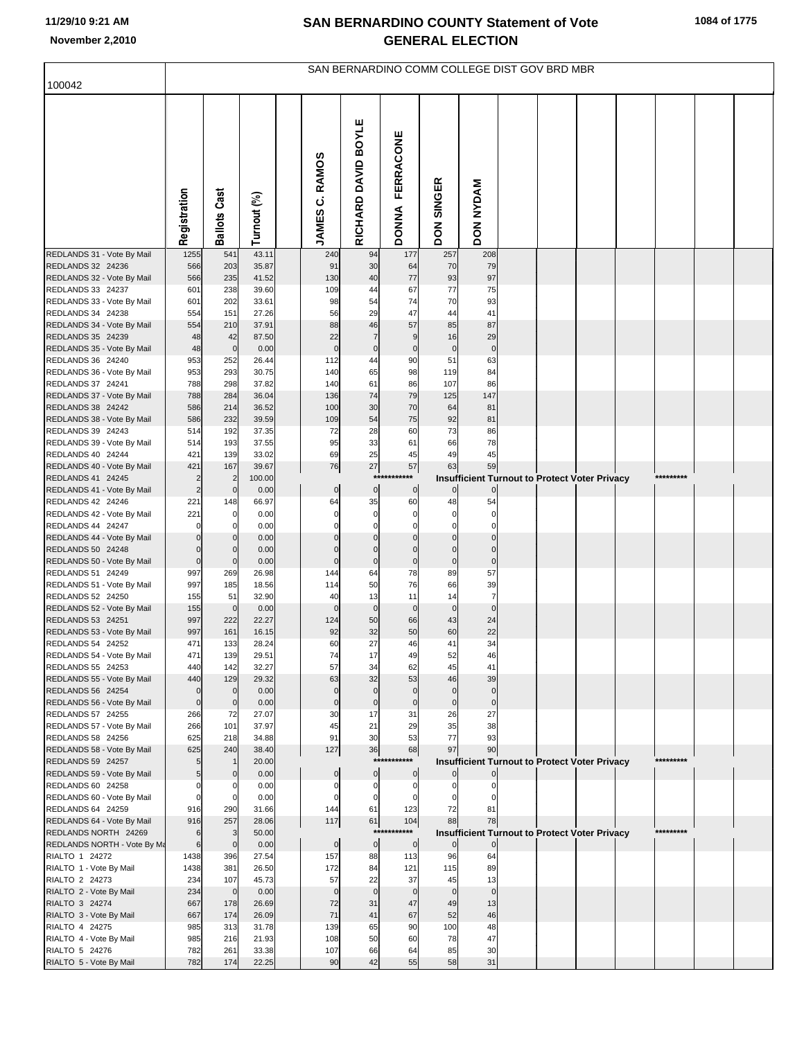# SAN BERNARDINO COUNTY Statement of Vote
## GENERAL ELECTION

11/29/10 9:21 AM
November 2,2010

SAN BERNARDINO COMM COLLEGE DIST GOV BRD MBR

100042

| | Registration | Ballots Cast | Turnout (%) | JAMES C. RAMOS | RICHARD DAVID BOYLE | DONNA FERRACONE | DON SINGER | DON NYDAM |
|---|---|---|---|---|---|---|---|---|
| REDLANDS 31 - Vote By Mail | 1255 | 541 | 43.11 | 240 | 94 | 177 | 257 | 208 |
| REDLANDS 32 24236 | 566 | 203 | 35.87 | 91 | 30 | 64 | 70 | 79 |
| REDLANDS 32 - Vote By Mail | 566 | 235 | 41.52 | 130 | 40 | 77 | 93 | 97 |
| REDLANDS 33 24237 | 601 | 238 | 39.60 | 109 | 44 | 67 | 77 | 75 |
| REDLANDS 33 - Vote By Mail | 601 | 202 | 33.61 | 98 | 54 | 74 | 70 | 93 |
| REDLANDS 34 24238 | 554 | 151 | 27.26 | 56 | 29 | 47 | 44 | 41 |
| REDLANDS 34 - Vote By Mail | 554 | 210 | 37.91 | 88 | 46 | 57 | 85 | 87 |
| REDLANDS 35 24239 | 48 | 42 | 87.50 | 22 | 7 | 9 | 16 | 29 |
| REDLANDS 35 - Vote By Mail | 48 | 0 | 0.00 | 0 | 0 | 0 | 0 | 0 |
| REDLANDS 36 24240 | 953 | 252 | 26.44 | 112 | 44 | 90 | 51 | 63 |
| REDLANDS 36 - Vote By Mail | 953 | 293 | 30.75 | 140 | 65 | 98 | 119 | 84 |
| REDLANDS 37 24241 | 788 | 298 | 37.82 | 140 | 61 | 86 | 107 | 86 |
| REDLANDS 37 - Vote By Mail | 788 | 284 | 36.04 | 136 | 74 | 79 | 125 | 147 |
| REDLANDS 38 24242 | 586 | 214 | 36.52 | 100 | 30 | 70 | 64 | 81 |
| REDLANDS 38 - Vote By Mail | 586 | 232 | 39.59 | 109 | 54 | 75 | 92 | 81 |
| REDLANDS 39 24243 | 514 | 192 | 37.35 | 72 | 28 | 60 | 73 | 86 |
| REDLANDS 39 - Vote By Mail | 514 | 193 | 37.55 | 95 | 33 | 61 | 66 | 78 |
| REDLANDS 40 24244 | 421 | 139 | 33.02 | 69 | 25 | 45 | 49 | 45 |
| REDLANDS 40 - Vote By Mail | 421 | 167 | 39.67 | 76 | 27 | 57 | 63 | 59 |
| REDLANDS 41 24245 | 2 | 2 | 100.00 | *********** Insufficient Turnout to Protect Voter Privacy ********* | | | | |
| REDLANDS 41 - Vote By Mail | 2 | 0 | 0.00 | 0 | 0 | 0 | 0 | 0 |
| REDLANDS 42 24246 | 221 | 148 | 66.97 | 64 | 35 | 60 | 48 | 54 |
| REDLANDS 42 - Vote By Mail | 221 | 0 | 0.00 | 0 | 0 | 0 | 0 | 0 |
| REDLANDS 44 24247 | 0 | 0 | 0.00 | 0 | 0 | 0 | 0 | 0 |
| REDLANDS 44 - Vote By Mail | 0 | 0 | 0.00 | 0 | 0 | 0 | 0 | 0 |
| REDLANDS 50 24248 | 0 | 0 | 0.00 | 0 | 0 | 0 | 0 | 0 |
| REDLANDS 50 - Vote By Mail | 0 | 0 | 0.00 | 0 | 0 | 0 | 0 | 0 |
| REDLANDS 51 24249 | 997 | 269 | 26.98 | 144 | 64 | 78 | 89 | 57 |
| REDLANDS 51 - Vote By Mail | 997 | 185 | 18.56 | 114 | 50 | 76 | 66 | 39 |
| REDLANDS 52 24250 | 155 | 51 | 32.90 | 40 | 13 | 11 | 14 | 7 |
| REDLANDS 52 - Vote By Mail | 155 | 0 | 0.00 | 0 | 0 | 0 | 0 | 0 |
| REDLANDS 53 24251 | 997 | 222 | 22.27 | 124 | 50 | 66 | 43 | 24 |
| REDLANDS 53 - Vote By Mail | 997 | 161 | 16.15 | 92 | 32 | 50 | 60 | 22 |
| REDLANDS 54 24252 | 471 | 133 | 28.24 | 60 | 27 | 46 | 41 | 34 |
| REDLANDS 54 - Vote By Mail | 471 | 139 | 29.51 | 74 | 17 | 49 | 52 | 46 |
| REDLANDS 55 24253 | 440 | 142 | 32.27 | 57 | 34 | 62 | 45 | 41 |
| REDLANDS 55 - Vote By Mail | 440 | 129 | 29.32 | 63 | 32 | 53 | 46 | 39 |
| REDLANDS 56 24254 | 0 | 0 | 0.00 | 0 | 0 | 0 | 0 | 0 |
| REDLANDS 56 - Vote By Mail | 0 | 0 | 0.00 | 0 | 0 | 0 | 0 | 0 |
| REDLANDS 57 24255 | 266 | 72 | 27.07 | 30 | 17 | 31 | 26 | 27 |
| REDLANDS 57 - Vote By Mail | 266 | 101 | 37.97 | 45 | 21 | 29 | 35 | 38 |
| REDLANDS 58 24256 | 625 | 218 | 34.88 | 91 | 30 | 53 | 77 | 93 |
| REDLANDS 58 - Vote By Mail | 625 | 240 | 38.40 | 127 | 36 | 68 | 97 | 90 |
| REDLANDS 59 24257 | 5 | 1 | 20.00 | *********** Insufficient Turnout to Protect Voter Privacy ********* | | | | |
| REDLANDS 59 - Vote By Mail | 5 | 0 | 0.00 | 0 | 0 | 0 | 0 | 0 |
| REDLANDS 60 24258 | 0 | 0 | 0.00 | 0 | 0 | 0 | 0 | 0 |
| REDLANDS 60 - Vote By Mail | 0 | 0 | 0.00 | 0 | 0 | 0 | 0 | 0 |
| REDLANDS 64 24259 | 916 | 290 | 31.66 | 144 | 61 | 123 | 72 | 81 |
| REDLANDS 64 - Vote By Mail | 916 | 257 | 28.06 | 117 | 61 | 104 | 88 | 78 |
| REDLANDS NORTH 24269 | 6 | 3 | 50.00 | *********** Insufficient Turnout to Protect Voter Privacy ********* | | | | |
| REDLANDS NORTH - Vote By Ma | 6 | 0 | 0.00 | 0 | 0 | 0 | 0 | 0 |
| RIALTO 1 24272 | 1438 | 396 | 27.54 | 157 | 88 | 113 | 96 | 64 |
| RIALTO 1 - Vote By Mail | 1438 | 381 | 26.50 | 172 | 84 | 121 | 115 | 89 |
| RIALTO 2 24273 | 234 | 107 | 45.73 | 57 | 22 | 37 | 45 | 13 |
| RIALTO 2 - Vote By Mail | 234 | 0 | 0.00 | 0 | 0 | 0 | 0 | 0 |
| RIALTO 3 24274 | 667 | 178 | 26.69 | 72 | 31 | 47 | 49 | 13 |
| RIALTO 3 - Vote By Mail | 667 | 174 | 26.09 | 71 | 41 | 67 | 52 | 46 |
| RIALTO 4 24275 | 985 | 313 | 31.78 | 139 | 65 | 90 | 100 | 48 |
| RIALTO 4 - Vote By Mail | 985 | 216 | 21.93 | 108 | 50 | 60 | 78 | 47 |
| RIALTO 5 24276 | 782 | 261 | 33.38 | 107 | 66 | 64 | 85 | 30 |
| RIALTO 5 - Vote By Mail | 782 | 174 | 22.25 | 90 | 42 | 55 | 58 | 31 |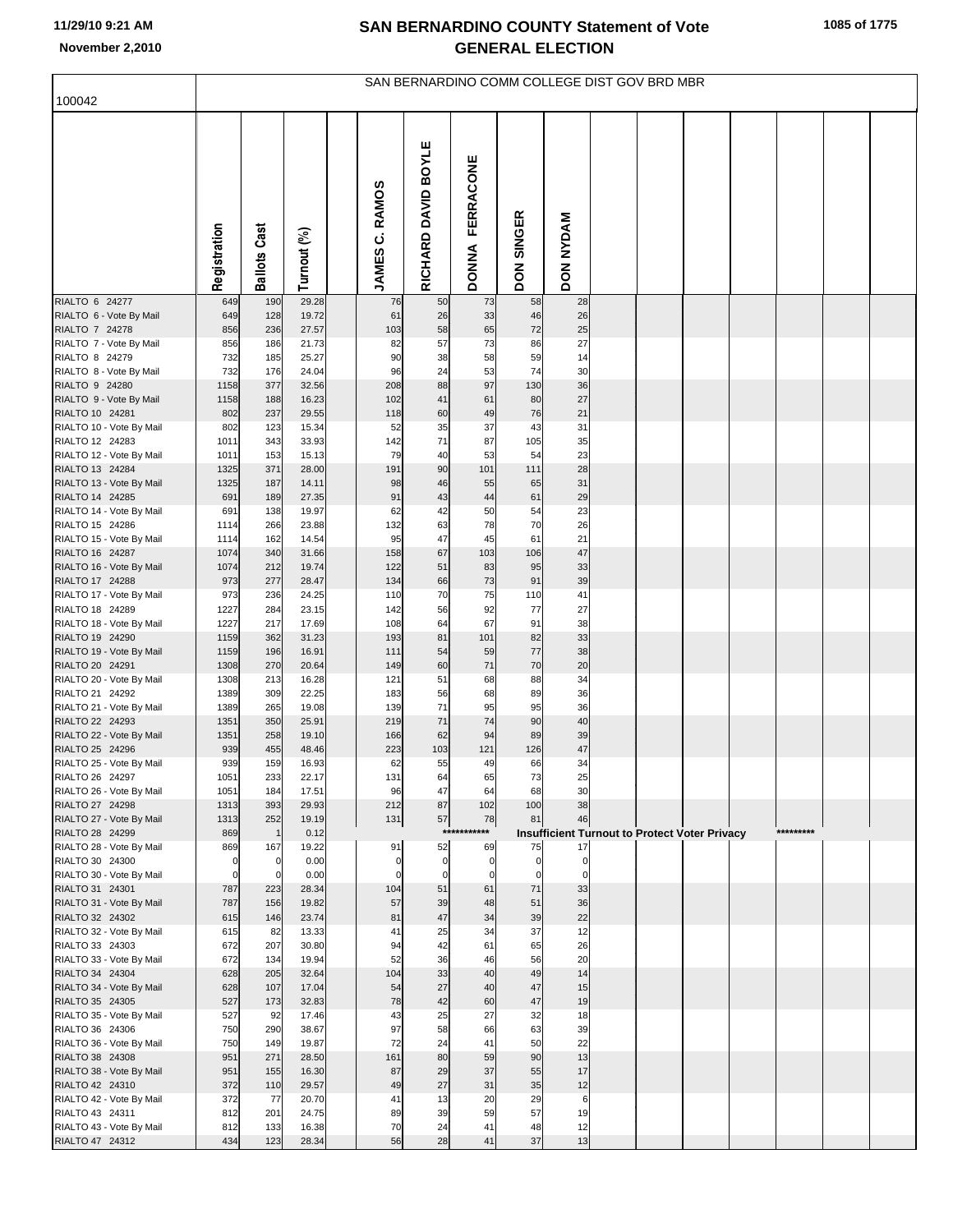# SAN BERNARDINO COUNTY Statement of Vote
## GENERAL ELECTION

11/29/10 9:21 AM
November 2,2010

SAN BERNARDINO COMM COLLEGE DIST GOV BRD MBR

100042

| | Registration | Ballots Cast | Turnout (%) | JAMES C. RAMOS | RICHARD DAVID BOYLE | DONNA FERRACONE | DON SINGER | DON NYDAM |
|---|---|---|---|---|---|---|---|---|
| RIALTO 6 24277 | 649 | 190 | 29.28 | 76 | 50 | 73 | 58 | 28 |
| RIALTO 6 - Vote By Mail | 649 | 128 | 19.72 | 61 | 26 | 33 | 46 | 26 |
| RIALTO 7 24278 | 856 | 236 | 27.57 | 103 | 58 | 65 | 72 | 25 |
| RIALTO 7 - Vote By Mail | 856 | 186 | 21.73 | 82 | 57 | 73 | 86 | 27 |
| RIALTO 8 24279 | 732 | 185 | 25.27 | 90 | 38 | 58 | 59 | 14 |
| RIALTO 8 - Vote By Mail | 732 | 176 | 24.04 | 96 | 24 | 53 | 74 | 30 |
| RIALTO 9 24280 | 1158 | 377 | 32.56 | 208 | 88 | 97 | 130 | 36 |
| RIALTO 9 - Vote By Mail | 1158 | 188 | 16.23 | 102 | 41 | 61 | 80 | 27 |
| RIALTO 10 24281 | 802 | 237 | 29.55 | 118 | 60 | 49 | 76 | 21 |
| RIALTO 10 - Vote By Mail | 802 | 123 | 15.34 | 52 | 35 | 37 | 43 | 31 |
| RIALTO 12 24283 | 1011 | 343 | 33.93 | 142 | 71 | 87 | 105 | 35 |
| RIALTO 12 - Vote By Mail | 1011 | 153 | 15.13 | 79 | 40 | 53 | 54 | 23 |
| RIALTO 13 24284 | 1325 | 371 | 28.00 | 191 | 90 | 101 | 111 | 28 |
| RIALTO 13 - Vote By Mail | 1325 | 187 | 14.11 | 98 | 46 | 55 | 65 | 31 |
| RIALTO 14 24285 | 691 | 189 | 27.35 | 91 | 43 | 44 | 61 | 29 |
| RIALTO 14 - Vote By Mail | 691 | 138 | 19.97 | 62 | 42 | 50 | 54 | 23 |
| RIALTO 15 24286 | 1114 | 266 | 23.88 | 132 | 63 | 78 | 70 | 26 |
| RIALTO 15 - Vote By Mail | 1114 | 162 | 14.54 | 95 | 47 | 45 | 61 | 21 |
| RIALTO 16 24287 | 1074 | 340 | 31.66 | 158 | 67 | 103 | 106 | 47 |
| RIALTO 16 - Vote By Mail | 1074 | 212 | 19.74 | 122 | 51 | 83 | 95 | 33 |
| RIALTO 17 24288 | 973 | 277 | 28.47 | 134 | 66 | 73 | 91 | 39 |
| RIALTO 17 - Vote By Mail | 973 | 236 | 24.25 | 110 | 70 | 75 | 110 | 41 |
| RIALTO 18 24289 | 1227 | 284 | 23.15 | 142 | 56 | 92 | 77 | 27 |
| RIALTO 18 - Vote By Mail | 1227 | 217 | 17.69 | 108 | 64 | 67 | 91 | 38 |
| RIALTO 19 24290 | 1159 | 362 | 31.23 | 193 | 81 | 101 | 82 | 33 |
| RIALTO 19 - Vote By Mail | 1159 | 196 | 16.91 | 111 | 54 | 59 | 77 | 38 |
| RIALTO 20 24291 | 1308 | 270 | 20.64 | 149 | 60 | 71 | 70 | 20 |
| RIALTO 20 - Vote By Mail | 1308 | 213 | 16.28 | 121 | 51 | 68 | 88 | 34 |
| RIALTO 21 24292 | 1389 | 309 | 22.25 | 183 | 56 | 68 | 89 | 36 |
| RIALTO 21 - Vote By Mail | 1389 | 265 | 19.08 | 139 | 71 | 95 | 95 | 36 |
| RIALTO 22 24293 | 1351 | 350 | 25.91 | 219 | 71 | 74 | 90 | 40 |
| RIALTO 22 - Vote By Mail | 1351 | 258 | 19.10 | 166 | 62 | 94 | 89 | 39 |
| RIALTO 25 24296 | 939 | 455 | 48.46 | 223 | 103 | 121 | 126 | 47 |
| RIALTO 25 - Vote By Mail | 939 | 159 | 16.93 | 62 | 55 | 49 | 66 | 34 |
| RIALTO 26 24297 | 1051 | 233 | 22.17 | 131 | 64 | 65 | 73 | 25 |
| RIALTO 26 - Vote By Mail | 1051 | 184 | 17.51 | 96 | 47 | 64 | 68 | 30 |
| RIALTO 27 24298 | 1313 | 393 | 29.93 | 212 | 87 | 102 | 100 | 38 |
| RIALTO 27 - Vote By Mail | 1313 | 252 | 19.19 | 131 | 57 | 78 | 81 | 46 |
| RIALTO 28 24299 | 869 | 1 | 0.12 | | | *********** | Insufficient Turnout to Protect Voter Privacy | ********* |
| RIALTO 28 - Vote By Mail | 869 | 167 | 19.22 | 91 | 52 | 69 | 75 | 17 |
| RIALTO 30 24300 | 0 | 0 | 0.00 | 0 | 0 | 0 | 0 | 0 |
| RIALTO 30 - Vote By Mail | 0 | 0 | 0.00 | 0 | 0 | 0 | 0 | 0 |
| RIALTO 31 24301 | 787 | 223 | 28.34 | 104 | 51 | 61 | 71 | 33 |
| RIALTO 31 - Vote By Mail | 787 | 156 | 19.82 | 57 | 39 | 48 | 51 | 36 |
| RIALTO 32 24302 | 615 | 146 | 23.74 | 81 | 47 | 34 | 39 | 22 |
| RIALTO 32 - Vote By Mail | 615 | 82 | 13.33 | 41 | 25 | 34 | 37 | 12 |
| RIALTO 33 24303 | 672 | 207 | 30.80 | 94 | 42 | 61 | 65 | 26 |
| RIALTO 33 - Vote By Mail | 672 | 134 | 19.94 | 52 | 36 | 46 | 56 | 20 |
| RIALTO 34 24304 | 628 | 205 | 32.64 | 104 | 33 | 40 | 49 | 14 |
| RIALTO 34 - Vote By Mail | 628 | 107 | 17.04 | 54 | 27 | 40 | 47 | 15 |
| RIALTO 35 24305 | 527 | 173 | 32.83 | 78 | 42 | 60 | 47 | 19 |
| RIALTO 35 - Vote By Mail | 527 | 92 | 17.46 | 43 | 25 | 27 | 32 | 18 |
| RIALTO 36 24306 | 750 | 290 | 38.67 | 97 | 58 | 66 | 63 | 39 |
| RIALTO 36 - Vote By Mail | 750 | 149 | 19.87 | 72 | 24 | 41 | 50 | 22 |
| RIALTO 38 24308 | 951 | 271 | 28.50 | 161 | 80 | 59 | 90 | 13 |
| RIALTO 38 - Vote By Mail | 951 | 155 | 16.30 | 87 | 29 | 37 | 55 | 17 |
| RIALTO 42 24310 | 372 | 110 | 29.57 | 49 | 27 | 31 | 35 | 12 |
| RIALTO 42 - Vote By Mail | 372 | 77 | 20.70 | 41 | 13 | 20 | 29 | 6 |
| RIALTO 43 24311 | 812 | 201 | 24.75 | 89 | 39 | 59 | 57 | 19 |
| RIALTO 43 - Vote By Mail | 812 | 133 | 16.38 | 70 | 24 | 41 | 48 | 12 |
| RIALTO 47 24312 | 434 | 123 | 28.34 | 56 | 28 | 41 | 37 | 13 |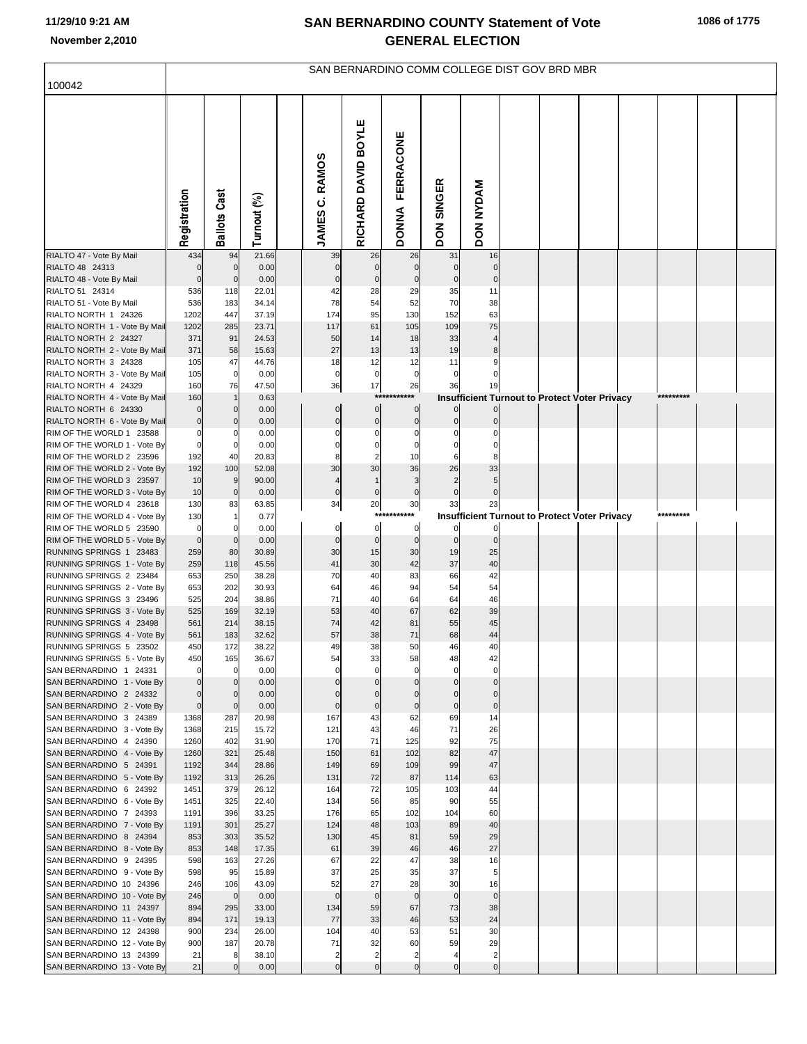# SAN BERNARDINO COUNTY Statement of Vote
## GENERAL ELECTION

November 2,2010

100042

SAN BERNARDINO COMM COLLEGE DIST GOV BRD MBR

| | Registration | Ballots Cast | Turnout (%) | JAMES C. RAMOS | RICHARD DAVID BOYLE | DONNA FERRACONE | DON SINGER | DON NYDAM |
|---|---|---|---|---|---|---|---|---|
| RIALTO 47 - Vote By Mail | 434 | 94 | 21.66 | 39 | 26 | 26 | 31 | 16 |
| RIALTO 48 24313 | 0 | 0 | 0.00 | 0 | 0 | 0 | 0 | 0 |
| RIALTO 48 - Vote By Mail | 0 | 0 | 0.00 | 0 | 0 | 0 | 0 | 0 |
| RIALTO 51 24314 | 536 | 118 | 22.01 | 42 | 28 | 29 | 35 | 11 |
| RIALTO 51 - Vote By Mail | 536 | 183 | 34.14 | 78 | 54 | 52 | 70 | 38 |
| RIALTO NORTH 1 24326 | 1202 | 447 | 37.19 | 174 | 95 | 130 | 152 | 63 |
| RIALTO NORTH 1 - Vote By Mail | 1202 | 285 | 23.71 | 117 | 61 | 105 | 109 | 75 |
| RIALTO NORTH 2 24327 | 371 | 91 | 24.53 | 50 | 14 | 18 | 33 | 4 |
| RIALTO NORTH 2 - Vote By Mail | 371 | 58 | 15.63 | 27 | 13 | 13 | 19 | 8 |
| RIALTO NORTH 3 24328 | 105 | 47 | 44.76 | 18 | 12 | 12 | 11 | 9 |
| RIALTO NORTH 3 - Vote By Mail | 105 | 0 | 0.00 | 0 | 0 | 0 | 0 | 0 |
| RIALTO NORTH 4 24329 | 160 | 76 | 47.50 | 36 | 17 | 26 | 36 | 19 |
| RIALTO NORTH 4 - Vote By Mail | 160 | 1 | 0.63 | *********** Insufficient Turnout to Protect Voter Privacy ********* | | | | |
| RIALTO NORTH 6 24330 | 0 | 0 | 0.00 | 0 | 0 | 0 | 0 | 0 |
| RIALTO NORTH 6 - Vote By Mail | 0 | 0 | 0.00 | 0 | 0 | 0 | 0 | 0 |
| RIM OF THE WORLD 1 23588 | 0 | 0 | 0.00 | 0 | 0 | 0 | 0 | 0 |
| RIM OF THE WORLD 1 - Vote By | 0 | 0 | 0.00 | 0 | 0 | 0 | 0 | 0 |
| RIM OF THE WORLD 2 23596 | 192 | 40 | 20.83 | 8 | 2 | 10 | 6 | 8 |
| RIM OF THE WORLD 2 - Vote By | 192 | 100 | 52.08 | 30 | 30 | 36 | 26 | 33 |
| RIM OF THE WORLD 3 23597 | 10 | 9 | 90.00 | 4 | 1 | 3 | 2 | 5 |
| RIM OF THE WORLD 3 - Vote By | 10 | 0 | 0.00 | 0 | 0 | 0 | 0 | 0 |
| RIM OF THE WORLD 4 23618 | 130 | 83 | 63.85 | 34 | 20 | 30 | 33 | 23 |
| RIM OF THE WORLD 4 - Vote By | 130 | 1 | 0.77 | *********** Insufficient Turnout to Protect Voter Privacy ********* | | | | |
| RIM OF THE WORLD 5 23590 | 0 | 0 | 0.00 | 0 | 0 | 0 | 0 | 0 |
| RIM OF THE WORLD 5 - Vote By | 0 | 0 | 0.00 | 0 | 0 | 0 | 0 | 0 |
| RUNNING SPRINGS 1 23483 | 259 | 80 | 30.89 | 30 | 15 | 30 | 19 | 25 |
| RUNNING SPRINGS 1 - Vote By | 259 | 118 | 45.56 | 41 | 30 | 42 | 37 | 40 |
| RUNNING SPRINGS 2 23484 | 653 | 250 | 38.28 | 70 | 40 | 83 | 66 | 42 |
| RUNNING SPRINGS 2 - Vote By | 653 | 202 | 30.93 | 64 | 46 | 94 | 54 | 54 |
| RUNNING SPRINGS 3 23496 | 525 | 204 | 38.86 | 71 | 40 | 64 | 64 | 46 |
| RUNNING SPRINGS 3 - Vote By | 525 | 169 | 32.19 | 53 | 40 | 67 | 62 | 39 |
| RUNNING SPRINGS 4 23498 | 561 | 214 | 38.15 | 74 | 42 | 81 | 55 | 45 |
| RUNNING SPRINGS 4 - Vote By | 561 | 183 | 32.62 | 57 | 38 | 71 | 68 | 44 |
| RUNNING SPRINGS 5 23502 | 450 | 172 | 38.22 | 49 | 38 | 50 | 46 | 40 |
| RUNNING SPRINGS 5 - Vote By | 450 | 165 | 36.67 | 54 | 33 | 58 | 48 | 42 |
| SAN BERNARDINO 1 24331 | 0 | 0 | 0.00 | 0 | 0 | 0 | 0 | 0 |
| SAN BERNARDINO 1 - Vote By | 0 | 0 | 0.00 | 0 | 0 | 0 | 0 | 0 |
| SAN BERNARDINO 2 24332 | 0 | 0 | 0.00 | 0 | 0 | 0 | 0 | 0 |
| SAN BERNARDINO 2 - Vote By | 0 | 0 | 0.00 | 0 | 0 | 0 | 0 | 0 |
| SAN BERNARDINO 3 24389 | 1368 | 287 | 20.98 | 167 | 43 | 62 | 69 | 14 |
| SAN BERNARDINO 3 - Vote By | 1368 | 215 | 15.72 | 121 | 43 | 46 | 71 | 26 |
| SAN BERNARDINO 4 24390 | 1260 | 402 | 31.90 | 170 | 71 | 125 | 92 | 75 |
| SAN BERNARDINO 4 - Vote By | 1260 | 321 | 25.48 | 150 | 61 | 102 | 82 | 47 |
| SAN BERNARDINO 5 24391 | 1192 | 344 | 28.86 | 149 | 69 | 109 | 99 | 47 |
| SAN BERNARDINO 5 - Vote By | 1192 | 313 | 26.26 | 131 | 72 | 87 | 114 | 63 |
| SAN BERNARDINO 6 24392 | 1451 | 379 | 26.12 | 164 | 72 | 105 | 103 | 44 |
| SAN BERNARDINO 6 - Vote By | 1451 | 325 | 22.40 | 134 | 56 | 85 | 90 | 55 |
| SAN BERNARDINO 7 24393 | 1191 | 396 | 33.25 | 176 | 65 | 102 | 104 | 60 |
| SAN BERNARDINO 7 - Vote By | 1191 | 301 | 25.27 | 124 | 48 | 103 | 89 | 40 |
| SAN BERNARDINO 8 24394 | 853 | 303 | 35.52 | 130 | 45 | 81 | 59 | 29 |
| SAN BERNARDINO 8 - Vote By | 853 | 148 | 17.35 | 61 | 39 | 46 | 46 | 27 |
| SAN BERNARDINO 9 24395 | 598 | 163 | 27.26 | 67 | 22 | 47 | 38 | 16 |
| SAN BERNARDINO 9 - Vote By | 598 | 95 | 15.89 | 37 | 25 | 35 | 37 | 5 |
| SAN BERNARDINO 10 24396 | 246 | 106 | 43.09 | 52 | 27 | 28 | 30 | 16 |
| SAN BERNARDINO 10 - Vote By | 246 | 0 | 0.00 | 0 | 0 | 0 | 0 | 0 |
| SAN BERNARDINO 11 24397 | 894 | 295 | 33.00 | 134 | 59 | 67 | 73 | 38 |
| SAN BERNARDINO 11 - Vote By | 894 | 171 | 19.13 | 77 | 33 | 46 | 53 | 24 |
| SAN BERNARDINO 12 24398 | 900 | 234 | 26.00 | 104 | 40 | 53 | 51 | 30 |
| SAN BERNARDINO 12 - Vote By | 900 | 187 | 20.78 | 71 | 32 | 60 | 59 | 29 |
| SAN BERNARDINO 13 24399 | 21 | 8 | 38.10 | 2 | 2 | 2 | 4 | 2 |
| SAN BERNARDINO 13 - Vote By | 21 | 0 | 0.00 | 0 | 0 | 0 | 0 | 0 |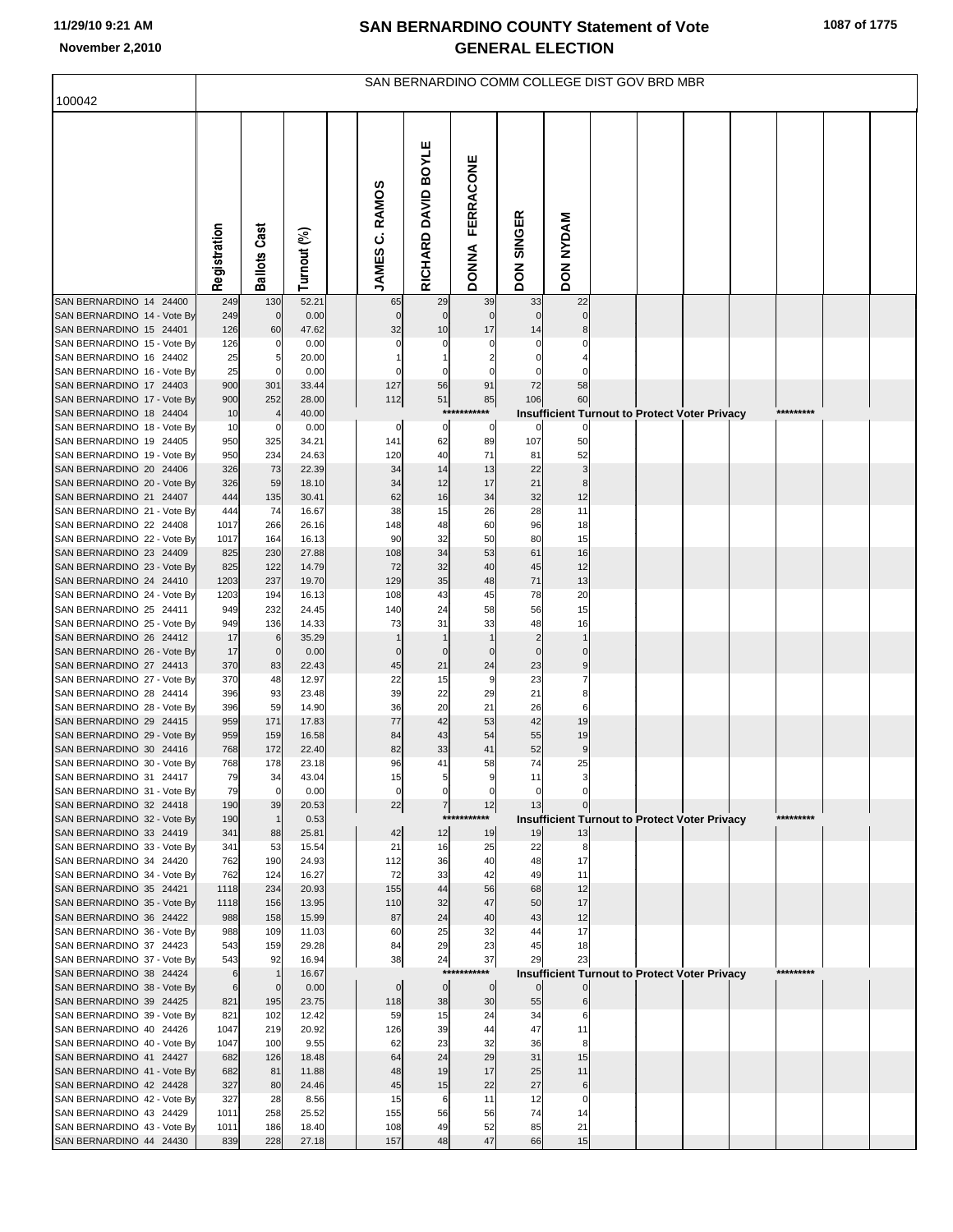# SAN BERNARDINO COUNTY Statement of Vote
## GENERAL ELECTION

100042

SAN BERNARDINO COMM COLLEGE DIST GOV BRD MBR

| | Registration | Ballots Cast | Turnout (%) | JAMES C. RAMOS | RICHARD DAVID BOYLE | DONNA FERRACONE | DON SINGER | DON NYDAM |
|---|---|---|---|---|---|---|---|---|
| SAN BERNARDINO 14 24400 | 249 | 130 | 52.21 | 65 | 29 | 39 | 33 | 22 |
| SAN BERNARDINO 14 - Vote By | 249 | 0 | 0.00 | 0 | 0 | 0 | 0 | 0 |
| SAN BERNARDINO 15 24401 | 126 | 60 | 47.62 | 32 | 10 | 17 | 14 | 8 |
| SAN BERNARDINO 15 - Vote By | 126 | 0 | 0.00 | 0 | 0 | 0 | 0 | 0 |
| SAN BERNARDINO 16 24402 | 25 | 5 | 20.00 | 1 | 1 | 2 | 0 | 4 |
| SAN BERNARDINO 16 - Vote By | 25 | 0 | 0.00 | 0 | 0 | 0 | 0 | 0 |
| SAN BERNARDINO 17 24403 | 900 | 301 | 33.44 | 127 | 56 | 91 | 72 | 58 |
| SAN BERNARDINO 17 - Vote By | 900 | 252 | 28.00 | 112 | 51 | 85 | 106 | 60 |
| SAN BERNARDINO 18 24404 | 10 | 4 | 40.00 | *********** Insufficient Turnout to Protect Voter Privacy ********* | | | | |
| SAN BERNARDINO 18 - Vote By | 10 | 0 | 0.00 | 0 | 0 | 0 | 0 | 0 |
| SAN BERNARDINO 19 24405 | 950 | 325 | 34.21 | 141 | 62 | 89 | 107 | 50 |
| SAN BERNARDINO 19 - Vote By | 950 | 234 | 24.63 | 120 | 40 | 71 | 81 | 52 |
| SAN BERNARDINO 20 24406 | 326 | 73 | 22.39 | 34 | 14 | 13 | 22 | 3 |
| SAN BERNARDINO 20 - Vote By | 326 | 59 | 18.10 | 34 | 12 | 17 | 21 | 8 |
| SAN BERNARDINO 21 24407 | 444 | 135 | 30.41 | 62 | 16 | 34 | 32 | 12 |
| SAN BERNARDINO 21 - Vote By | 444 | 74 | 16.67 | 38 | 15 | 26 | 28 | 11 |
| SAN BERNARDINO 22 24408 | 1017 | 266 | 26.16 | 148 | 48 | 60 | 96 | 18 |
| SAN BERNARDINO 22 - Vote By | 1017 | 164 | 16.13 | 90 | 32 | 50 | 80 | 15 |
| SAN BERNARDINO 23 24409 | 825 | 230 | 27.88 | 108 | 34 | 53 | 61 | 16 |
| SAN BERNARDINO 23 - Vote By | 825 | 122 | 14.79 | 72 | 32 | 40 | 45 | 12 |
| SAN BERNARDINO 24 24410 | 1203 | 237 | 19.70 | 129 | 35 | 48 | 71 | 13 |
| SAN BERNARDINO 24 - Vote By | 1203 | 194 | 16.13 | 108 | 43 | 45 | 78 | 20 |
| SAN BERNARDINO 25 24411 | 949 | 232 | 24.45 | 140 | 24 | 58 | 56 | 15 |
| SAN BERNARDINO 25 - Vote By | 949 | 136 | 14.33 | 73 | 31 | 33 | 48 | 16 |
| SAN BERNARDINO 26 24412 | 17 | 6 | 35.29 | 1 | 1 | 1 | 2 | 1 |
| SAN BERNARDINO 26 - Vote By | 17 | 0 | 0.00 | 0 | 0 | 0 | 0 | 0 |
| SAN BERNARDINO 27 24413 | 370 | 83 | 22.43 | 45 | 21 | 24 | 23 | 9 |
| SAN BERNARDINO 27 - Vote By | 370 | 48 | 12.97 | 22 | 15 | 9 | 23 | 7 |
| SAN BERNARDINO 28 24414 | 396 | 93 | 23.48 | 39 | 22 | 29 | 21 | 8 |
| SAN BERNARDINO 28 - Vote By | 396 | 59 | 14.90 | 36 | 20 | 21 | 26 | 6 |
| SAN BERNARDINO 29 24415 | 959 | 171 | 17.83 | 77 | 42 | 53 | 42 | 19 |
| SAN BERNARDINO 29 - Vote By | 959 | 159 | 16.58 | 84 | 43 | 54 | 55 | 19 |
| SAN BERNARDINO 30 24416 | 768 | 172 | 22.40 | 82 | 33 | 41 | 52 | 9 |
| SAN BERNARDINO 30 - Vote By | 768 | 178 | 23.18 | 96 | 41 | 58 | 74 | 25 |
| SAN BERNARDINO 31 24417 | 79 | 34 | 43.04 | 15 | 5 | 9 | 11 | 3 |
| SAN BERNARDINO 31 - Vote By | 79 | 0 | 0.00 | 0 | 0 | 0 | 0 | 0 |
| SAN BERNARDINO 32 24418 | 190 | 39 | 20.53 | 22 | 7 | 12 | 13 | 0 |
| SAN BERNARDINO 32 - Vote By | 190 | 1 | 0.53 | *********** Insufficient Turnout to Protect Voter Privacy ********* | | | | |
| SAN BERNARDINO 33 24419 | 341 | 88 | 25.81 | 42 | 12 | 19 | 19 | 13 |
| SAN BERNARDINO 33 - Vote By | 341 | 53 | 15.54 | 21 | 16 | 25 | 22 | 8 |
| SAN BERNARDINO 34 24420 | 762 | 190 | 24.93 | 112 | 36 | 40 | 48 | 17 |
| SAN BERNARDINO 34 - Vote By | 762 | 124 | 16.27 | 72 | 33 | 42 | 49 | 11 |
| SAN BERNARDINO 35 24421 | 1118 | 234 | 20.93 | 155 | 44 | 56 | 68 | 12 |
| SAN BERNARDINO 35 - Vote By | 1118 | 156 | 13.95 | 110 | 32 | 47 | 50 | 17 |
| SAN BERNARDINO 36 24422 | 988 | 158 | 15.99 | 87 | 24 | 40 | 43 | 12 |
| SAN BERNARDINO 36 - Vote By | 988 | 109 | 11.03 | 60 | 25 | 32 | 44 | 17 |
| SAN BERNARDINO 37 24423 | 543 | 159 | 29.28 | 84 | 29 | 23 | 45 | 18 |
| SAN BERNARDINO 37 - Vote By | 543 | 92 | 16.94 | 38 | 24 | 37 | 29 | 23 |
| SAN BERNARDINO 38 24424 | 6 | 1 | 16.67 | *********** Insufficient Turnout to Protect Voter Privacy ********* | | | | |
| SAN BERNARDINO 38 - Vote By | 6 | 0 | 0.00 | 0 | 0 | 0 | 0 | 0 |
| SAN BERNARDINO 39 24425 | 821 | 195 | 23.75 | 118 | 38 | 30 | 55 | 6 |
| SAN BERNARDINO 39 - Vote By | 821 | 102 | 12.42 | 59 | 15 | 24 | 34 | 6 |
| SAN BERNARDINO 40 24426 | 1047 | 219 | 20.92 | 126 | 39 | 44 | 47 | 11 |
| SAN BERNARDINO 40 - Vote By | 1047 | 100 | 9.55 | 62 | 23 | 32 | 36 | 8 |
| SAN BERNARDINO 41 24427 | 682 | 126 | 18.48 | 64 | 24 | 29 | 31 | 15 |
| SAN BERNARDINO 41 - Vote By | 682 | 81 | 11.88 | 48 | 19 | 17 | 25 | 11 |
| SAN BERNARDINO 42 24428 | 327 | 80 | 24.46 | 45 | 15 | 22 | 27 | 6 |
| SAN BERNARDINO 42 - Vote By | 327 | 28 | 8.56 | 15 | 6 | 11 | 12 | 0 |
| SAN BERNARDINO 43 24429 | 1011 | 258 | 25.52 | 155 | 56 | 56 | 74 | 14 |
| SAN BERNARDINO 43 - Vote By | 1011 | 186 | 18.40 | 108 | 49 | 52 | 85 | 21 |
| SAN BERNARDINO 44 24430 | 839 | 228 | 27.18 | 157 | 48 | 47 | 66 | 15 |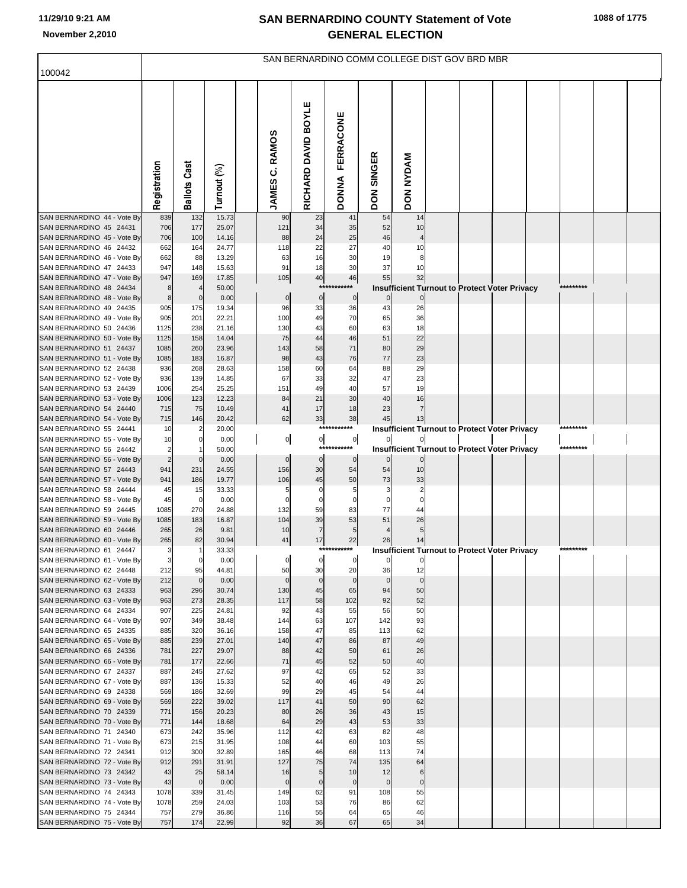# SAN BERNARDINO COUNTY Statement of Vote
## GENERAL ELECTION

100042

SAN BERNARDINO COMM COLLEGE DIST GOV BRD MBR

| | Registration | Ballots Cast | Turnout (%) | JAMES C. RAMOS | RICHARD DAVID BOYLE | DONNA FERRACONE | DON SINGER | DON NYDAM |
|---|---|---|---|---|---|---|---|---|
| SAN BERNARDINO 44 - Vote By | 839 | 132 | 15.73 | 90 | 23 | 41 | 54 | 14 |
| SAN BERNARDINO 45 24431 | 706 | 177 | 25.07 | 121 | 34 | 35 | 52 | 10 |
| SAN BERNARDINO 45 - Vote By | 706 | 100 | 14.16 | 88 | 24 | 25 | 46 | 4 |
| SAN BERNARDINO 46 24432 | 662 | 164 | 24.77 | 118 | 22 | 27 | 40 | 10 |
| SAN BERNARDINO 46 - Vote By | 662 | 88 | 13.29 | 63 | 16 | 30 | 19 | 8 |
| SAN BERNARDINO 47 24433 | 947 | 148 | 15.63 | 91 | 18 | 30 | 37 | 10 |
| SAN BERNARDINO 47 - Vote By | 947 | 169 | 17.85 | 105 | 40 | 46 | 55 | 32 |
| SAN BERNARDINO 48 24434 | 8 | 4 | 50.00 | *********** Insufficient Turnout to Protect Voter Privacy ********* | | | | |
| SAN BERNARDINO 48 - Vote By | 8 | 0 | 0.00 | 0 | 0 | 0 | 0 | 0 |
| SAN BERNARDINO 49 24435 | 905 | 175 | 19.34 | 96 | 33 | 36 | 43 | 26 |
| SAN BERNARDINO 49 - Vote By | 905 | 201 | 22.21 | 100 | 49 | 70 | 65 | 36 |
| SAN BERNARDINO 50 24436 | 1125 | 238 | 21.16 | 130 | 43 | 60 | 63 | 18 |
| SAN BERNARDINO 50 - Vote By | 1125 | 158 | 14.04 | 75 | 44 | 46 | 51 | 22 |
| SAN BERNARDINO 51 24437 | 1085 | 260 | 23.96 | 143 | 58 | 71 | 80 | 29 |
| SAN BERNARDINO 51 - Vote By | 1085 | 183 | 16.87 | 98 | 43 | 76 | 77 | 23 |
| SAN BERNARDINO 52 24438 | 936 | 268 | 28.63 | 158 | 60 | 64 | 88 | 29 |
| SAN BERNARDINO 52 - Vote By | 936 | 139 | 14.85 | 67 | 33 | 32 | 47 | 23 |
| SAN BERNARDINO 53 24439 | 1006 | 254 | 25.25 | 151 | 49 | 40 | 57 | 19 |
| SAN BERNARDINO 53 - Vote By | 1006 | 123 | 12.23 | 84 | 21 | 30 | 40 | 16 |
| SAN BERNARDINO 54 24440 | 715 | 75 | 10.49 | 41 | 17 | 18 | 23 | 7 |
| SAN BERNARDINO 54 - Vote By | 715 | 146 | 20.42 | 62 | 33 | 38 | 45 | 13 |
| SAN BERNARDINO 55 24441 | 10 | 2 | 20.00 | *********** Insufficient Turnout to Protect Voter Privacy ********* | | | | |
| SAN BERNARDINO 55 - Vote By | 10 | 0 | 0.00 | 0 | 0 | 0 | 0 | 0 |
| SAN BERNARDINO 56 24442 | 2 | 1 | 50.00 | *********** Insufficient Turnout to Protect Voter Privacy ********* | | | | |
| SAN BERNARDINO 56 - Vote By | 2 | 0 | 0.00 | 0 | 0 | 0 | 0 | 0 |
| SAN BERNARDINO 57 24443 | 941 | 231 | 24.55 | 156 | 30 | 54 | 54 | 10 |
| SAN BERNARDINO 57 - Vote By | 941 | 186 | 19.77 | 106 | 45 | 50 | 73 | 33 |
| SAN BERNARDINO 58 24444 | 45 | 15 | 33.33 | 5 | 0 | 5 | 3 | 2 |
| SAN BERNARDINO 58 - Vote By | 45 | 0 | 0.00 | 0 | 0 | 0 | 0 | 0 |
| SAN BERNARDINO 59 24445 | 1085 | 270 | 24.88 | 132 | 59 | 83 | 77 | 44 |
| SAN BERNARDINO 59 - Vote By | 1085 | 183 | 16.87 | 104 | 39 | 53 | 51 | 26 |
| SAN BERNARDINO 60 24446 | 265 | 26 | 9.81 | 10 | 7 | 5 | 4 | 5 |
| SAN BERNARDINO 60 - Vote By | 265 | 82 | 30.94 | 41 | 17 | 22 | 26 | 14 |
| SAN BERNARDINO 61 24447 | 3 | 1 | 33.33 | *********** Insufficient Turnout to Protect Voter Privacy ********* | | | | |
| SAN BERNARDINO 61 - Vote By | 3 | 0 | 0.00 | 0 | 0 | 0 | 0 | 0 |
| SAN BERNARDINO 62 24448 | 212 | 95 | 44.81 | 50 | 30 | 20 | 36 | 12 |
| SAN BERNARDINO 62 - Vote By | 212 | 0 | 0.00 | 0 | 0 | 0 | 0 | 0 |
| SAN BERNARDINO 63 24333 | 963 | 296 | 30.74 | 130 | 45 | 65 | 94 | 50 |
| SAN BERNARDINO 63 - Vote By | 963 | 273 | 28.35 | 117 | 58 | 102 | 92 | 52 |
| SAN BERNARDINO 64 24334 | 907 | 225 | 24.81 | 92 | 43 | 55 | 56 | 50 |
| SAN BERNARDINO 64 - Vote By | 907 | 349 | 38.48 | 144 | 63 | 107 | 142 | 93 |
| SAN BERNARDINO 65 24335 | 885 | 320 | 36.16 | 158 | 47 | 85 | 113 | 62 |
| SAN BERNARDINO 65 - Vote By | 885 | 239 | 27.01 | 140 | 47 | 86 | 87 | 49 |
| SAN BERNARDINO 66 24336 | 781 | 227 | 29.07 | 88 | 42 | 50 | 61 | 26 |
| SAN BERNARDINO 66 - Vote By | 781 | 177 | 22.66 | 71 | 45 | 52 | 50 | 40 |
| SAN BERNARDINO 67 24337 | 887 | 245 | 27.62 | 97 | 42 | 65 | 52 | 33 |
| SAN BERNARDINO 67 - Vote By | 887 | 136 | 15.33 | 52 | 40 | 46 | 49 | 26 |
| SAN BERNARDINO 69 24338 | 569 | 186 | 32.69 | 99 | 29 | 45 | 54 | 44 |
| SAN BERNARDINO 69 - Vote By | 569 | 222 | 39.02 | 117 | 41 | 50 | 90 | 62 |
| SAN BERNARDINO 70 24339 | 771 | 156 | 20.23 | 80 | 26 | 36 | 43 | 15 |
| SAN BERNARDINO 70 - Vote By | 771 | 144 | 18.68 | 64 | 29 | 43 | 53 | 33 |
| SAN BERNARDINO 71 24340 | 673 | 242 | 35.96 | 112 | 42 | 63 | 82 | 48 |
| SAN BERNARDINO 71 - Vote By | 673 | 215 | 31.95 | 108 | 44 | 60 | 103 | 55 |
| SAN BERNARDINO 72 24341 | 912 | 300 | 32.89 | 165 | 46 | 68 | 113 | 74 |
| SAN BERNARDINO 72 - Vote By | 912 | 291 | 31.91 | 127 | 75 | 74 | 135 | 64 |
| SAN BERNARDINO 73 24342 | 43 | 25 | 58.14 | 16 | 5 | 10 | 12 | 6 |
| SAN BERNARDINO 73 - Vote By | 43 | 0 | 0.00 | 0 | 0 | 0 | 0 | 0 |
| SAN BERNARDINO 74 24343 | 1078 | 339 | 31.45 | 149 | 62 | 91 | 108 | 55 |
| SAN BERNARDINO 74 - Vote By | 1078 | 259 | 24.03 | 103 | 53 | 76 | 86 | 62 |
| SAN BERNARDINO 75 24344 | 757 | 279 | 36.86 | 116 | 55 | 64 | 65 | 46 |
| SAN BERNARDINO 75 - Vote By | 757 | 174 | 22.99 | 92 | 36 | 67 | 65 | 34 |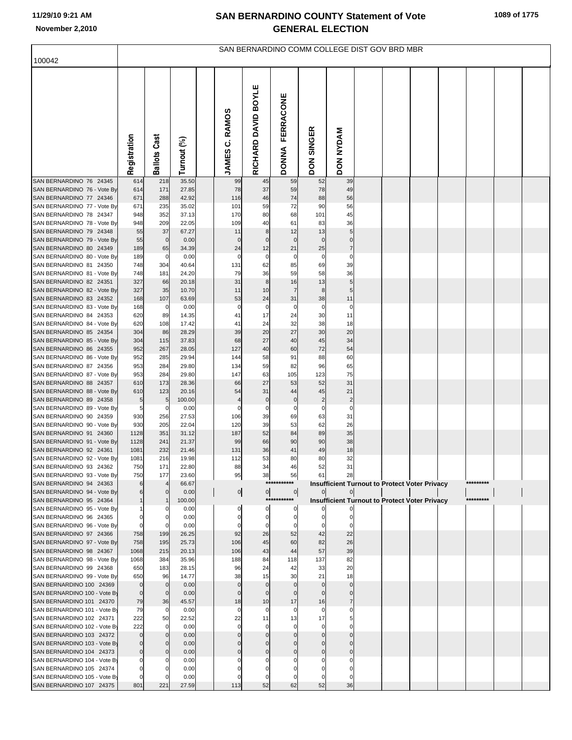SAN BERNARDINO COUNTY Statement of Vote
GENERAL ELECTION

## SAN BERNARDINO COMM COLLEGE DIST GOV BRD MBR

100042

| | Registration | Ballots Cast | Turnout (%) | | JAMES C. RAMOS | RICHARD DAVID BOYLE | DONNA FERRACONE | DON SINGER | DON NYDAM |
|---|---|---|---|---|---|---|---|---|---|
| SAN BERNARDINO 76 24345 | 614 | 218 | 35.50 | | 99 | 45 | 59 | 52 | 39 |
| SAN BERNARDINO 76 - Vote By | 614 | 171 | 27.85 | | 78 | 37 | 59 | 78 | 49 |
| SAN BERNARDINO 77 24346 | 671 | 288 | 42.92 | | 116 | 46 | 74 | 88 | 56 |
| SAN BERNARDINO 77 - Vote By | 671 | 235 | 35.02 | | 101 | 59 | 72 | 90 | 56 |
| SAN BERNARDINO 78 24347 | 948 | 352 | 37.13 | | 170 | 80 | 68 | 101 | 45 |
| SAN BERNARDINO 78 - Vote By | 948 | 209 | 22.05 | | 109 | 40 | 61 | 83 | 36 |
| SAN BERNARDINO 79 24348 | 55 | 37 | 67.27 | | 11 | 8 | 12 | 13 | 5 |
| SAN BERNARDINO 79 - Vote By | 55 | 0 | 0.00 | | 0 | 0 | 0 | 0 | 0 |
| SAN BERNARDINO 80 24349 | 189 | 65 | 34.39 | | 24 | 12 | 21 | 25 | 7 |
| SAN BERNARDINO 80 - Vote By | 189 | 0 | 0.00 | | 0 | 0 | 0 | 0 | 0 |
| SAN BERNARDINO 81 24350 | 748 | 304 | 40.64 | | 131 | 62 | 85 | 69 | 39 |
| SAN BERNARDINO 81 - Vote By | 748 | 181 | 24.20 | | 79 | 36 | 59 | 58 | 36 |
| SAN BERNARDINO 82 24351 | 327 | 66 | 20.18 | | 31 | 8 | 16 | 13 | 5 |
| SAN BERNARDINO 82 - Vote By | 327 | 35 | 10.70 | | 11 | 10 | 7 | 8 | 5 |
| SAN BERNARDINO 83 24352 | 168 | 107 | 63.69 | | 53 | 24 | 31 | 38 | 11 |
| SAN BERNARDINO 83 - Vote By | 168 | 0 | 0.00 | | 0 | 0 | 0 | 0 | 0 |
| SAN BERNARDINO 84 24353 | 620 | 89 | 14.35 | | 41 | 17 | 24 | 30 | 11 |
| SAN BERNARDINO 84 - Vote By | 620 | 108 | 17.42 | | 41 | 24 | 32 | 38 | 18 |
| SAN BERNARDINO 85 24354 | 304 | 86 | 28.29 | | 39 | 20 | 27 | 30 | 20 |
| SAN BERNARDINO 85 - Vote By | 304 | 115 | 37.83 | | 68 | 27 | 40 | 45 | 34 |
| SAN BERNARDINO 86 24355 | 952 | 267 | 28.05 | | 127 | 40 | 60 | 72 | 54 |
| SAN BERNARDINO 86 - Vote By | 952 | 285 | 29.94 | | 144 | 58 | 91 | 88 | 60 |
| SAN BERNARDINO 87 24356 | 953 | 284 | 29.80 | | 134 | 59 | 82 | 96 | 65 |
| SAN BERNARDINO 87 - Vote By | 953 | 284 | 29.80 | | 147 | 63 | 105 | 123 | 75 |
| SAN BERNARDINO 88 24357 | 610 | 173 | 28.36 | | 66 | 27 | 53 | 52 | 31 |
| SAN BERNARDINO 88 - Vote By | 610 | 123 | 20.16 | | 54 | 31 | 44 | 45 | 21 |
| SAN BERNARDINO 89 24358 | 5 | 5 | 100.00 | | 4 | 0 | 0 | 2 | 2 |
| SAN BERNARDINO 89 - Vote By | 5 | 0 | 0.00 | | 0 | 0 | 0 | 0 | 0 |
| SAN BERNARDINO 90 24359 | 930 | 256 | 27.53 | | 106 | 39 | 69 | 63 | 31 |
| SAN BERNARDINO 90 - Vote By | 930 | 205 | 22.04 | | 120 | 39 | 53 | 62 | 26 |
| SAN BERNARDINO 91 24360 | 1128 | 351 | 31.12 | | 187 | 52 | 84 | 89 | 35 |
| SAN BERNARDINO 91 - Vote By | 1128 | 241 | 21.37 | | 99 | 66 | 90 | 90 | 38 |
| SAN BERNARDINO 92 24361 | 1081 | 232 | 21.46 | | 131 | 36 | 41 | 49 | 18 |
| SAN BERNARDINO 92 - Vote By | 1081 | 216 | 19.98 | | 112 | 53 | 80 | 80 | 32 |
| SAN BERNARDINO 93 24362 | 750 | 171 | 22.80 | | 88 | 34 | 46 | 52 | 31 |
| SAN BERNARDINO 93 - Vote By | 750 | 177 | 23.60 | | 95 | 38 | 56 | 61 | 28 |
| SAN BERNARDINO 94 24363 | 6 | 4 | 66.67 | | *********** Insufficient Turnout to Protect Voter Privacy ********* | | | | |
| SAN BERNARDINO 94 - Vote By | 6 | 0 | 0.00 | | 0 | 0 | 0 | 0 | 0 |
| SAN BERNARDINO 95 24364 | 1 | 1 | 100.00 | | *********** Insufficient Turnout to Protect Voter Privacy ********* | | | | |
| SAN BERNARDINO 95 - Vote By | 1 | 0 | 0.00 | | 0 | 0 | 0 | 0 | 0 |
| SAN BERNARDINO 96 24365 | 0 | 0 | 0.00 | | 0 | 0 | 0 | 0 | 0 |
| SAN BERNARDINO 96 - Vote By | 0 | 0 | 0.00 | | 0 | 0 | 0 | 0 | 0 |
| SAN BERNARDINO 97 24366 | 758 | 199 | 26.25 | | 92 | 26 | 52 | 42 | 22 |
| SAN BERNARDINO 97 - Vote By | 758 | 195 | 25.73 | | 106 | 45 | 60 | 82 | 26 |
| SAN BERNARDINO 98 24367 | 1068 | 215 | 20.13 | | 106 | 43 | 44 | 57 | 39 |
| SAN BERNARDINO 98 - Vote By | 1068 | 384 | 35.96 | | 188 | 84 | 118 | 137 | 82 |
| SAN BERNARDINO 99 24368 | 650 | 183 | 28.15 | | 96 | 24 | 42 | 33 | 20 |
| SAN BERNARDINO 99 - Vote By | 650 | 96 | 14.77 | | 38 | 15 | 30 | 21 | 18 |
| SAN BERNARDINO 100 24369 | 0 | 0 | 0.00 | | 0 | 0 | 0 | 0 | 0 |
| SAN BERNARDINO 100 - Vote By | 0 | 0 | 0.00 | | 0 | 0 | 0 | 0 | 0 |
| SAN BERNARDINO 101 24370 | 79 | 36 | 45.57 | | 18 | 10 | 17 | 16 | 7 |
| SAN BERNARDINO 101 - Vote By | 79 | 0 | 0.00 | | 0 | 0 | 0 | 0 | 0 |
| SAN BERNARDINO 102 24371 | 222 | 50 | 22.52 | | 22 | 11 | 13 | 17 | 5 |
| SAN BERNARDINO 102 - Vote By | 222 | 0 | 0.00 | | 0 | 0 | 0 | 0 | 0 |
| SAN BERNARDINO 103 24372 | 0 | 0 | 0.00 | | 0 | 0 | 0 | 0 | 0 |
| SAN BERNARDINO 103 - Vote By | 0 | 0 | 0.00 | | 0 | 0 | 0 | 0 | 0 |
| SAN BERNARDINO 104 24373 | 0 | 0 | 0.00 | | 0 | 0 | 0 | 0 | 0 |
| SAN BERNARDINO 104 - Vote By | 0 | 0 | 0.00 | | 0 | 0 | 0 | 0 | 0 |
| SAN BERNARDINO 105 24374 | 0 | 0 | 0.00 | | 0 | 0 | 0 | 0 | 0 |
| SAN BERNARDINO 105 - Vote By | 0 | 0 | 0.00 | | 0 | 0 | 0 | 0 | 0 |
| SAN BERNARDINO 107 24375 | 801 | 221 | 27.59 | | 113 | 52 | 62 | 52 | 36 |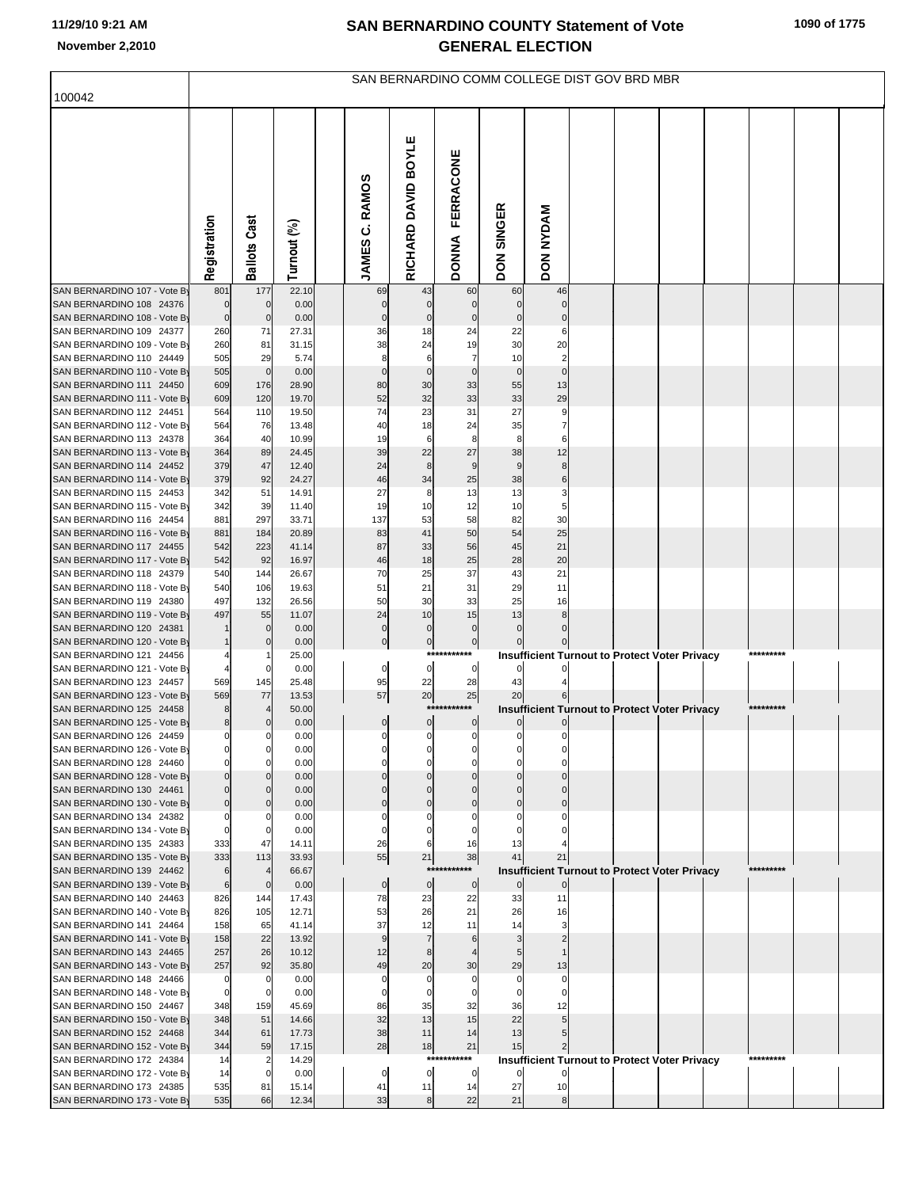# SAN BERNARDINO COUNTY Statement of Vote
## GENERAL ELECTION

100042

SAN BERNARDINO COMM COLLEGE DIST GOV BRD MBR

| | Registration | Ballots Cast | Turnout (%) | | JAMES C. RAMOS | RICHARD DAVID BOYLE | DONNA FERRACONE | DON SINGER | DON NYDAM |
|---|---|---|---|---|---|---|---|---|---|
| SAN BERNARDINO 107 - Vote By | 801 | 177 | 22.10 | | 69 | 43 | 60 | 60 | 46 |
| SAN BERNARDINO 108 24376 | 0 | 0 | 0.00 | | 0 | 0 | 0 | 0 | 0 |
| SAN BERNARDINO 108 - Vote By | 0 | 0 | 0.00 | | 0 | 0 | 0 | 0 | 0 |
| SAN BERNARDINO 109 24377 | 260 | 71 | 27.31 | | 36 | 18 | 24 | 22 | 6 |
| SAN BERNARDINO 109 - Vote By | 260 | 81 | 31.15 | | 38 | 24 | 19 | 30 | 20 |
| SAN BERNARDINO 110 24449 | 505 | 29 | 5.74 | | 8 | 6 | 7 | 10 | 2 |
| SAN BERNARDINO 110 - Vote By | 505 | 0 | 0.00 | | 0 | 0 | 0 | 0 | 0 |
| SAN BERNARDINO 111 24450 | 609 | 176 | 28.90 | | 80 | 30 | 33 | 55 | 13 |
| SAN BERNARDINO 111 - Vote By | 609 | 120 | 19.70 | | 52 | 32 | 33 | 33 | 29 |
| SAN BERNARDINO 112 24451 | 564 | 110 | 19.50 | | 74 | 23 | 31 | 27 | 9 |
| SAN BERNARDINO 112 - Vote By | 564 | 76 | 13.48 | | 40 | 18 | 24 | 35 | 7 |
| SAN BERNARDINO 113 24378 | 364 | 40 | 10.99 | | 19 | 6 | 8 | 8 | 6 |
| SAN BERNARDINO 113 - Vote By | 364 | 89 | 24.45 | | 39 | 22 | 27 | 38 | 12 |
| SAN BERNARDINO 114 24452 | 379 | 47 | 12.40 | | 24 | 8 | 9 | 9 | 8 |
| SAN BERNARDINO 114 - Vote By | 379 | 92 | 24.27 | | 46 | 34 | 25 | 38 | 6 |
| SAN BERNARDINO 115 24453 | 342 | 51 | 14.91 | | 27 | 8 | 13 | 13 | 3 |
| SAN BERNARDINO 115 - Vote By | 342 | 39 | 11.40 | | 19 | 10 | 12 | 10 | 5 |
| SAN BERNARDINO 116 24454 | 881 | 297 | 33.71 | | 137 | 53 | 58 | 82 | 30 |
| SAN BERNARDINO 116 - Vote By | 881 | 184 | 20.89 | | 83 | 41 | 50 | 54 | 25 |
| SAN BERNARDINO 117 24455 | 542 | 223 | 41.14 | | 87 | 33 | 56 | 45 | 21 |
| SAN BERNARDINO 117 - Vote By | 542 | 92 | 16.97 | | 46 | 18 | 25 | 28 | 20 |
| SAN BERNARDINO 118 24379 | 540 | 144 | 26.67 | | 70 | 25 | 37 | 43 | 21 |
| SAN BERNARDINO 118 - Vote By | 540 | 106 | 19.63 | | 51 | 21 | 31 | 29 | 11 |
| SAN BERNARDINO 119 24380 | 497 | 132 | 26.56 | | 50 | 30 | 33 | 25 | 16 |
| SAN BERNARDINO 119 - Vote By | 497 | 55 | 11.07 | | 24 | 10 | 15 | 13 | 8 |
| SAN BERNARDINO 120 24381 | 1 | 0 | 0.00 | | 0 | 0 | 0 | 0 | 0 |
| SAN BERNARDINO 120 - Vote By | 1 | 0 | 0.00 | | 0 | 0 | 0 | 0 | 0 |
| SAN BERNARDINO 121 24456 | 4 | 1 | 25.00 | | | | *********** | Insufficient Turnout to Protect Voter Privacy | ********* |
| SAN BERNARDINO 121 - Vote By | 4 | 0 | 0.00 | | 0 | 0 | 0 | 0 | 0 |
| SAN BERNARDINO 123 24457 | 569 | 145 | 25.48 | | 95 | 22 | 28 | 43 | 4 |
| SAN BERNARDINO 123 - Vote By | 569 | 77 | 13.53 | | 57 | 20 | 25 | 20 | 6 |
| SAN BERNARDINO 125 24458 | 8 | 4 | 50.00 | | | | *********** | Insufficient Turnout to Protect Voter Privacy | ********* |
| SAN BERNARDINO 125 - Vote By | 8 | 0 | 0.00 | | 0 | 0 | 0 | 0 | 0 |
| SAN BERNARDINO 126 24459 | 0 | 0 | 0.00 | | 0 | 0 | 0 | 0 | 0 |
| SAN BERNARDINO 126 - Vote By | 0 | 0 | 0.00 | | 0 | 0 | 0 | 0 | 0 |
| SAN BERNARDINO 128 24460 | 0 | 0 | 0.00 | | 0 | 0 | 0 | 0 | 0 |
| SAN BERNARDINO 128 - Vote By | 0 | 0 | 0.00 | | 0 | 0 | 0 | 0 | 0 |
| SAN BERNARDINO 130 24461 | 0 | 0 | 0.00 | | 0 | 0 | 0 | 0 | 0 |
| SAN BERNARDINO 130 - Vote By | 0 | 0 | 0.00 | | 0 | 0 | 0 | 0 | 0 |
| SAN BERNARDINO 134 24382 | 0 | 0 | 0.00 | | 0 | 0 | 0 | 0 | 0 |
| SAN BERNARDINO 134 - Vote By | 0 | 0 | 0.00 | | 0 | 0 | 0 | 0 | 0 |
| SAN BERNARDINO 135 24383 | 333 | 47 | 14.11 | | 26 | 6 | 16 | 13 | 4 |
| SAN BERNARDINO 135 - Vote By | 333 | 113 | 33.93 | | 55 | 21 | 38 | 41 | 21 |
| SAN BERNARDINO 139 24462 | 6 | 4 | 66.67 | | | | *********** | Insufficient Turnout to Protect Voter Privacy | ********* |
| SAN BERNARDINO 139 - Vote By | 6 | 0 | 0.00 | | 0 | 0 | 0 | 0 | 0 |
| SAN BERNARDINO 140 24463 | 826 | 144 | 17.43 | | 78 | 23 | 22 | 33 | 11 |
| SAN BERNARDINO 140 - Vote By | 826 | 105 | 12.71 | | 53 | 26 | 21 | 26 | 16 |
| SAN BERNARDINO 141 24464 | 158 | 65 | 41.14 | | 37 | 12 | 11 | 14 | 3 |
| SAN BERNARDINO 141 - Vote By | 158 | 22 | 13.92 | | 9 | 7 | 6 | 3 | 2 |
| SAN BERNARDINO 143 24465 | 257 | 26 | 10.12 | | 12 | 8 | 4 | 5 | 1 |
| SAN BERNARDINO 143 - Vote By | 257 | 92 | 35.80 | | 49 | 20 | 30 | 29 | 13 |
| SAN BERNARDINO 148 24466 | 0 | 0 | 0.00 | | 0 | 0 | 0 | 0 | 0 |
| SAN BERNARDINO 148 - Vote By | 0 | 0 | 0.00 | | 0 | 0 | 0 | 0 | 0 |
| SAN BERNARDINO 150 24467 | 348 | 159 | 45.69 | | 86 | 35 | 32 | 36 | 12 |
| SAN BERNARDINO 150 - Vote By | 348 | 51 | 14.66 | | 32 | 13 | 15 | 22 | 5 |
| SAN BERNARDINO 152 24468 | 344 | 61 | 17.73 | | 38 | 11 | 14 | 13 | 5 |
| SAN BERNARDINO 152 - Vote By | 344 | 59 | 17.15 | | 28 | 18 | 21 | 15 | 2 |
| SAN BERNARDINO 172 24384 | 14 | 2 | 14.29 | | | | *********** | Insufficient Turnout to Protect Voter Privacy | ********* |
| SAN BERNARDINO 172 - Vote By | 14 | 0 | 0.00 | | 0 | 0 | 0 | 0 | 0 |
| SAN BERNARDINO 173 24385 | 535 | 81 | 15.14 | | 41 | 11 | 14 | 27 | 10 |
| SAN BERNARDINO 173 - Vote By | 535 | 66 | 12.34 | | 33 | 8 | 22 | 21 | 8 |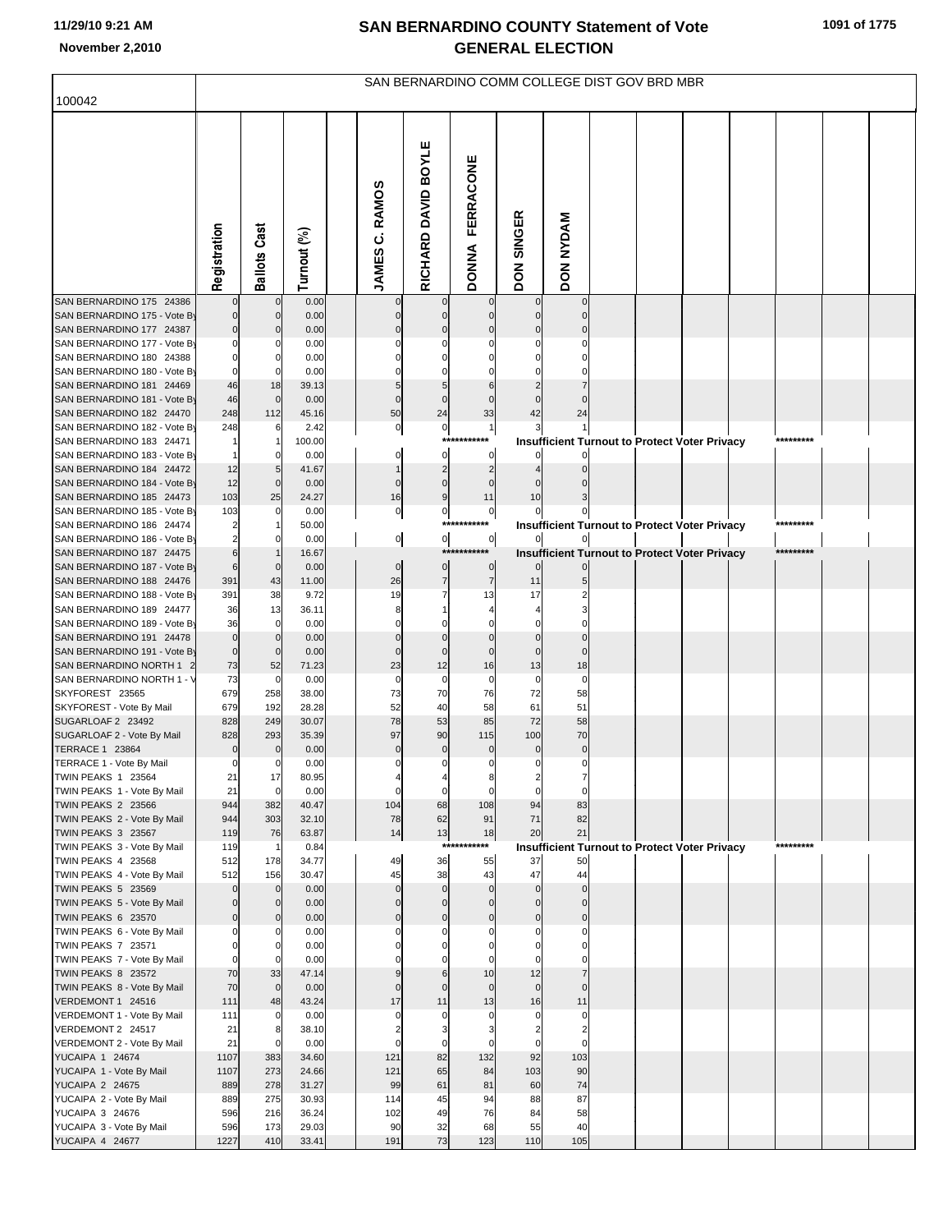# SAN BERNARDINO COUNTY Statement of Vote
## GENERAL ELECTION

100042

SAN BERNARDINO COMM COLLEGE DIST GOV BRD MBR

| | Registration | Ballots Cast | Turnout (%) | | JAMES C. RAMOS | RICHARD DAVID BOYLE | DONNA FERRACONE | DON SINGER | DON NYDAM |
|---|---|---|---|---|---|---|---|---|---|
| SAN BERNARDINO 175 24386 | 0 | 0 | 0.00 | | 0 | 0 | 0 | 0 | 0 |
| SAN BERNARDINO 175 - Vote By | 0 | 0 | 0.00 | | 0 | 0 | 0 | 0 | 0 |
| SAN BERNARDINO 177 24387 | 0 | 0 | 0.00 | | 0 | 0 | 0 | 0 | 0 |
| SAN BERNARDINO 177 - Vote By | 0 | 0 | 0.00 | | 0 | 0 | 0 | 0 | 0 |
| SAN BERNARDINO 180 24388 | 0 | 0 | 0.00 | | 0 | 0 | 0 | 0 | 0 |
| SAN BERNARDINO 180 - Vote By | 0 | 0 | 0.00 | | 0 | 0 | 0 | 0 | 0 |
| SAN BERNARDINO 181 24469 | 46 | 18 | 39.13 | | 5 | 5 | 6 | 2 | 7 |
| SAN BERNARDINO 181 - Vote By | 46 | 0 | 0.00 | | 0 | 0 | 0 | 0 | 0 |
| SAN BERNARDINO 182 24470 | 248 | 112 | 45.16 | | 50 | 24 | 33 | 42 | 24 |
| SAN BERNARDINO 182 - Vote By | 248 | 6 | 2.42 | | 0 | 0 | 1 | 3 | 1 |
| SAN BERNARDINO 183 24471 | 1 | 1 | 100.00 | | *********** Insufficient Turnout to Protect Voter Privacy ********* | | | | |
| SAN BERNARDINO 183 - Vote By | 1 | 0 | 0.00 | | 0 | 0 | 0 | 0 | 0 |
| SAN BERNARDINO 184 24472 | 12 | 5 | 41.67 | | 1 | 2 | 2 | 4 | 0 |
| SAN BERNARDINO 184 - Vote By | 12 | 0 | 0.00 | | 0 | 0 | 0 | 0 | 0 |
| SAN BERNARDINO 185 24473 | 103 | 25 | 24.27 | | 16 | 9 | 11 | 10 | 3 |
| SAN BERNARDINO 185 - Vote By | 103 | 0 | 0.00 | | 0 | 0 | 0 | 0 | 0 |
| SAN BERNARDINO 186 24474 | 2 | 1 | 50.00 | | *********** Insufficient Turnout to Protect Voter Privacy ********* | | | | |
| SAN BERNARDINO 186 - Vote By | 2 | 0 | 0.00 | | 0 | 0 | 0 | 0 | 0 |
| SAN BERNARDINO 187 24475 | 6 | 1 | 16.67 | | *********** Insufficient Turnout to Protect Voter Privacy ********* | | | | |
| SAN BERNARDINO 187 - Vote By | 6 | 0 | 0.00 | | 0 | 0 | 0 | 0 | 0 |
| SAN BERNARDINO 188 24476 | 391 | 43 | 11.00 | | 26 | 7 | 7 | 11 | 5 |
| SAN BERNARDINO 188 - Vote By | 391 | 38 | 9.72 | | 19 | 7 | 13 | 17 | 2 |
| SAN BERNARDINO 189 24477 | 36 | 13 | 36.11 | | 8 | 1 | 4 | 4 | 3 |
| SAN BERNARDINO 189 - Vote By | 36 | 0 | 0.00 | | 0 | 0 | 0 | 0 | 0 |
| SAN BERNARDINO 191 24478 | 0 | 0 | 0.00 | | 0 | 0 | 0 | 0 | 0 |
| SAN BERNARDINO 191 - Vote By | 0 | 0 | 0.00 | | 0 | 0 | 0 | 0 | 0 |
| SAN BERNARDINO NORTH 1 2 | 73 | 52 | 71.23 | | 23 | 12 | 16 | 13 | 18 |
| SAN BERNARDINO NORTH 1 - V | 73 | 0 | 0.00 | | 0 | 0 | 0 | 0 | 0 |
| SKYFOREST 23565 | 679 | 258 | 38.00 | | 73 | 70 | 76 | 72 | 58 |
| SKYFOREST - Vote By Mail | 679 | 192 | 28.28 | | 52 | 40 | 58 | 61 | 51 |
| SUGARLOAF 2 23492 | 828 | 249 | 30.07 | | 78 | 53 | 85 | 72 | 58 |
| SUGARLOAF 2 - Vote By Mail | 828 | 293 | 35.39 | | 97 | 90 | 115 | 100 | 70 |
| TERRACE 1 23864 | 0 | 0 | 0.00 | | 0 | 0 | 0 | 0 | 0 |
| TERRACE 1 - Vote By Mail | 0 | 0 | 0.00 | | 0 | 0 | 0 | 0 | 0 |
| TWIN PEAKS 1 23564 | 21 | 17 | 80.95 | | 4 | 4 | 8 | 2 | 7 |
| TWIN PEAKS 1 - Vote By Mail | 21 | 0 | 0.00 | | 0 | 0 | 0 | 0 | 0 |
| TWIN PEAKS 2 23566 | 944 | 382 | 40.47 | | 104 | 68 | 108 | 94 | 83 |
| TWIN PEAKS 2 - Vote By Mail | 944 | 303 | 32.10 | | 78 | 62 | 91 | 71 | 82 |
| TWIN PEAKS 3 23567 | 119 | 76 | 63.87 | | 14 | 13 | 18 | 20 | 21 |
| TWIN PEAKS 3 - Vote By Mail | 119 | 1 | 0.84 | | *********** Insufficient Turnout to Protect Voter Privacy ********* | | | | |
| TWIN PEAKS 4 23568 | 512 | 178 | 34.77 | | 49 | 36 | 55 | 37 | 50 |
| TWIN PEAKS 4 - Vote By Mail | 512 | 156 | 30.47 | | 45 | 38 | 43 | 47 | 44 |
| TWIN PEAKS 5 23569 | 0 | 0 | 0.00 | | 0 | 0 | 0 | 0 | 0 |
| TWIN PEAKS 5 - Vote By Mail | 0 | 0 | 0.00 | | 0 | 0 | 0 | 0 | 0 |
| TWIN PEAKS 6 23570 | 0 | 0 | 0.00 | | 0 | 0 | 0 | 0 | 0 |
| TWIN PEAKS 6 - Vote By Mail | 0 | 0 | 0.00 | | 0 | 0 | 0 | 0 | 0 |
| TWIN PEAKS 7 23571 | 0 | 0 | 0.00 | | 0 | 0 | 0 | 0 | 0 |
| TWIN PEAKS 7 - Vote By Mail | 0 | 0 | 0.00 | | 0 | 0 | 0 | 0 | 0 |
| TWIN PEAKS 8 23572 | 70 | 33 | 47.14 | | 9 | 6 | 10 | 12 | 7 |
| TWIN PEAKS 8 - Vote By Mail | 70 | 0 | 0.00 | | 0 | 0 | 0 | 0 | 0 |
| VERDEMONT 1 24516 | 111 | 48 | 43.24 | | 17 | 11 | 13 | 16 | 11 |
| VERDEMONT 1 - Vote By Mail | 111 | 0 | 0.00 | | 0 | 0 | 0 | 0 | 0 |
| VERDEMONT 2 24517 | 21 | 8 | 38.10 | | 2 | 3 | 3 | 2 | 2 |
| VERDEMONT 2 - Vote By Mail | 21 | 0 | 0.00 | | 0 | 0 | 0 | 0 | 0 |
| YUCAIPA 1 24674 | 1107 | 383 | 34.60 | | 121 | 82 | 132 | 92 | 103 |
| YUCAIPA 1 - Vote By Mail | 1107 | 273 | 24.66 | | 121 | 65 | 84 | 103 | 90 |
| YUCAIPA 2 24675 | 889 | 278 | 31.27 | | 99 | 61 | 81 | 60 | 74 |
| YUCAIPA 2 - Vote By Mail | 889 | 275 | 30.93 | | 114 | 45 | 94 | 88 | 87 |
| YUCAIPA 3 24676 | 596 | 216 | 36.24 | | 102 | 49 | 76 | 84 | 58 |
| YUCAIPA 3 - Vote By Mail | 596 | 173 | 29.03 | | 90 | 32 | 68 | 55 | 40 |
| YUCAIPA 4 24677 | 1227 | 410 | 33.41 | | 191 | 73 | 123 | 110 | 105 |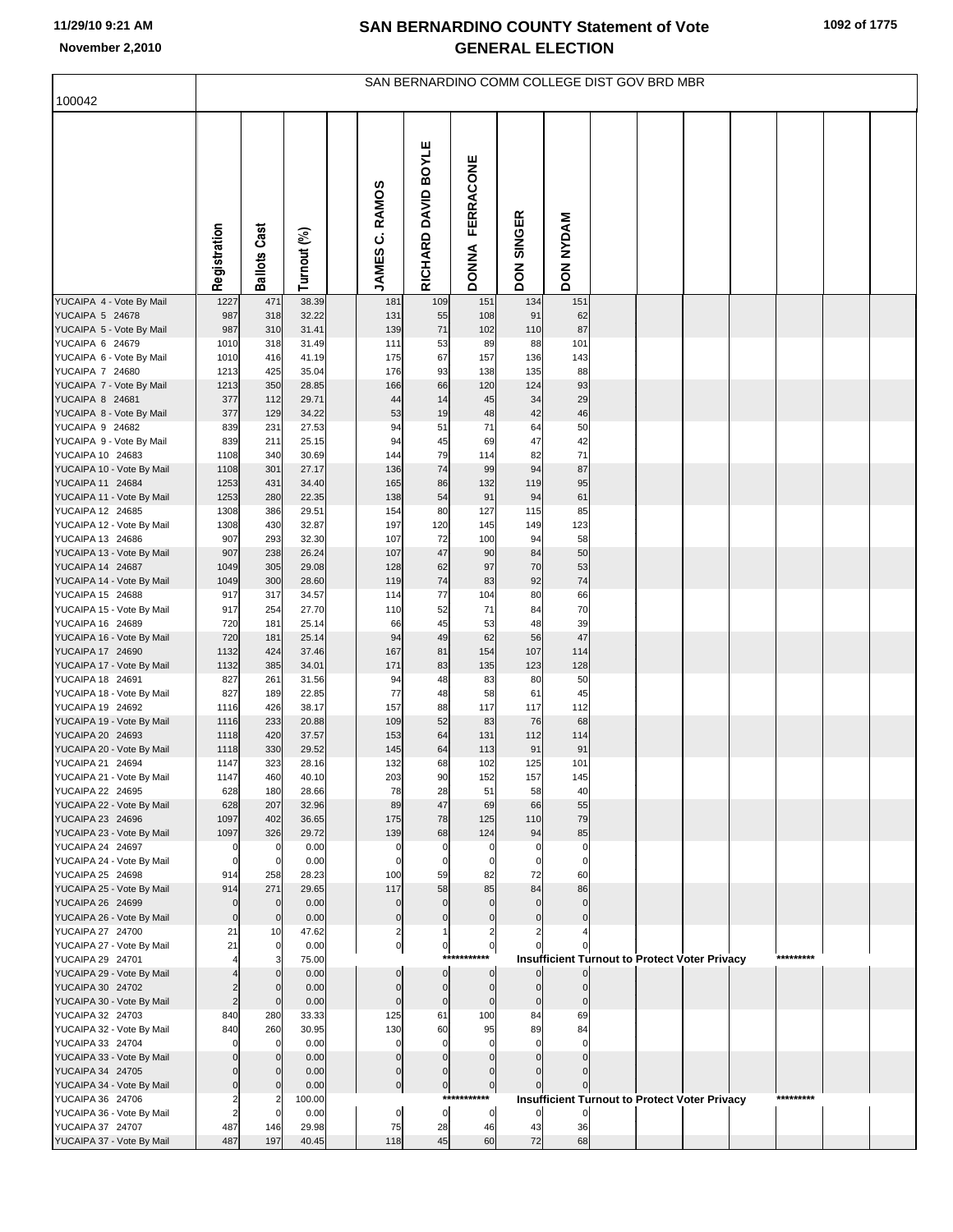# SAN BERNARDINO COUNTY Statement of Vote
## GENERAL ELECTION

11/29/10 9:21 AM
November 2,2010

SAN BERNARDINO COMM COLLEGE DIST GOV BRD MBR

100042

| | Registration | Ballots Cast | Turnout (%) | | JAMES C. RAMOS | RICHARD DAVID BOYLE | DONNA FERRACONE | DON SINGER | DON NYDAM |
|---|---|---|---|---|---|---|---|---|---|
| YUCAIPA 4 - Vote By Mail | 1227 | 471 | 38.39 | | 181 | 109 | 151 | 134 | 151 |
| YUCAIPA 5 24678 | 987 | 318 | 32.22 | | 131 | 55 | 108 | 91 | 62 |
| YUCAIPA 5 - Vote By Mail | 987 | 310 | 31.41 | | 139 | 71 | 102 | 110 | 87 |
| YUCAIPA 6 24679 | 1010 | 318 | 31.49 | | 111 | 53 | 89 | 88 | 101 |
| YUCAIPA 6 - Vote By Mail | 1010 | 416 | 41.19 | | 175 | 67 | 157 | 136 | 143 |
| YUCAIPA 7 24680 | 1213 | 425 | 35.04 | | 176 | 93 | 138 | 135 | 88 |
| YUCAIPA 7 - Vote By Mail | 1213 | 350 | 28.85 | | 166 | 66 | 120 | 124 | 93 |
| YUCAIPA 8 24681 | 377 | 112 | 29.71 | | 44 | 14 | 45 | 34 | 29 |
| YUCAIPA 8 - Vote By Mail | 377 | 129 | 34.22 | | 53 | 19 | 48 | 42 | 46 |
| YUCAIPA 9 24682 | 839 | 231 | 27.53 | | 94 | 51 | 71 | 64 | 50 |
| YUCAIPA 9 - Vote By Mail | 839 | 211 | 25.15 | | 94 | 45 | 69 | 47 | 42 |
| YUCAIPA 10 24683 | 1108 | 340 | 30.69 | | 144 | 79 | 114 | 82 | 71 |
| YUCAIPA 10 - Vote By Mail | 1108 | 301 | 27.17 | | 136 | 74 | 99 | 94 | 87 |
| YUCAIPA 11 24684 | 1253 | 431 | 34.40 | | 165 | 86 | 132 | 119 | 95 |
| YUCAIPA 11 - Vote By Mail | 1253 | 280 | 22.35 | | 138 | 54 | 91 | 94 | 61 |
| YUCAIPA 12 24685 | 1308 | 386 | 29.51 | | 154 | 80 | 127 | 115 | 85 |
| YUCAIPA 12 - Vote By Mail | 1308 | 430 | 32.87 | | 197 | 120 | 145 | 149 | 123 |
| YUCAIPA 13 24686 | 907 | 293 | 32.30 | | 107 | 72 | 100 | 94 | 58 |
| YUCAIPA 13 - Vote By Mail | 907 | 238 | 26.24 | | 107 | 47 | 90 | 84 | 50 |
| YUCAIPA 14 24687 | 1049 | 305 | 29.08 | | 128 | 62 | 97 | 70 | 53 |
| YUCAIPA 14 - Vote By Mail | 1049 | 300 | 28.60 | | 119 | 74 | 83 | 92 | 74 |
| YUCAIPA 15 24688 | 917 | 317 | 34.57 | | 114 | 77 | 104 | 80 | 66 |
| YUCAIPA 15 - Vote By Mail | 917 | 254 | 27.70 | | 110 | 52 | 71 | 84 | 70 |
| YUCAIPA 16 24689 | 720 | 181 | 25.14 | | 66 | 45 | 53 | 48 | 39 |
| YUCAIPA 16 - Vote By Mail | 720 | 181 | 25.14 | | 94 | 49 | 62 | 56 | 47 |
| YUCAIPA 17 24690 | 1132 | 424 | 37.46 | | 167 | 81 | 154 | 107 | 114 |
| YUCAIPA 17 - Vote By Mail | 1132 | 385 | 34.01 | | 171 | 83 | 135 | 123 | 128 |
| YUCAIPA 18 24691 | 827 | 261 | 31.56 | | 94 | 48 | 83 | 80 | 50 |
| YUCAIPA 18 - Vote By Mail | 827 | 189 | 22.85 | | 77 | 48 | 58 | 61 | 45 |
| YUCAIPA 19 24692 | 1116 | 426 | 38.17 | | 157 | 88 | 117 | 117 | 112 |
| YUCAIPA 19 - Vote By Mail | 1116 | 233 | 20.88 | | 109 | 52 | 83 | 76 | 68 |
| YUCAIPA 20 24693 | 1118 | 420 | 37.57 | | 153 | 64 | 131 | 112 | 114 |
| YUCAIPA 20 - Vote By Mail | 1118 | 330 | 29.52 | | 145 | 64 | 113 | 91 | 91 |
| YUCAIPA 21 24694 | 1147 | 323 | 28.16 | | 132 | 68 | 102 | 125 | 101 |
| YUCAIPA 21 - Vote By Mail | 1147 | 460 | 40.10 | | 203 | 90 | 152 | 157 | 145 |
| YUCAIPA 22 24695 | 628 | 180 | 28.66 | | 78 | 28 | 51 | 58 | 40 |
| YUCAIPA 22 - Vote By Mail | 628 | 207 | 32.96 | | 89 | 47 | 69 | 66 | 55 |
| YUCAIPA 23 24696 | 1097 | 402 | 36.65 | | 175 | 78 | 125 | 110 | 79 |
| YUCAIPA 23 - Vote By Mail | 1097 | 326 | 29.72 | | 139 | 68 | 124 | 94 | 85 |
| YUCAIPA 24 24697 | 0 | 0 | 0.00 | | 0 | 0 | 0 | 0 | 0 |
| YUCAIPA 24 - Vote By Mail | 0 | 0 | 0.00 | | 0 | 0 | 0 | 0 | 0 |
| YUCAIPA 25 24698 | 914 | 258 | 28.23 | | 100 | 59 | 82 | 72 | 60 |
| YUCAIPA 25 - Vote By Mail | 914 | 271 | 29.65 | | 117 | 58 | 85 | 84 | 86 |
| YUCAIPA 26 24699 | 0 | 0 | 0.00 | | 0 | 0 | 0 | 0 | 0 |
| YUCAIPA 26 - Vote By Mail | 0 | 0 | 0.00 | | 0 | 0 | 0 | 0 | 0 |
| YUCAIPA 27 24700 | 21 | 10 | 47.62 | | 2 | 1 | 2 | 2 | 4 |
| YUCAIPA 27 - Vote By Mail | 21 | 0 | 0.00 | | 0 | 0 | 0 | 0 | 0 |
| YUCAIPA 29 24701 | 4 | 3 | 75.00 | | | | *********** | Insufficient Turnout to Protect Voter Privacy | ********* |
| YUCAIPA 29 - Vote By Mail | 4 | 0 | 0.00 | | 0 | 0 | 0 | 0 | 0 |
| YUCAIPA 30 24702 | 2 | 0 | 0.00 | | 0 | 0 | 0 | 0 | 0 |
| YUCAIPA 30 - Vote By Mail | 2 | 0 | 0.00 | | 0 | 0 | 0 | 0 | 0 |
| YUCAIPA 32 24703 | 840 | 280 | 33.33 | | 125 | 61 | 100 | 84 | 69 |
| YUCAIPA 32 - Vote By Mail | 840 | 260 | 30.95 | | 130 | 60 | 95 | 89 | 84 |
| YUCAIPA 33 24704 | 0 | 0 | 0.00 | | 0 | 0 | 0 | 0 | 0 |
| YUCAIPA 33 - Vote By Mail | 0 | 0 | 0.00 | | 0 | 0 | 0 | 0 | 0 |
| YUCAIPA 34 24705 | 0 | 0 | 0.00 | | 0 | 0 | 0 | 0 | 0 |
| YUCAIPA 34 - Vote By Mail | 0 | 0 | 0.00 | | 0 | 0 | 0 | 0 | 0 |
| YUCAIPA 36 24706 | 2 | 2 | 100.00 | | | | *********** | Insufficient Turnout to Protect Voter Privacy | ********* |
| YUCAIPA 36 - Vote By Mail | 2 | 0 | 0.00 | | 0 | 0 | 0 | 0 | 0 |
| YUCAIPA 37 24707 | 487 | 146 | 29.98 | | 75 | 28 | 46 | 43 | 36 |
| YUCAIPA 37 - Vote By Mail | 487 | 197 | 40.45 | | 118 | 45 | 60 | 72 | 68 |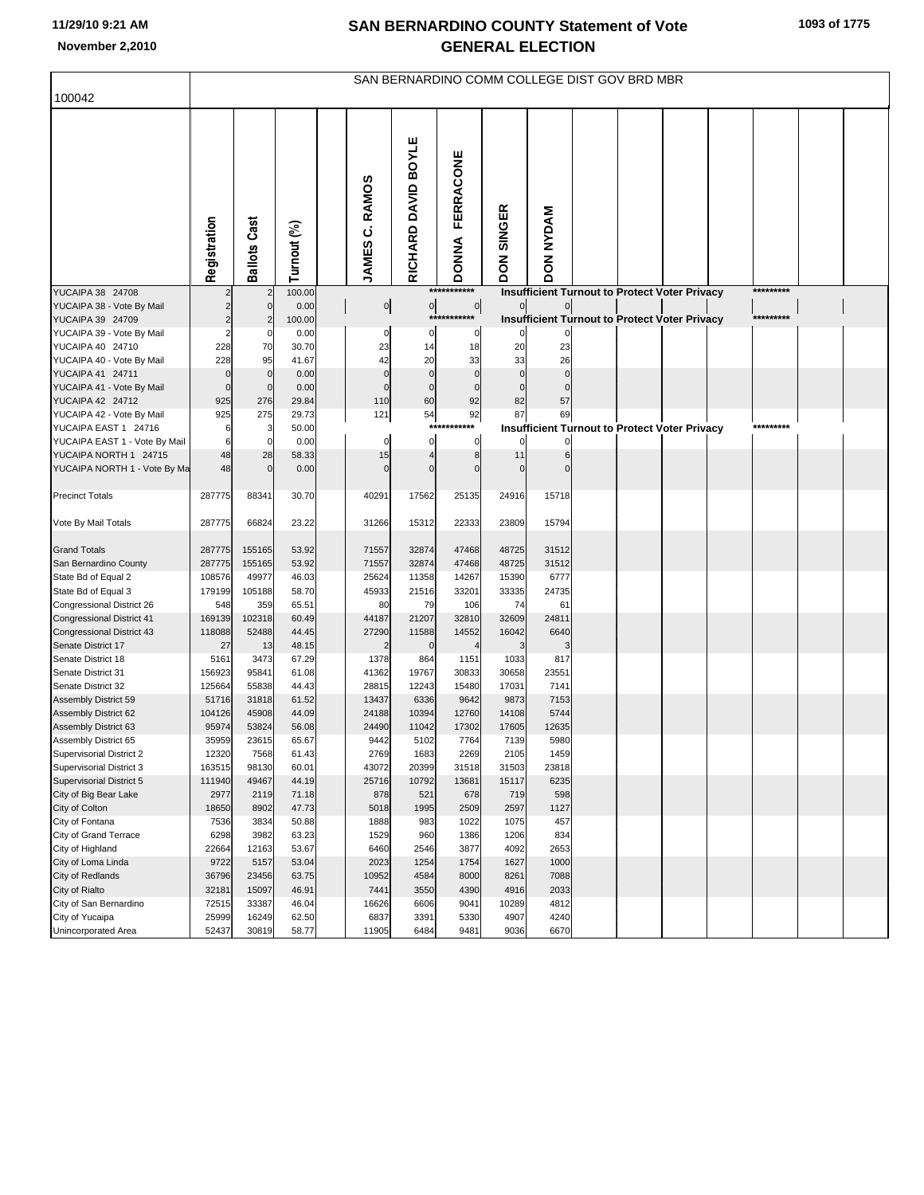# SAN BERNARDINO COUNTY Statement of Vote
## GENERAL ELECTION

November 2,2010

### SAN BERNARDINO COMM COLLEGE DIST GOV BRD MBR

100042

| | Registration | Ballots Cast | Turnout (%) | JAMES C. RAMOS | RICHARD DAVID BOYLE | DONNA FERRACONE | DON SINGER | DON NYDAM |
|---|---|---|---|---|---|---|---|---|
| YUCAIPA 38 24708 | 2 | 2 | 100.00 | *********** Insufficient Turnout to Protect Voter Privacy ********* | | | | |
| YUCAIPA 38 - Vote By Mail | 2 | 0 | 0.00 | 0 | 0 | 0 | 0 | 0 |
| YUCAIPA 39 24709 | 2 | 2 | 100.00 | *********** Insufficient Turnout to Protect Voter Privacy ********* | | | | |
| YUCAIPA 39 - Vote By Mail | 2 | 0 | 0.00 | 0 | 0 | 0 | 0 | 0 |
| YUCAIPA 40 24710 | 228 | 70 | 30.70 | 23 | 14 | 18 | 20 | 23 |
| YUCAIPA 40 - Vote By Mail | 228 | 95 | 41.67 | 42 | 20 | 33 | 33 | 26 |
| YUCAIPA 41 24711 | 0 | 0 | 0.00 | 0 | 0 | 0 | 0 | 0 |
| YUCAIPA 41 - Vote By Mail | 0 | 0 | 0.00 | 0 | 0 | 0 | 0 | 0 |
| YUCAIPA 42 24712 | 925 | 276 | 29.84 | 110 | 60 | 92 | 82 | 57 |
| YUCAIPA 42 - Vote By Mail | 925 | 275 | 29.73 | 121 | 54 | 92 | 87 | 69 |
| YUCAIPA EAST 1 24716 | 6 | 3 | 50.00 | *********** Insufficient Turnout to Protect Voter Privacy ********* | | | | |
| YUCAIPA EAST 1 - Vote By Mail | 6 | 0 | 0.00 | 0 | 0 | 0 | 0 | 0 |
| YUCAIPA NORTH 1 24715 | 48 | 28 | 58.33 | 15 | 4 | 8 | 11 | 6 |
| YUCAIPA NORTH 1 - Vote By Ma | 48 | 0 | 0.00 | 0 | 0 | 0 | 0 | 0 |
| Precinct Totals | 287775 | 88341 | 30.70 | 40291 | 17562 | 25135 | 24916 | 15718 |
| Vote By Mail Totals | 287775 | 66824 | 23.22 | 31266 | 15312 | 22333 | 23809 | 15794 |
| Grand Totals | 287775 | 155165 | 53.92 | 71557 | 32874 | 47468 | 48725 | 31512 |
| San Bernardino County | 287775 | 155165 | 53.92 | 71557 | 32874 | 47468 | 48725 | 31512 |
| State Bd of Equal 2 | 108576 | 49977 | 46.03 | 25624 | 11358 | 14267 | 15390 | 6777 |
| State Bd of Equal 3 | 179199 | 105188 | 58.70 | 45933 | 21516 | 33201 | 33335 | 24735 |
| Congressional District 26 | 548 | 359 | 65.51 | 80 | 79 | 106 | 74 | 61 |
| Congressional District 41 | 169139 | 102318 | 60.49 | 44187 | 21207 | 32810 | 32609 | 24811 |
| Congressional District 43 | 118088 | 52488 | 44.45 | 27290 | 11588 | 14552 | 16042 | 6640 |
| Senate District 17 | 27 | 13 | 48.15 | 2 | 0 | 4 | 3 | 3 |
| Senate District 18 | 5161 | 3473 | 67.29 | 1378 | 864 | 1151 | 1033 | 817 |
| Senate District 31 | 156923 | 95841 | 61.08 | 41362 | 19767 | 30833 | 30658 | 23551 |
| Senate District 32 | 125664 | 55838 | 44.43 | 28815 | 12243 | 15480 | 17031 | 7141 |
| Assembly District 59 | 51716 | 31818 | 61.52 | 13437 | 6336 | 9642 | 9873 | 7153 |
| Assembly District 62 | 104126 | 45908 | 44.09 | 24188 | 10394 | 12760 | 14108 | 5744 |
| Assembly District 63 | 95974 | 53824 | 56.08 | 24490 | 11042 | 17302 | 17605 | 12635 |
| Assembly District 65 | 35959 | 23615 | 65.67 | 9442 | 5102 | 7764 | 7139 | 5980 |
| Supervisorial District 2 | 12320 | 7568 | 61.43 | 2769 | 1683 | 2269 | 2105 | 1459 |
| Supervisorial District 3 | 163515 | 98130 | 60.01 | 43072 | 20399 | 31518 | 31503 | 23818 |
| Supervisorial District 5 | 111940 | 49467 | 44.19 | 25716 | 10792 | 13681 | 15117 | 6235 |
| City of Big Bear Lake | 2977 | 2119 | 71.18 | 878 | 521 | 678 | 719 | 598 |
| City of Colton | 18650 | 8902 | 47.73 | 5018 | 1995 | 2509 | 2597 | 1127 |
| City of Fontana | 7536 | 3834 | 50.88 | 1888 | 983 | 1022 | 1075 | 457 |
| City of Grand Terrace | 6298 | 3982 | 63.23 | 1529 | 960 | 1386 | 1206 | 834 |
| City of Highland | 22664 | 12163 | 53.67 | 6460 | 2546 | 3877 | 4092 | 2653 |
| City of Loma Linda | 9722 | 5157 | 53.04 | 2023 | 1254 | 1754 | 1627 | 1000 |
| City of Redlands | 36796 | 23456 | 63.75 | 10952 | 4584 | 8000 | 8261 | 7088 |
| City of Rialto | 32181 | 15097 | 46.91 | 7441 | 3550 | 4390 | 4916 | 2033 |
| City of San Bernardino | 72515 | 33387 | 46.04 | 16626 | 6606 | 9041 | 10289 | 4812 |
| City of Yucaipa | 25999 | 16249 | 62.50 | 6837 | 3391 | 5330 | 4907 | 4240 |
| Unincorporated Area | 52437 | 30819 | 58.77 | 11905 | 6484 | 9481 | 9036 | 6670 |